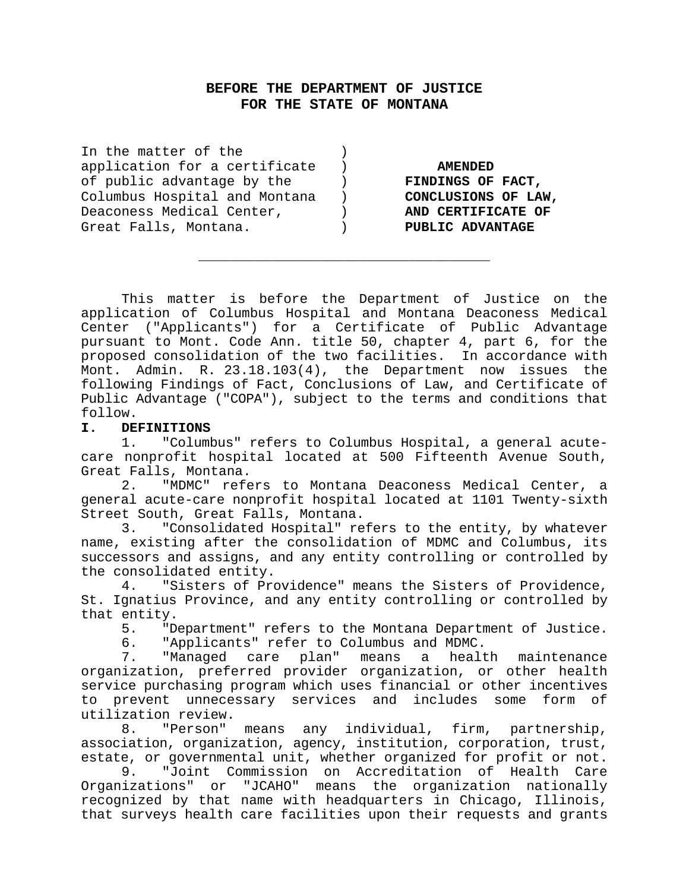# BEFORE THE DEPARTMENT OF JUSTICE
# FOR THE STATE OF MONTANA

| | | |
|---|---|---|
| In the matter of the application for a certificate of public advantage by the Columbus Hospital and Montana Deaconess Medical Center, Great Falls, Montana. | ) | **AMENDED FINDINGS OF FACT, CONCLUSIONS OF LAW, AND CERTIFICATE OF PUBLIC ADVANTAGE** |

---

This matter is before the Department of Justice on the application of Columbus Hospital and Montana Deaconess Medical Center ("Applicants") for a Certificate of Public Advantage pursuant to Mont. Code Ann. title 50, chapter 4, part 6, for the proposed consolidation of the two facilities. In accordance with Mont. Admin. R. 23.18.103(4), the Department now issues the following Findings of Fact, Conclusions of Law, and Certificate of Public Advantage ("COPA"), subject to the terms and conditions that follow.

## I. DEFINITIONS

1. "Columbus" refers to Columbus Hospital, a general acute-care nonprofit hospital located at 500 Fifteenth Avenue South, Great Falls, Montana.

2. "MDMC" refers to Montana Deaconess Medical Center, a general acute-care nonprofit hospital located at 1101 Twenty-sixth Street South, Great Falls, Montana.

3. "Consolidated Hospital" refers to the entity, by whatever name, existing after the consolidation of MDMC and Columbus, its successors and assigns, and any entity controlling or controlled by the consolidated entity.

4. "Sisters of Providence" means the Sisters of Providence, St. Ignatius Province, and any entity controlling or controlled by that entity.

5. "Department" refers to the Montana Department of Justice.

6. "Applicants" refer to Columbus and MDMC.

7. "Managed care plan" means a health maintenance organization, preferred provider organization, or other health service purchasing program which uses financial or other incentives to prevent unnecessary services and includes some form of utilization review.

8. "Person" means any individual, firm, partnership, association, organization, agency, institution, corporation, trust, estate, or governmental unit, whether organized for profit or not.

9. "Joint Commission on Accreditation of Health Care Organizations" or "JCAHO" means the organization nationally recognized by that name with headquarters in Chicago, Illinois, that surveys health care facilities upon their requests and grants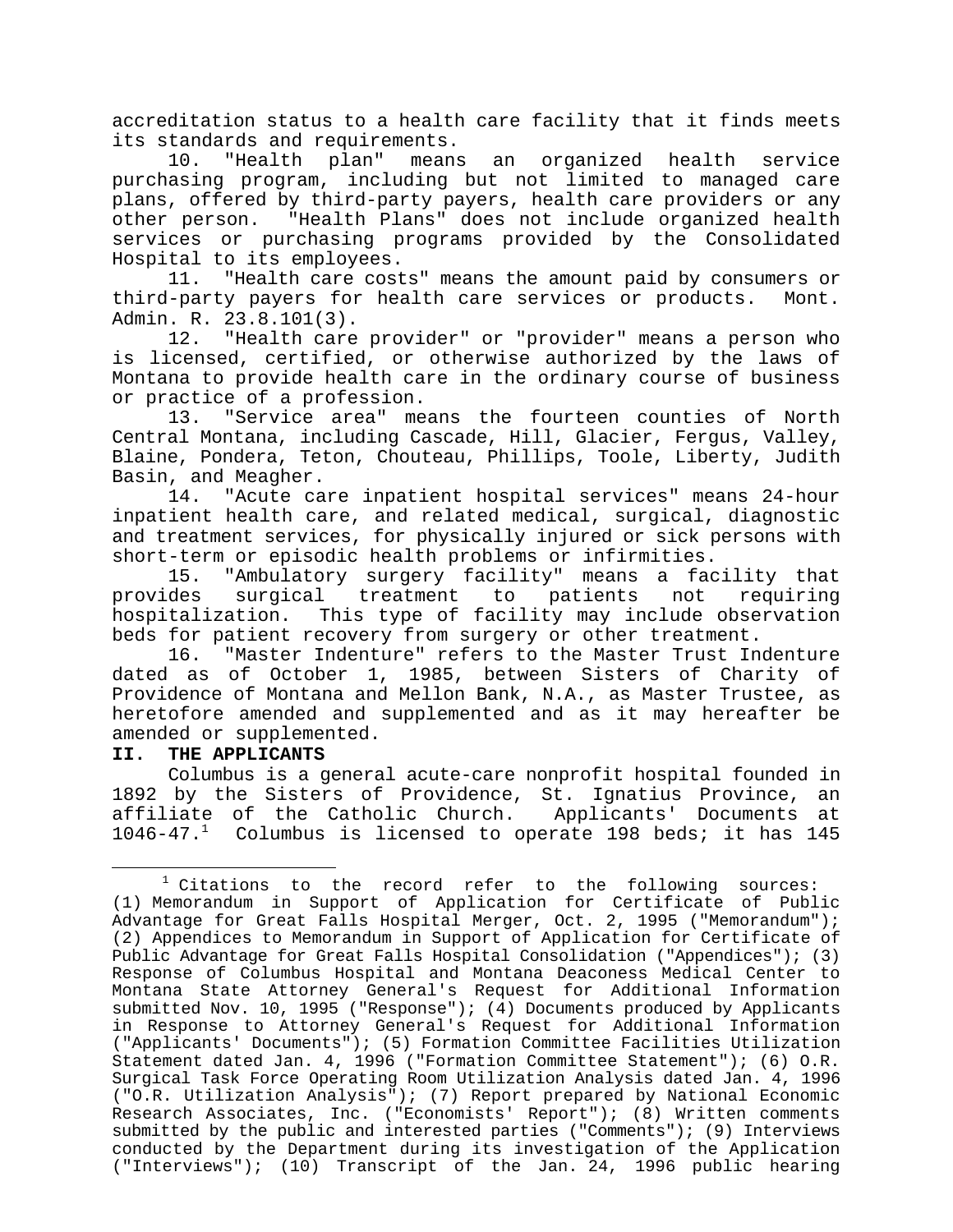accreditation status to a health care facility that it finds meets its standards and requirements.

10. "Health plan" means an organized health service purchasing program, including but not limited to managed care plans, offered by third-party payers, health care providers or any other person. "Health Plans" does not include organized health services or purchasing programs provided by the Consolidated Hospital to its employees.

11. "Health care costs" means the amount paid by consumers or third-party payers for health care services or products. Mont. Admin. R. 23.8.101(3).

12. "Health care provider" or "provider" means a person who is licensed, certified, or otherwise authorized by the laws of Montana to provide health care in the ordinary course of business or practice of a profession.

13. "Service area" means the fourteen counties of North Central Montana, including Cascade, Hill, Glacier, Fergus, Valley, Blaine, Pondera, Teton, Chouteau, Phillips, Toole, Liberty, Judith Basin, and Meagher.

14. "Acute care inpatient hospital services" means 24-hour inpatient health care, and related medical, surgical, diagnostic and treatment services, for physically injured or sick persons with short-term or episodic health problems or infirmities.

15. "Ambulatory surgery facility" means a facility that provides surgical treatment to patients not requiring hospitalization. This type of facility may include observation beds for patient recovery from surgery or other treatment.

16. "Master Indenture" refers to the Master Trust Indenture dated as of October 1, 1985, between Sisters of Charity of Providence of Montana and Mellon Bank, N.A., as Master Trustee, as heretofore amended and supplemented and as it may hereafter be amended or supplemented.

## II. THE APPLICANTS

Columbus is a general acute-care nonprofit hospital founded in 1892 by the Sisters of Providence, St. Ignatius Province, an affiliate of the Catholic Church. Applicants' Documents at 1046-47.[1] Columbus is licensed to operate 198 beds; it has 145

[1] Citations to the record refer to the following sources: (1) Memorandum in Support of Application for Certificate of Public Advantage for Great Falls Hospital Merger, Oct. 2, 1995 ("Memorandum"); (2) Appendices to Memorandum in Support of Application for Certificate of Public Advantage for Great Falls Hospital Consolidation ("Appendices"); (3) Response of Columbus Hospital and Montana Deaconess Medical Center to Montana State Attorney General's Request for Additional Information submitted Nov. 10, 1995 ("Response"); (4) Documents produced by Applicants in Response to Attorney General's Request for Additional Information ("Applicants' Documents"); (5) Formation Committee Facilities Utilization Statement dated Jan. 4, 1996 ("Formation Committee Statement"); (6) O.R. Surgical Task Force Operating Room Utilization Analysis dated Jan. 4, 1996 ("O.R. Utilization Analysis"); (7) Report prepared by National Economic Research Associates, Inc. ("Economists' Report"); (8) Written comments submitted by the public and interested parties ("Comments"); (9) Interviews conducted by the Department during its investigation of the Application ("Interviews"); (10) Transcript of the Jan. 24, 1996 public hearing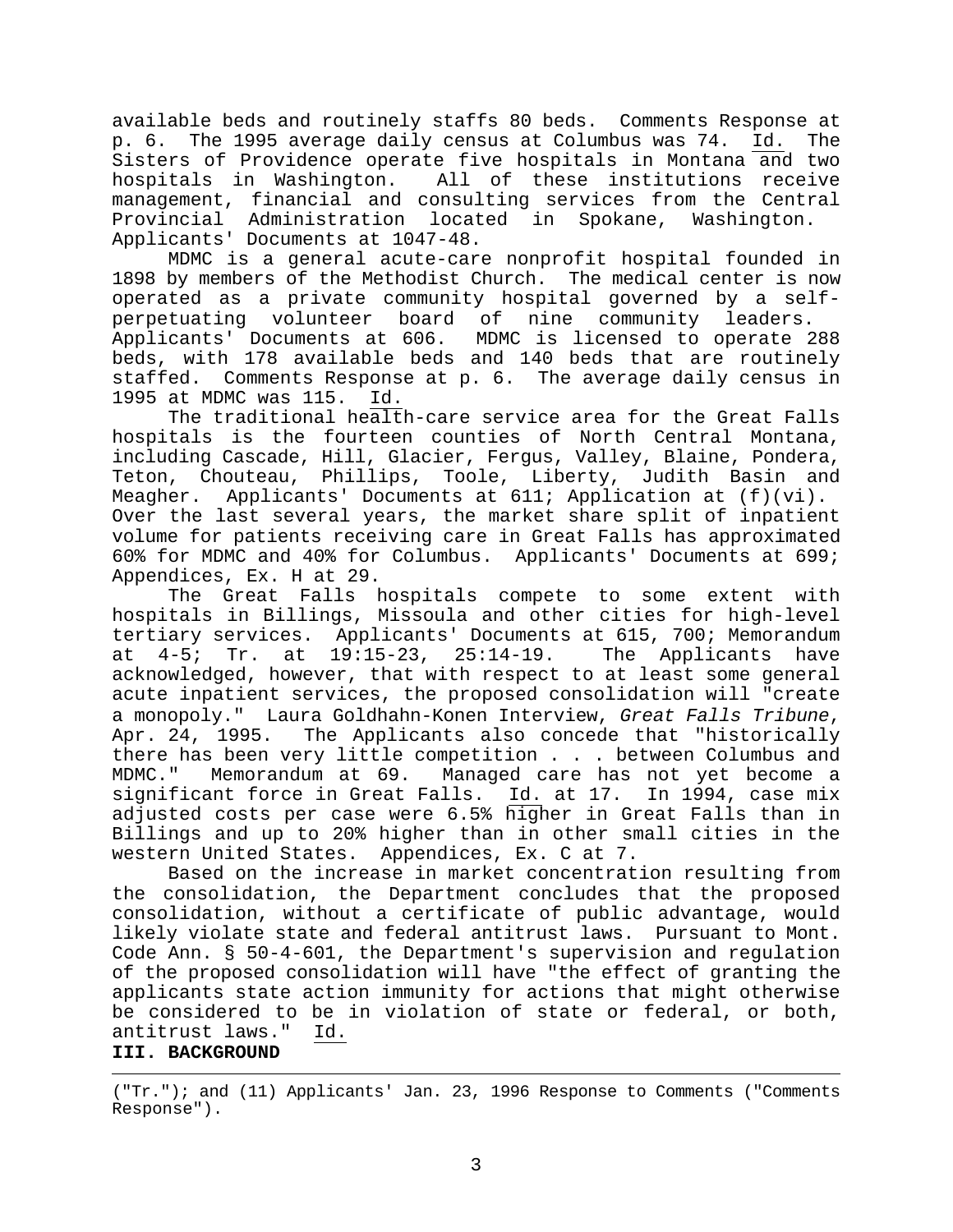available beds and routinely staffs 80 beds. Comments Response at p. 6. The 1995 average daily census at Columbus was 74. Id. The Sisters of Providence operate five hospitals in Montana and two hospitals in Washington. All of these institutions receive management, financial and consulting services from the Central Provincial Administration located in Spokane, Washington. Applicants' Documents at 1047-48.

MDMC is a general acute-care nonprofit hospital founded in 1898 by members of the Methodist Church. The medical center is now operated as a private community hospital governed by a self-perpetuating volunteer board of nine community leaders. Applicants' Documents at 606. MDMC is licensed to operate 288 beds, with 178 available beds and 140 beds that are routinely staffed. Comments Response at p. 6. The average daily census in 1995 at MDMC was 115. Id.

The traditional health-care service area for the Great Falls hospitals is the fourteen counties of North Central Montana, including Cascade, Hill, Glacier, Fergus, Valley, Blaine, Pondera, Teton, Chouteau, Phillips, Toole, Liberty, Judith Basin and Meagher. Applicants' Documents at 611; Application at (f)(vi). Over the last several years, the market share split of inpatient volume for patients receiving care in Great Falls has approximated 60% for MDMC and 40% for Columbus. Applicants' Documents at 699; Appendices, Ex. H at 29.

The Great Falls hospitals compete to some extent with hospitals in Billings, Missoula and other cities for high-level tertiary services. Applicants' Documents at 615, 700; Memorandum at 4-5; Tr. at 19:15-23, 25:14-19. The Applicants have acknowledged, however, that with respect to at least some general acute inpatient services, the proposed consolidation will "create a monopoly." Laura Goldhahn-Konen Interview, *Great Falls Tribune*, Apr. 24, 1995. The Applicants also concede that "historically there has been very little competition . . . between Columbus and MDMC." Memorandum at 69. Managed care has not yet become a significant force in Great Falls. Id. at 17. In 1994, case mix adjusted costs per case were 6.5% higher in Great Falls than in Billings and up to 20% higher than in other small cities in the western United States. Appendices, Ex. C at 7.

Based on the increase in market concentration resulting from the consolidation, the Department concludes that the proposed consolidation, without a certificate of public advantage, would likely violate state and federal antitrust laws. Pursuant to Mont. Code Ann. § 50-4-601, the Department's supervision and regulation of the proposed consolidation will have "the effect of granting the applicants state action immunity for actions that might otherwise be considered to be in violation of state or federal, or both, antitrust laws." Id.

**III. BACKGROUND**

---

("Tr."); and (11) Applicants' Jan. 23, 1996 Response to Comments ("Comments Response").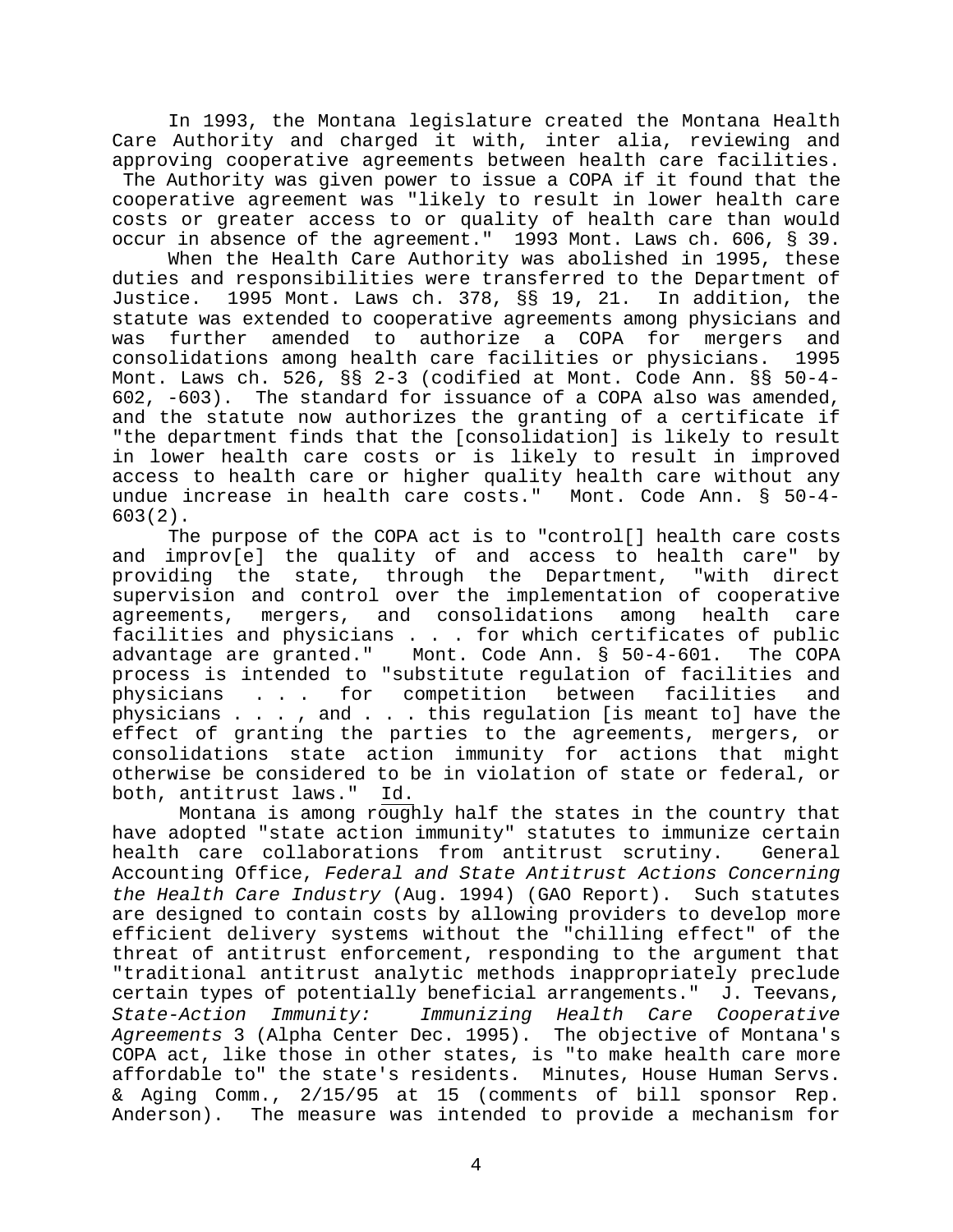In 1993, the Montana legislature created the Montana Health Care Authority and charged it with, inter alia, reviewing and approving cooperative agreements between health care facilities. The Authority was given power to issue a COPA if it found that the cooperative agreement was "likely to result in lower health care costs or greater access to or quality of health care than would occur in absence of the agreement." 1993 Mont. Laws ch. 606, § 39.

When the Health Care Authority was abolished in 1995, these duties and responsibilities were transferred to the Department of Justice. 1995 Mont. Laws ch. 378, §§ 19, 21. In addition, the statute was extended to cooperative agreements among physicians and was further amended to authorize a COPA for mergers and consolidations among health care facilities or physicians. 1995 Mont. Laws ch. 526, §§ 2-3 (codified at Mont. Code Ann. §§ 50-4-602, -603). The standard for issuance of a COPA also was amended, and the statute now authorizes the granting of a certificate if "the department finds that the [consolidation] is likely to result in lower health care costs or is likely to result in improved access to health care or higher quality health care without any undue increase in health care costs." Mont. Code Ann. § 50-4-603(2).

The purpose of the COPA act is to "control[] health care costs and improv[e] the quality of and access to health care" by providing the state, through the Department, "with direct supervision and control over the implementation of cooperative agreements, mergers, and consolidations among health care facilities and physicians . . . for which certificates of public advantage are granted." Mont. Code Ann. § 50-4-601. The COPA process is intended to "substitute regulation of facilities and physicians . . . for competition between facilities and physicians . . . , and . . . this regulation [is meant to] have the effect of granting the parties to the agreements, mergers, or consolidations state action immunity for actions that might otherwise be considered to be in violation of state or federal, or both, antitrust laws." Id.

Montana is among roughly half the states in the country that have adopted "state action immunity" statutes to immunize certain health care collaborations from antitrust scrutiny. General Accounting Office, *Federal and State Antitrust Actions Concerning the Health Care Industry* (Aug. 1994) (GAO Report). Such statutes are designed to contain costs by allowing providers to develop more efficient delivery systems without the "chilling effect" of the threat of antitrust enforcement, responding to the argument that "traditional antitrust analytic methods inappropriately preclude certain types of potentially beneficial arrangements." J. Teevans, *State-Action Immunity: Immunizing Health Care Cooperative Agreements* 3 (Alpha Center Dec. 1995). The objective of Montana's COPA act, like those in other states, is "to make health care more affordable to" the state's residents. Minutes, House Human Servs. & Aging Comm., 2/15/95 at 15 (comments of bill sponsor Rep. Anderson). The measure was intended to provide a mechanism for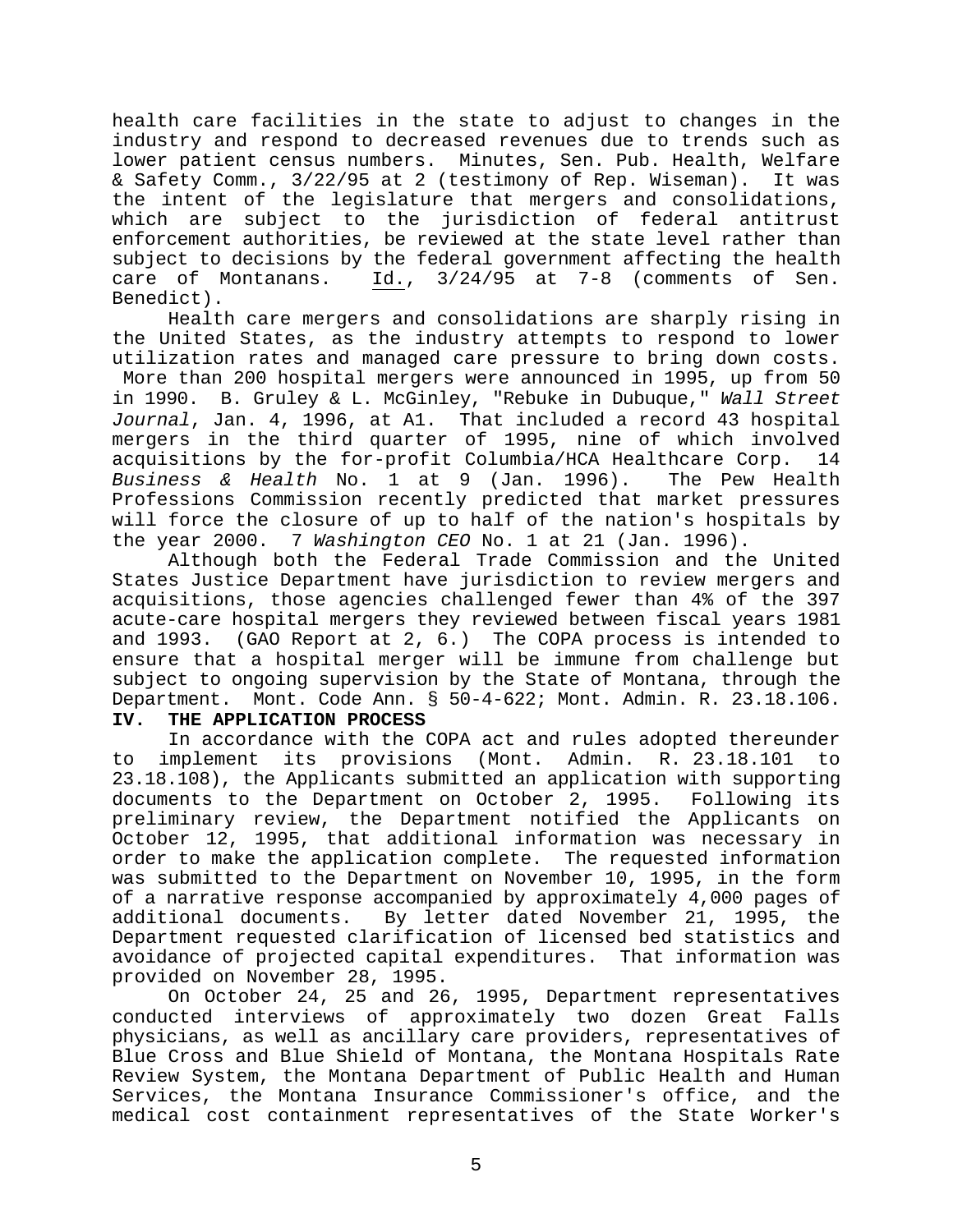health care facilities in the state to adjust to changes in the industry and respond to decreased revenues due to trends such as lower patient census numbers. Minutes, Sen. Pub. Health, Welfare & Safety Comm., 3/22/95 at 2 (testimony of Rep. Wiseman). It was the intent of the legislature that mergers and consolidations, which are subject to the jurisdiction of federal antitrust enforcement authorities, be reviewed at the state level rather than subject to decisions by the federal government affecting the health care of Montanans. Id., 3/24/95 at 7-8 (comments of Sen. Benedict).

Health care mergers and consolidations are sharply rising in the United States, as the industry attempts to respond to lower utilization rates and managed care pressure to bring down costs. More than 200 hospital mergers were announced in 1995, up from 50 in 1990. B. Gruley & L. McGinley, "Rebuke in Dubuque," *Wall Street Journal*, Jan. 4, 1996, at A1. That included a record 43 hospital mergers in the third quarter of 1995, nine of which involved acquisitions by the for-profit Columbia/HCA Healthcare Corp. 14 *Business & Health* No. 1 at 9 (Jan. 1996). The Pew Health Professions Commission recently predicted that market pressures will force the closure of up to half of the nation's hospitals by the year 2000. 7 *Washington CEO* No. 1 at 21 (Jan. 1996).

Although both the Federal Trade Commission and the United States Justice Department have jurisdiction to review mergers and acquisitions, those agencies challenged fewer than 4% of the 397 acute-care hospital mergers they reviewed between fiscal years 1981 and 1993. (GAO Report at 2, 6.) The COPA process is intended to ensure that a hospital merger will be immune from challenge but subject to ongoing supervision by the State of Montana, through the Department. Mont. Code Ann. § 50-4-622; Mont. Admin. R. 23.18.106.

## IV. THE APPLICATION PROCESS

In accordance with the COPA act and rules adopted thereunder to implement its provisions (Mont. Admin. R. 23.18.101 to 23.18.108), the Applicants submitted an application with supporting documents to the Department on October 2, 1995. Following its preliminary review, the Department notified the Applicants on October 12, 1995, that additional information was necessary in order to make the application complete. The requested information was submitted to the Department on November 10, 1995, in the form of a narrative response accompanied by approximately 4,000 pages of additional documents. By letter dated November 21, 1995, the Department requested clarification of licensed bed statistics and avoidance of projected capital expenditures. That information was provided on November 28, 1995.

On October 24, 25 and 26, 1995, Department representatives conducted interviews of approximately two dozen Great Falls physicians, as well as ancillary care providers, representatives of Blue Cross and Blue Shield of Montana, the Montana Hospitals Rate Review System, the Montana Department of Public Health and Human Services, the Montana Insurance Commissioner's office, and the medical cost containment representatives of the State Worker's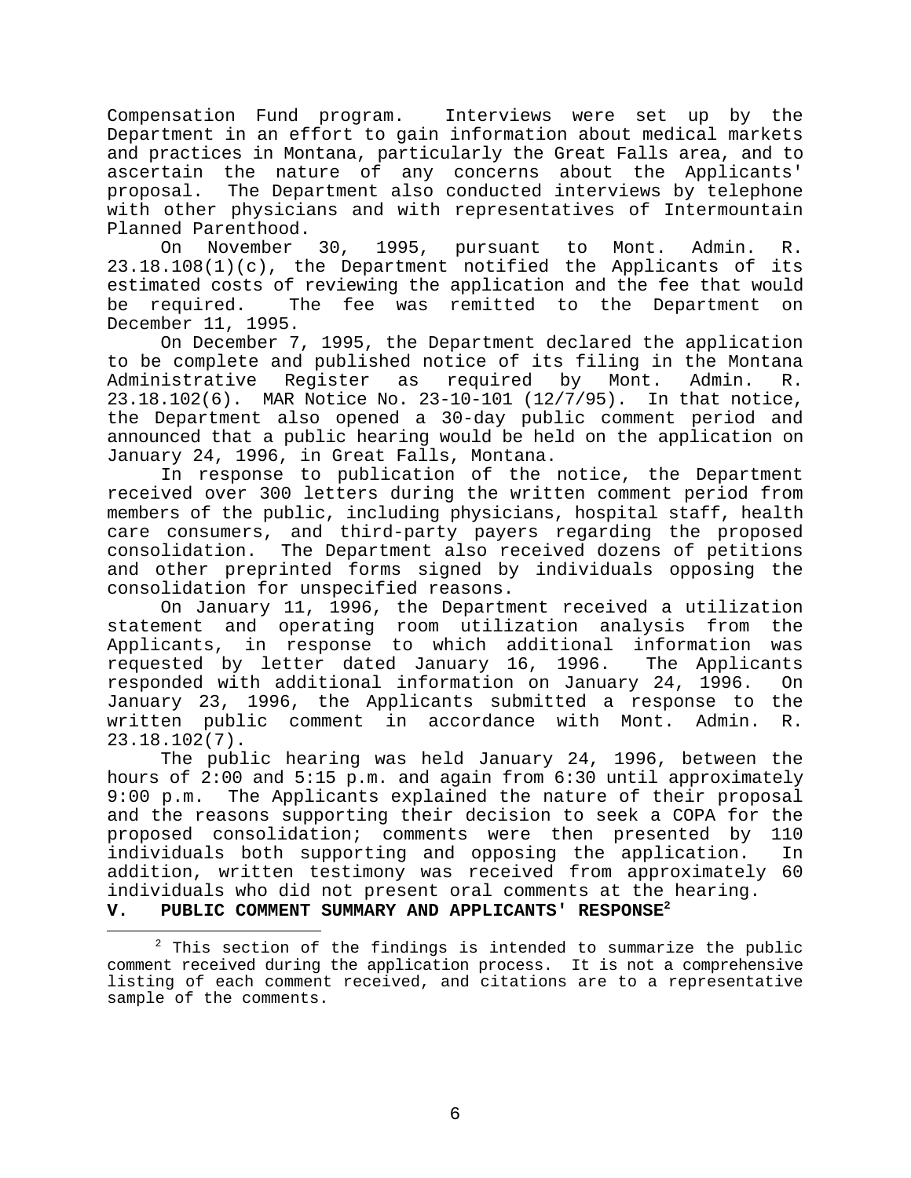Compensation Fund program. Interviews were set up by the Department in an effort to gain information about medical markets and practices in Montana, particularly the Great Falls area, and to ascertain the nature of any concerns about the Applicants' proposal. The Department also conducted interviews by telephone with other physicians and with representatives of Intermountain Planned Parenthood.

On November 30, 1995, pursuant to Mont. Admin. R. 23.18.108(1)(c), the Department notified the Applicants of its estimated costs of reviewing the application and the fee that would be required. The fee was remitted to the Department on December 11, 1995.

On December 7, 1995, the Department declared the application to be complete and published notice of its filing in the Montana Administrative Register as required by Mont. Admin. R. 23.18.102(6). MAR Notice No. 23-10-101 (12/7/95). In that notice, the Department also opened a 30-day public comment period and announced that a public hearing would be held on the application on January 24, 1996, in Great Falls, Montana.

In response to publication of the notice, the Department received over 300 letters during the written comment period from members of the public, including physicians, hospital staff, health care consumers, and third-party payers regarding the proposed consolidation. The Department also received dozens of petitions and other preprinted forms signed by individuals opposing the consolidation for unspecified reasons.

On January 11, 1996, the Department received a utilization statement and operating room utilization analysis from the Applicants, in response to which additional information was requested by letter dated January 16, 1996. The Applicants responded with additional information on January 24, 1996. On January 23, 1996, the Applicants submitted a response to the written public comment in accordance with Mont. Admin. R. 23.18.102(7).

The public hearing was held January 24, 1996, between the hours of 2:00 and 5:15 p.m. and again from 6:30 until approximately 9:00 p.m. The Applicants explained the nature of their proposal and the reasons supporting their decision to seek a COPA for the proposed consolidation; comments were then presented by 110 individuals both supporting and opposing the application. In addition, written testimony was received from approximately 60 individuals who did not present oral comments at the hearing.

## V. PUBLIC COMMENT SUMMARY AND APPLICANTS' RESPONSE[2]

[2] This section of the findings is intended to summarize the public comment received during the application process. It is not a comprehensive listing of each comment received, and citations are to a representative sample of the comments.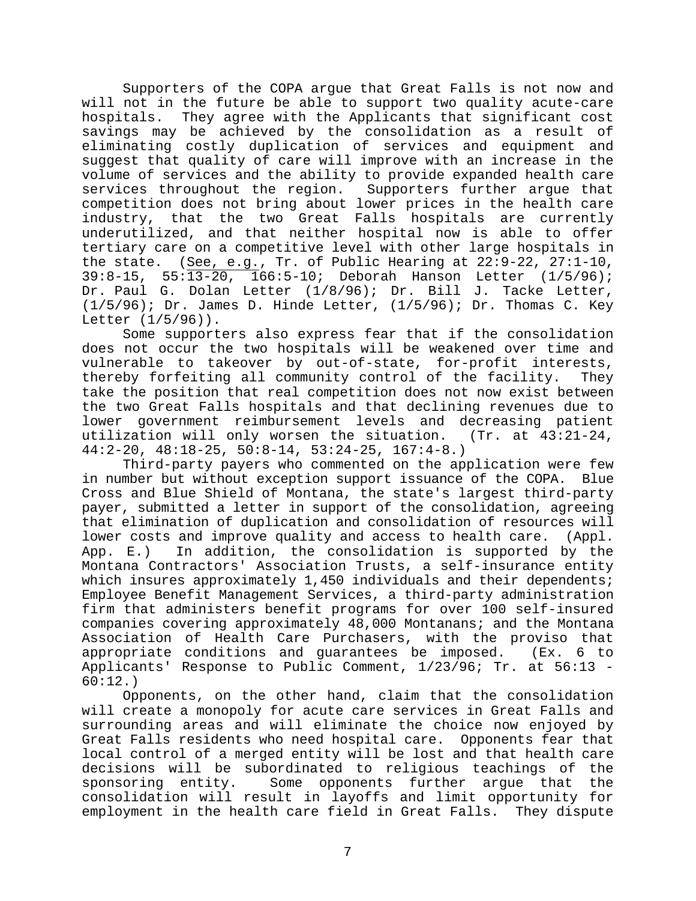Supporters of the COPA argue that Great Falls is not now and will not in the future be able to support two quality acute-care hospitals. They agree with the Applicants that significant cost savings may be achieved by the consolidation as a result of eliminating costly duplication of services and equipment and suggest that quality of care will improve with an increase in the volume of services and the ability to provide expanded health care services throughout the region. Supporters further argue that competition does not bring about lower prices in the health care industry, that the two Great Falls hospitals are currently underutilized, and that neither hospital now is able to offer tertiary care on a competitive level with other large hospitals in the state. (See, e.g., Tr. of Public Hearing at 22:9-22, 27:1-10, 39:8-15, 55:13-20, 166:5-10; Deborah Hanson Letter (1/5/96); Dr. Paul G. Dolan Letter (1/8/96); Dr. Bill J. Tacke Letter, (1/5/96); Dr. James D. Hinde Letter, (1/5/96); Dr. Thomas C. Key Letter (1/5/96)).

Some supporters also express fear that if the consolidation does not occur the two hospitals will be weakened over time and vulnerable to takeover by out-of-state, for-profit interests, thereby forfeiting all community control of the facility. They take the position that real competition does not now exist between the two Great Falls hospitals and that declining revenues due to lower government reimbursement levels and decreasing patient utilization will only worsen the situation. (Tr. at 43:21-24, 44:2-20, 48:18-25, 50:8-14, 53:24-25, 167:4-8.)

Third-party payers who commented on the application were few in number but without exception support issuance of the COPA. Blue Cross and Blue Shield of Montana, the state's largest third-party payer, submitted a letter in support of the consolidation, agreeing that elimination of duplication and consolidation of resources will lower costs and improve quality and access to health care. (Appl. App. E.) In addition, the consolidation is supported by the Montana Contractors' Association Trusts, a self-insurance entity which insures approximately 1,450 individuals and their dependents; Employee Benefit Management Services, a third-party administration firm that administers benefit programs for over 100 self-insured companies covering approximately 48,000 Montanans; and the Montana Association of Health Care Purchasers, with the proviso that appropriate conditions and guarantees be imposed. (Ex. 6 to Applicants' Response to Public Comment, 1/23/96; Tr. at 56:13 - 60:12.)

Opponents, on the other hand, claim that the consolidation will create a monopoly for acute care services in Great Falls and surrounding areas and will eliminate the choice now enjoyed by Great Falls residents who need hospital care. Opponents fear that local control of a merged entity will be lost and that health care decisions will be subordinated to religious teachings of the sponsoring entity. Some opponents further argue that the consolidation will result in layoffs and limit opportunity for employment in the health care field in Great Falls. They dispute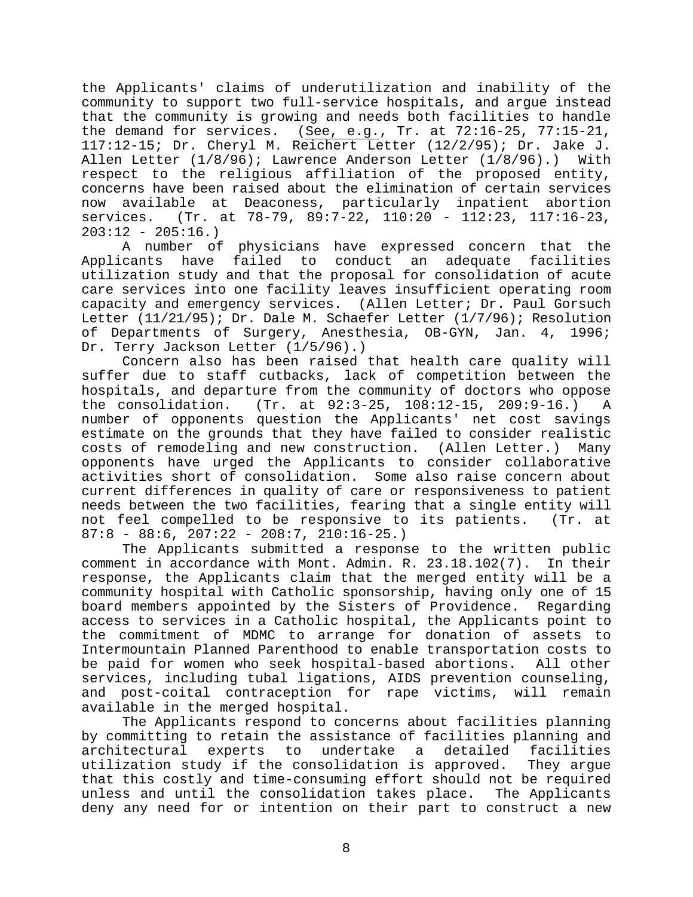the Applicants' claims of underutilization and inability of the community to support two full-service hospitals, and argue instead that the community is growing and needs both facilities to handle the demand for services. (See, e.g., Tr. at 72:16-25, 77:15-21, 117:12-15; Dr. Cheryl M. Reichert Letter (12/2/95); Dr. Jake J. Allen Letter (1/8/96); Lawrence Anderson Letter (1/8/96).) With respect to the religious affiliation of the proposed entity, concerns have been raised about the elimination of certain services now available at Deaconess, particularly inpatient abortion services. (Tr. at 78-79, 89:7-22, 110:20 - 112:23, 117:16-23, 203:12 - 205:16.)

A number of physicians have expressed concern that the Applicants have failed to conduct an adequate facilities utilization study and that the proposal for consolidation of acute care services into one facility leaves insufficient operating room capacity and emergency services. (Allen Letter; Dr. Paul Gorsuch Letter (11/21/95); Dr. Dale M. Schaefer Letter (1/7/96); Resolution of Departments of Surgery, Anesthesia, OB-GYN, Jan. 4, 1996; Dr. Terry Jackson Letter (1/5/96).)

Concern also has been raised that health care quality will suffer due to staff cutbacks, lack of competition between the hospitals, and departure from the community of doctors who oppose the consolidation. (Tr. at 92:3-25, 108:12-15, 209:9-16.) A number of opponents question the Applicants' net cost savings estimate on the grounds that they have failed to consider realistic costs of remodeling and new construction. (Allen Letter.) Many opponents have urged the Applicants to consider collaborative activities short of consolidation. Some also raise concern about current differences in quality of care or responsiveness to patient needs between the two facilities, fearing that a single entity will not feel compelled to be responsive to its patients. (Tr. at 87:8 - 88:6, 207:22 - 208:7, 210:16-25.)

The Applicants submitted a response to the written public comment in accordance with Mont. Admin. R. 23.18.102(7). In their response, the Applicants claim that the merged entity will be a community hospital with Catholic sponsorship, having only one of 15 board members appointed by the Sisters of Providence. Regarding access to services in a Catholic hospital, the Applicants point to the commitment of MDMC to arrange for donation of assets to Intermountain Planned Parenthood to enable transportation costs to be paid for women who seek hospital-based abortions. All other services, including tubal ligations, AIDS prevention counseling, and post-coital contraception for rape victims, will remain available in the merged hospital.

The Applicants respond to concerns about facilities planning by committing to retain the assistance of facilities planning and architectural experts to undertake a detailed facilities utilization study if the consolidation is approved. They argue that this costly and time-consuming effort should not be required unless and until the consolidation takes place. The Applicants deny any need for or intention on their part to construct a new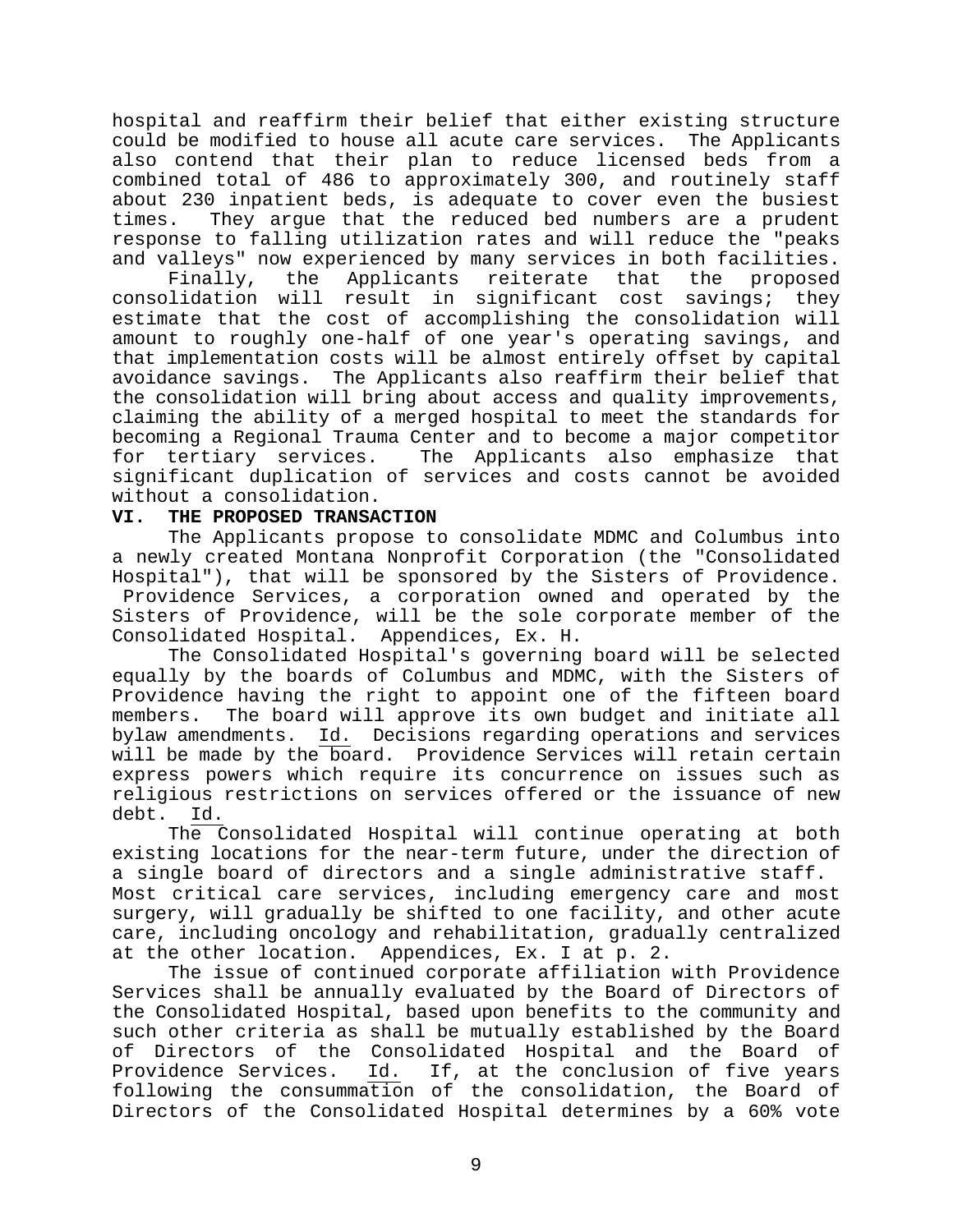hospital and reaffirm their belief that either existing structure could be modified to house all acute care services. The Applicants also contend that their plan to reduce licensed beds from a combined total of 486 to approximately 300, and routinely staff about 230 inpatient beds, is adequate to cover even the busiest times. They argue that the reduced bed numbers are a prudent response to falling utilization rates and will reduce the "peaks and valleys" now experienced by many services in both facilities.

Finally, the Applicants reiterate that the proposed consolidation will result in significant cost savings; they estimate that the cost of accomplishing the consolidation will amount to roughly one-half of one year's operating savings, and that implementation costs will be almost entirely offset by capital avoidance savings. The Applicants also reaffirm their belief that the consolidation will bring about access and quality improvements, claiming the ability of a merged hospital to meet the standards for becoming a Regional Trauma Center and to become a major competitor for tertiary services. The Applicants also emphasize that significant duplication of services and costs cannot be avoided without a consolidation.

## VI. THE PROPOSED TRANSACTION

The Applicants propose to consolidate MDMC and Columbus into a newly created Montana Nonprofit Corporation (the "Consolidated Hospital"), that will be sponsored by the Sisters of Providence. Providence Services, a corporation owned and operated by the Sisters of Providence, will be the sole corporate member of the Consolidated Hospital. Appendices, Ex. H.

The Consolidated Hospital's governing board will be selected equally by the boards of Columbus and MDMC, with the Sisters of Providence having the right to appoint one of the fifteen board members. The board will approve its own budget and initiate all bylaw amendments. Id. Decisions regarding operations and services will be made by the board. Providence Services will retain certain express powers which require its concurrence on issues such as religious restrictions on services offered or the issuance of new debt. Id.

The Consolidated Hospital will continue operating at both existing locations for the near-term future, under the direction of a single board of directors and a single administrative staff. Most critical care services, including emergency care and most surgery, will gradually be shifted to one facility, and other acute care, including oncology and rehabilitation, gradually centralized at the other location. Appendices, Ex. I at p. 2.

The issue of continued corporate affiliation with Providence Services shall be annually evaluated by the Board of Directors of the Consolidated Hospital, based upon benefits to the community and such other criteria as shall be mutually established by the Board of Directors of the Consolidated Hospital and the Board of Providence Services. Id. If, at the conclusion of five years following the consummation of the consolidation, the Board of Directors of the Consolidated Hospital determines by a 60% vote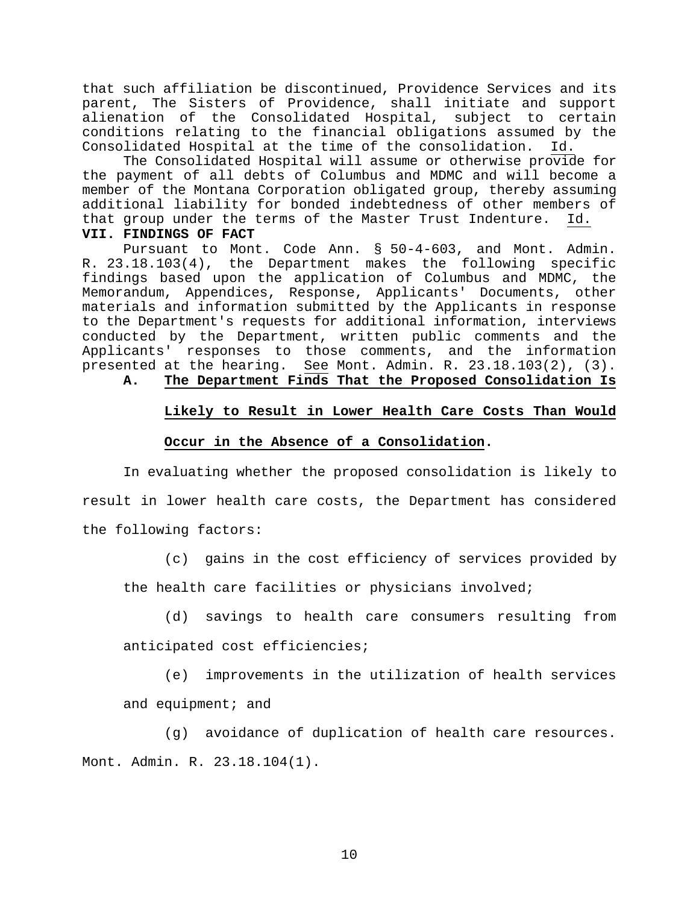that such affiliation be discontinued, Providence Services and its parent, The Sisters of Providence, shall initiate and support alienation of the Consolidated Hospital, subject to certain conditions relating to the financial obligations assumed by the Consolidated Hospital at the time of the consolidation. Id.

The Consolidated Hospital will assume or otherwise provide for the payment of all debts of Columbus and MDMC and will become a member of the Montana Corporation obligated group, thereby assuming additional liability for bonded indebtedness of other members of that group under the terms of the Master Trust Indenture. Id.

**VII. FINDINGS OF FACT**

Pursuant to Mont. Code Ann. § 50-4-603, and Mont. Admin. R. 23.18.103(4), the Department makes the following specific findings based upon the application of Columbus and MDMC, the Memorandum, Appendices, Response, Applicants' Documents, other materials and information submitted by the Applicants in response to the Department's requests for additional information, interviews conducted by the Department, written public comments and the Applicants' responses to those comments, and the information presented at the hearing. See Mont. Admin. R. 23.18.103(2), (3).

**A. The Department Finds That the Proposed Consolidation Is Likely to Result in Lower Health Care Costs Than Would Occur in the Absence of a Consolidation.**

In evaluating whether the proposed consolidation is likely to result in lower health care costs, the Department has considered the following factors:

> (c) gains in the cost efficiency of services provided by the health care facilities or physicians involved;
>
> (d) savings to health care consumers resulting from anticipated cost efficiencies;
>
> (e) improvements in the utilization of health services and equipment; and
>
> (g) avoidance of duplication of health care resources.

Mont. Admin. R. 23.18.104(1).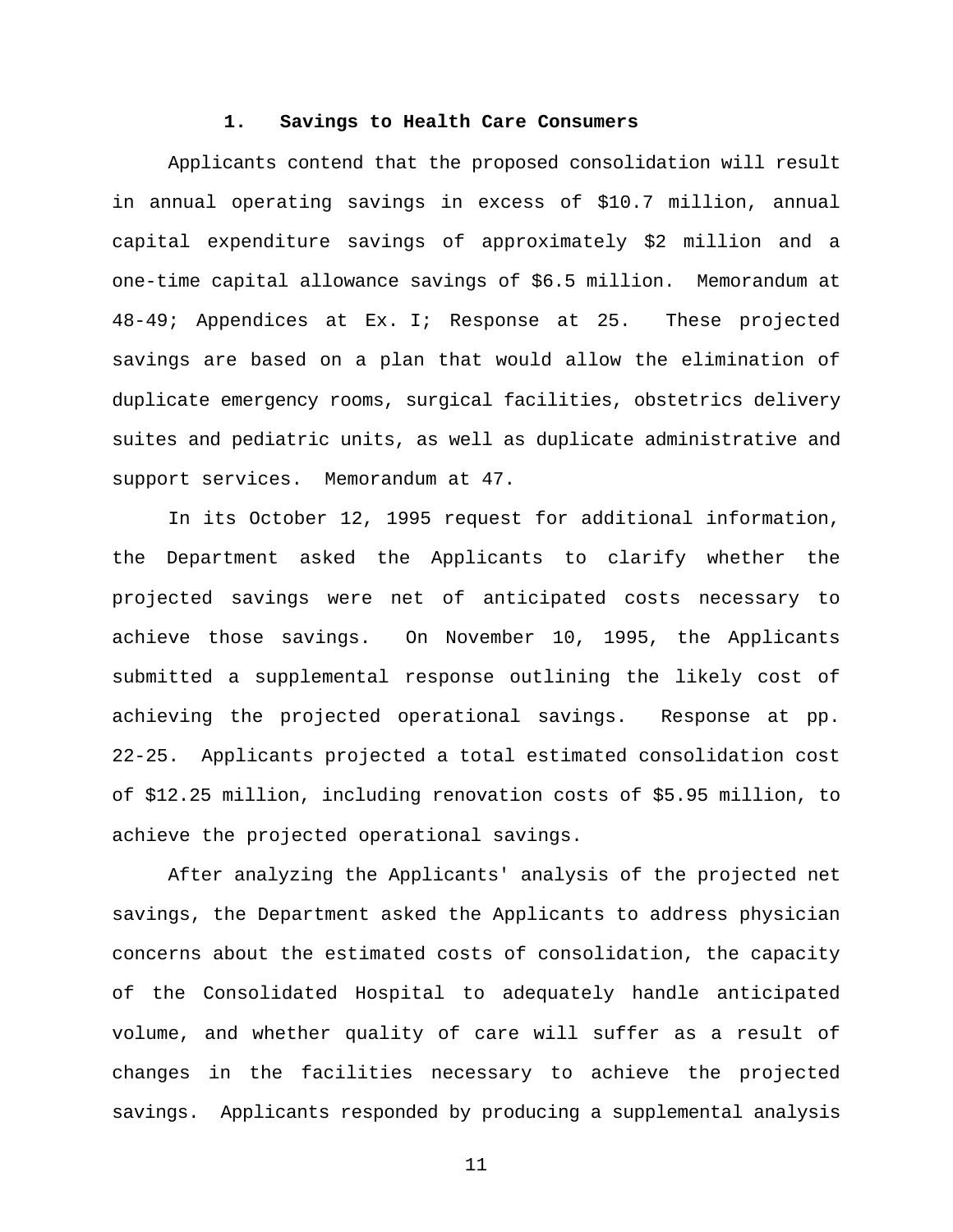### 1. Savings to Health Care Consumers

Applicants contend that the proposed consolidation will result in annual operating savings in excess of $10.7 million, annual capital expenditure savings of approximately $2 million and a one-time capital allowance savings of $6.5 million. Memorandum at 48-49; Appendices at Ex. I; Response at 25. These projected savings are based on a plan that would allow the elimination of duplicate emergency rooms, surgical facilities, obstetrics delivery suites and pediatric units, as well as duplicate administrative and support services. Memorandum at 47.

In its October 12, 1995 request for additional information, the Department asked the Applicants to clarify whether the projected savings were net of anticipated costs necessary to achieve those savings. On November 10, 1995, the Applicants submitted a supplemental response outlining the likely cost of achieving the projected operational savings. Response at pp. 22-25. Applicants projected a total estimated consolidation cost of $12.25 million, including renovation costs of $5.95 million, to achieve the projected operational savings.

After analyzing the Applicants' analysis of the projected net savings, the Department asked the Applicants to address physician concerns about the estimated costs of consolidation, the capacity of the Consolidated Hospital to adequately handle anticipated volume, and whether quality of care will suffer as a result of changes in the facilities necessary to achieve the projected savings. Applicants responded by producing a supplemental analysis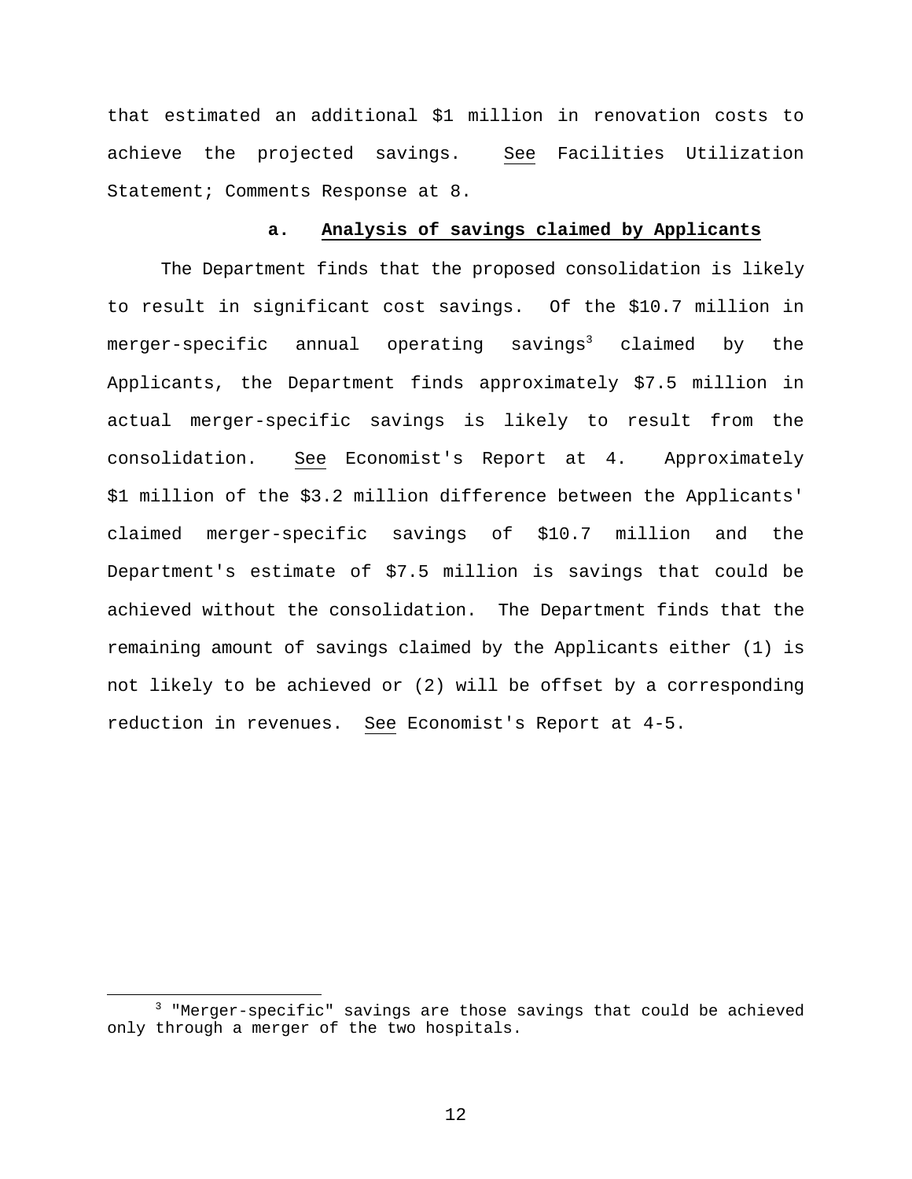that estimated an additional $1 million in renovation costs to achieve the projected savings. See Facilities Utilization Statement; Comments Response at 8.

### a. **Analysis of savings claimed by Applicants**

The Department finds that the proposed consolidation is likely to result in significant cost savings. Of the $10.7 million in merger-specific annual operating savings[3] claimed by the Applicants, the Department finds approximately $7.5 million in actual merger-specific savings is likely to result from the consolidation. See Economist's Report at 4. Approximately $1 million of the $3.2 million difference between the Applicants' claimed merger-specific savings of $10.7 million and the Department's estimate of $7.5 million is savings that could be achieved without the consolidation. The Department finds that the remaining amount of savings claimed by the Applicants either (1) is not likely to be achieved or (2) will be offset by a corresponding reduction in revenues. See Economist's Report at 4-5.

[3] "Merger-specific" savings are those savings that could be achieved only through a merger of the two hospitals.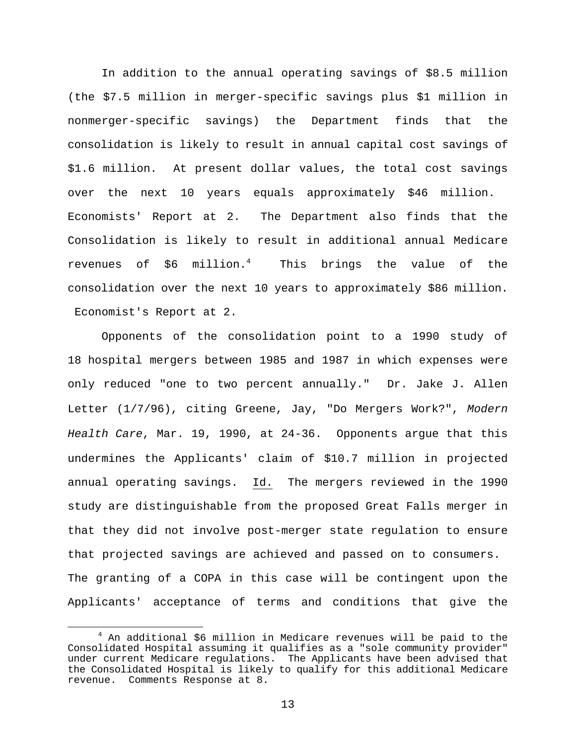In addition to the annual operating savings of $8.5 million (the $7.5 million in merger-specific savings plus $1 million in nonmerger-specific savings) the Department finds that the consolidation is likely to result in annual capital cost savings of $1.6 million. At present dollar values, the total cost savings over the next 10 years equals approximately $46 million. Economists' Report at 2. The Department also finds that the Consolidation is likely to result in additional annual Medicare revenues of $6 million.[4] This brings the value of the consolidation over the next 10 years to approximately $86 million. Economist's Report at 2.

Opponents of the consolidation point to a 1990 study of 18 hospital mergers between 1985 and 1987 in which expenses were only reduced "one to two percent annually." Dr. Jake J. Allen Letter (1/7/96), citing Greene, Jay, "Do Mergers Work?", *Modern Health Care*, Mar. 19, 1990, at 24-36. Opponents argue that this undermines the Applicants' claim of $10.7 million in projected annual operating savings. Id. The mergers reviewed in the 1990 study are distinguishable from the proposed Great Falls merger in that they did not involve post-merger state regulation to ensure that projected savings are achieved and passed on to consumers. The granting of a COPA in this case will be contingent upon the Applicants' acceptance of terms and conditions that give the

[4] An additional $6 million in Medicare revenues will be paid to the Consolidated Hospital assuming it qualifies as a "sole community provider" under current Medicare regulations. The Applicants have been advised that the Consolidated Hospital is likely to qualify for this additional Medicare revenue. Comments Response at 8.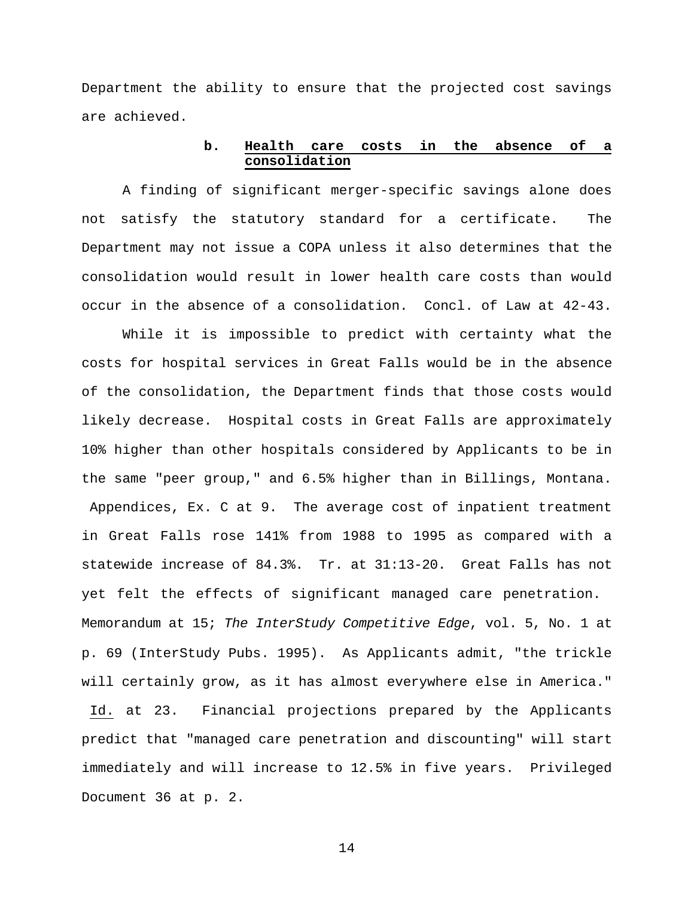Department the ability to ensure that the projected cost savings are achieved.

#### b. <u>Health care costs in the absence of a consolidation</u>

A finding of significant merger-specific savings alone does not satisfy the statutory standard for a certificate. The Department may not issue a COPA unless it also determines that the consolidation would result in lower health care costs than would occur in the absence of a consolidation. Concl. of Law at 42-43.

While it is impossible to predict with certainty what the costs for hospital services in Great Falls would be in the absence of the consolidation, the Department finds that those costs would likely decrease. Hospital costs in Great Falls are approximately 10% higher than other hospitals considered by Applicants to be in the same "peer group," and 6.5% higher than in Billings, Montana. Appendices, Ex. C at 9. The average cost of inpatient treatment in Great Falls rose 141% from 1988 to 1995 as compared with a statewide increase of 84.3%. Tr. at 31:13-20. Great Falls has not yet felt the effects of significant managed care penetration. Memorandum at 15; *The InterStudy Competitive Edge*, vol. 5, No. 1 at p. 69 (InterStudy Pubs. 1995). As Applicants admit, "the trickle will certainly grow, as it has almost everywhere else in America." <u>Id.</u> at 23. Financial projections prepared by the Applicants predict that "managed care penetration and discounting" will start immediately and will increase to 12.5% in five years. Privileged Document 36 at p. 2.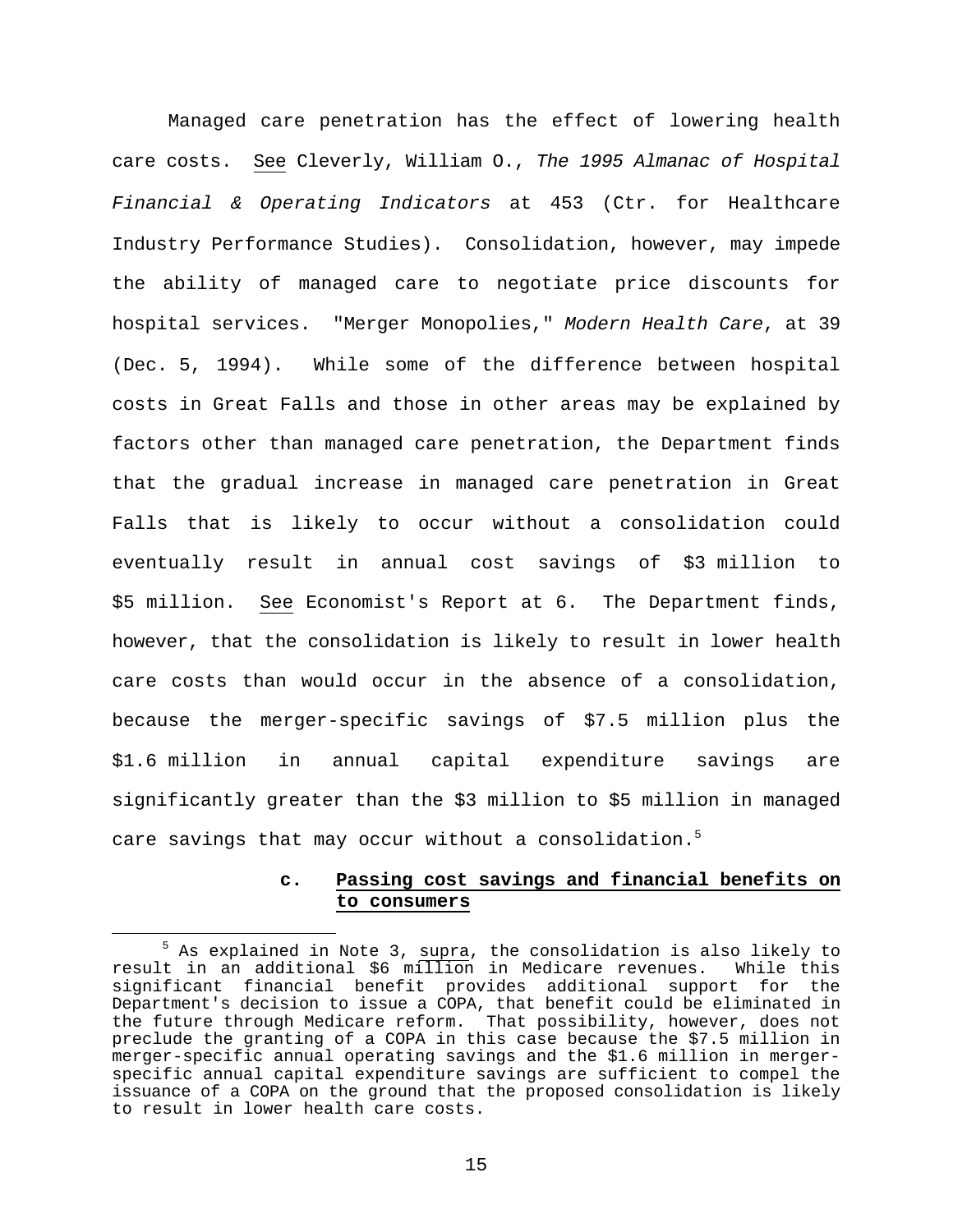Managed care penetration has the effect of lowering health care costs. See Cleverly, William O., *The 1995 Almanac of Hospital Financial & Operating Indicators* at 453 (Ctr. for Healthcare Industry Performance Studies). Consolidation, however, may impede the ability of managed care to negotiate price discounts for hospital services. "Merger Monopolies," *Modern Health Care*, at 39 (Dec. 5, 1994). While some of the difference between hospital costs in Great Falls and those in other areas may be explained by factors other than managed care penetration, the Department finds that the gradual increase in managed care penetration in Great Falls that is likely to occur without a consolidation could eventually result in annual cost savings of \$3 million to \$5 million. See Economist's Report at 6. The Department finds, however, that the consolidation is likely to result in lower health care costs than would occur in the absence of a consolidation, because the merger-specific savings of \$7.5 million plus the \$1.6 million in annual capital expenditure savings are significantly greater than the \$3 million to \$5 million in managed care savings that may occur without a consolidation.[5]

#### c. Passing cost savings and financial benefits on to consumers

---

[5] As explained in Note 3, supra, the consolidation is also likely to result in an additional \$6 million in Medicare revenues. While this significant financial benefit provides additional support for the Department's decision to issue a COPA, that benefit could be eliminated in the future through Medicare reform. That possibility, however, does not preclude the granting of a COPA in this case because the \$7.5 million in merger-specific annual operating savings and the \$1.6 million in merger-specific annual capital expenditure savings are sufficient to compel the issuance of a COPA on the ground that the proposed consolidation is likely to result in lower health care costs.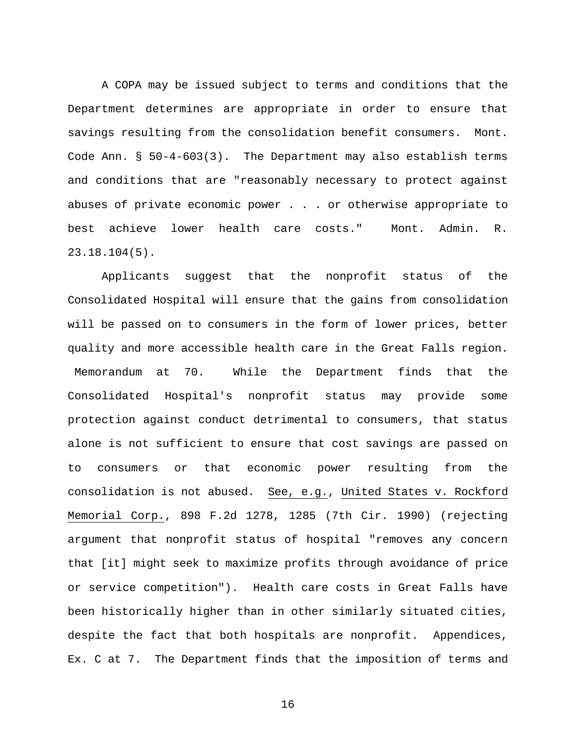A COPA may be issued subject to terms and conditions that the Department determines are appropriate in order to ensure that savings resulting from the consolidation benefit consumers. Mont. Code Ann. § 50-4-603(3). The Department may also establish terms and conditions that are "reasonably necessary to protect against abuses of private economic power . . . or otherwise appropriate to best achieve lower health care costs." Mont. Admin. R. 23.18.104(5).

Applicants suggest that the nonprofit status of the Consolidated Hospital will ensure that the gains from consolidation will be passed on to consumers in the form of lower prices, better quality and more accessible health care in the Great Falls region. Memorandum at 70. While the Department finds that the Consolidated Hospital's nonprofit status may provide some protection against conduct detrimental to consumers, that status alone is not sufficient to ensure that cost savings are passed on to consumers or that economic power resulting from the consolidation is not abused. See, e.g., United States v. Rockford Memorial Corp., 898 F.2d 1278, 1285 (7th Cir. 1990) (rejecting argument that nonprofit status of hospital "removes any concern that [it] might seek to maximize profits through avoidance of price or service competition"). Health care costs in Great Falls have been historically higher than in other similarly situated cities, despite the fact that both hospitals are nonprofit. Appendices, Ex. C at 7. The Department finds that the imposition of terms and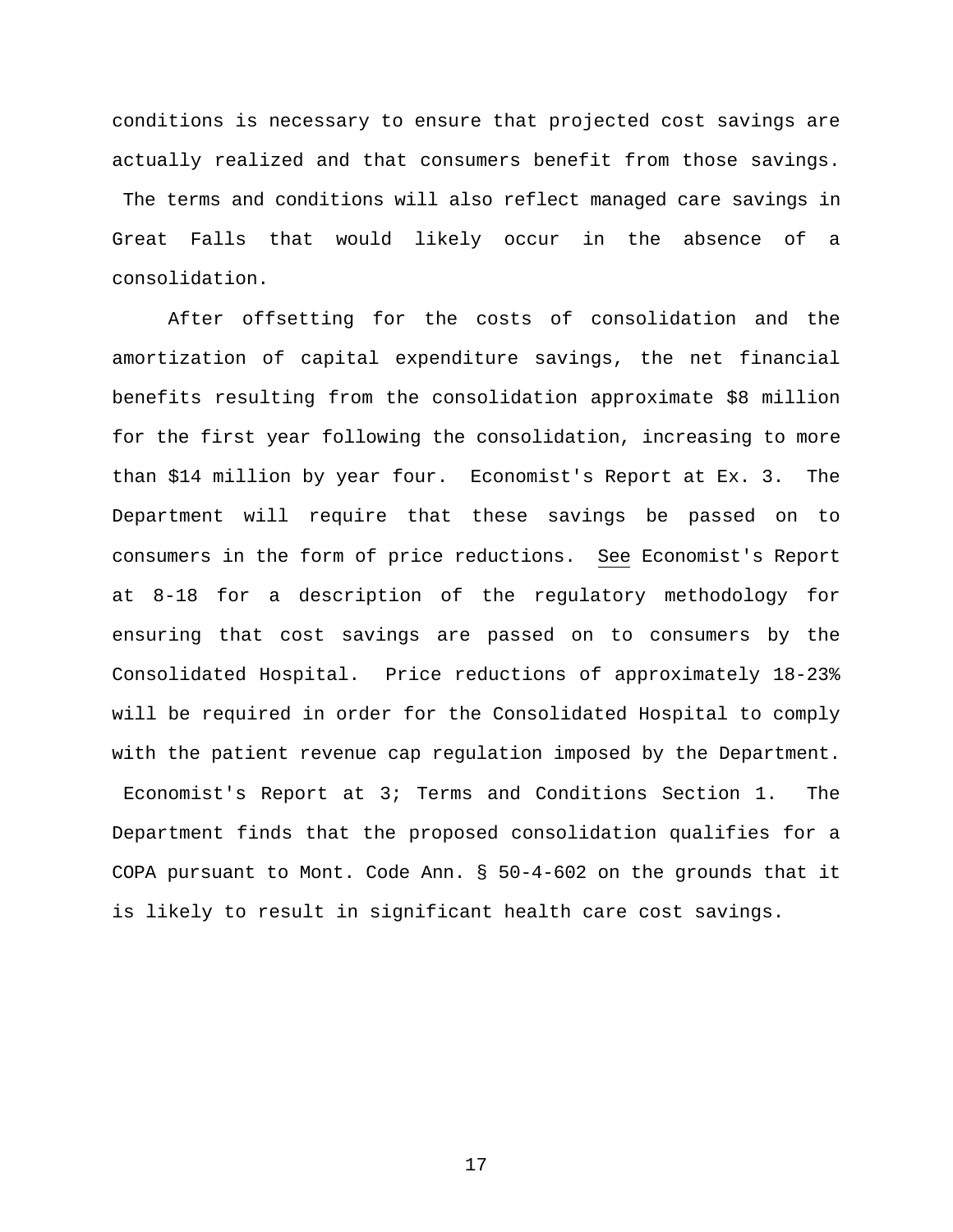conditions is necessary to ensure that projected cost savings are actually realized and that consumers benefit from those savings. The terms and conditions will also reflect managed care savings in Great Falls that would likely occur in the absence of a consolidation.

After offsetting for the costs of consolidation and the amortization of capital expenditure savings, the net financial benefits resulting from the consolidation approximate $8 million for the first year following the consolidation, increasing to more than $14 million by year four. Economist's Report at Ex. 3. The Department will require that these savings be passed on to consumers in the form of price reductions. See Economist's Report at 8-18 for a description of the regulatory methodology for ensuring that cost savings are passed on to consumers by the Consolidated Hospital. Price reductions of approximately 18-23% will be required in order for the Consolidated Hospital to comply with the patient revenue cap regulation imposed by the Department. Economist's Report at 3; Terms and Conditions Section 1. The Department finds that the proposed consolidation qualifies for a COPA pursuant to Mont. Code Ann. § 50-4-602 on the grounds that it is likely to result in significant health care cost savings.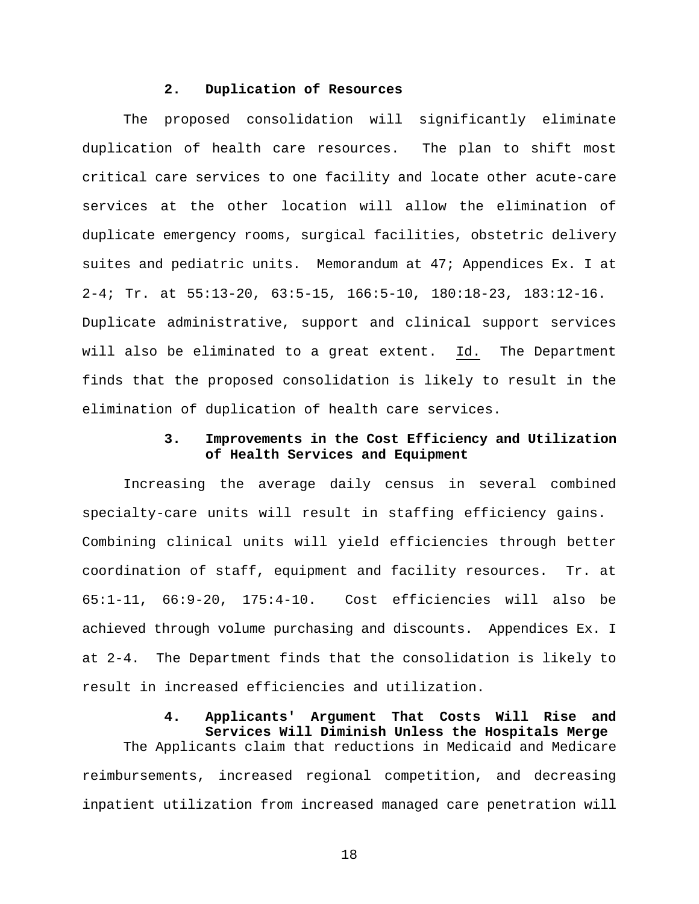### 2. Duplication of Resources

The proposed consolidation will significantly eliminate duplication of health care resources. The plan to shift most critical care services to one facility and locate other acute-care services at the other location will allow the elimination of duplicate emergency rooms, surgical facilities, obstetric delivery suites and pediatric units. Memorandum at 47; Appendices Ex. I at 2-4; Tr. at 55:13-20, 63:5-15, 166:5-10, 180:18-23, 183:12-16. Duplicate administrative, support and clinical support services will also be eliminated to a great extent. Id. The Department finds that the proposed consolidation is likely to result in the elimination of duplication of health care services.

### 3. Improvements in the Cost Efficiency and Utilization of Health Services and Equipment

Increasing the average daily census in several combined specialty-care units will result in staffing efficiency gains. Combining clinical units will yield efficiencies through better coordination of staff, equipment and facility resources. Tr. at 65:1-11, 66:9-20, 175:4-10. Cost efficiencies will also be achieved through volume purchasing and discounts. Appendices Ex. I at 2-4. The Department finds that the consolidation is likely to result in increased efficiencies and utilization.

### 4. Applicants' Argument That Costs Will Rise and Services Will Diminish Unless the Hospitals Merge

The Applicants claim that reductions in Medicaid and Medicare reimbursements, increased regional competition, and decreasing inpatient utilization from increased managed care penetration will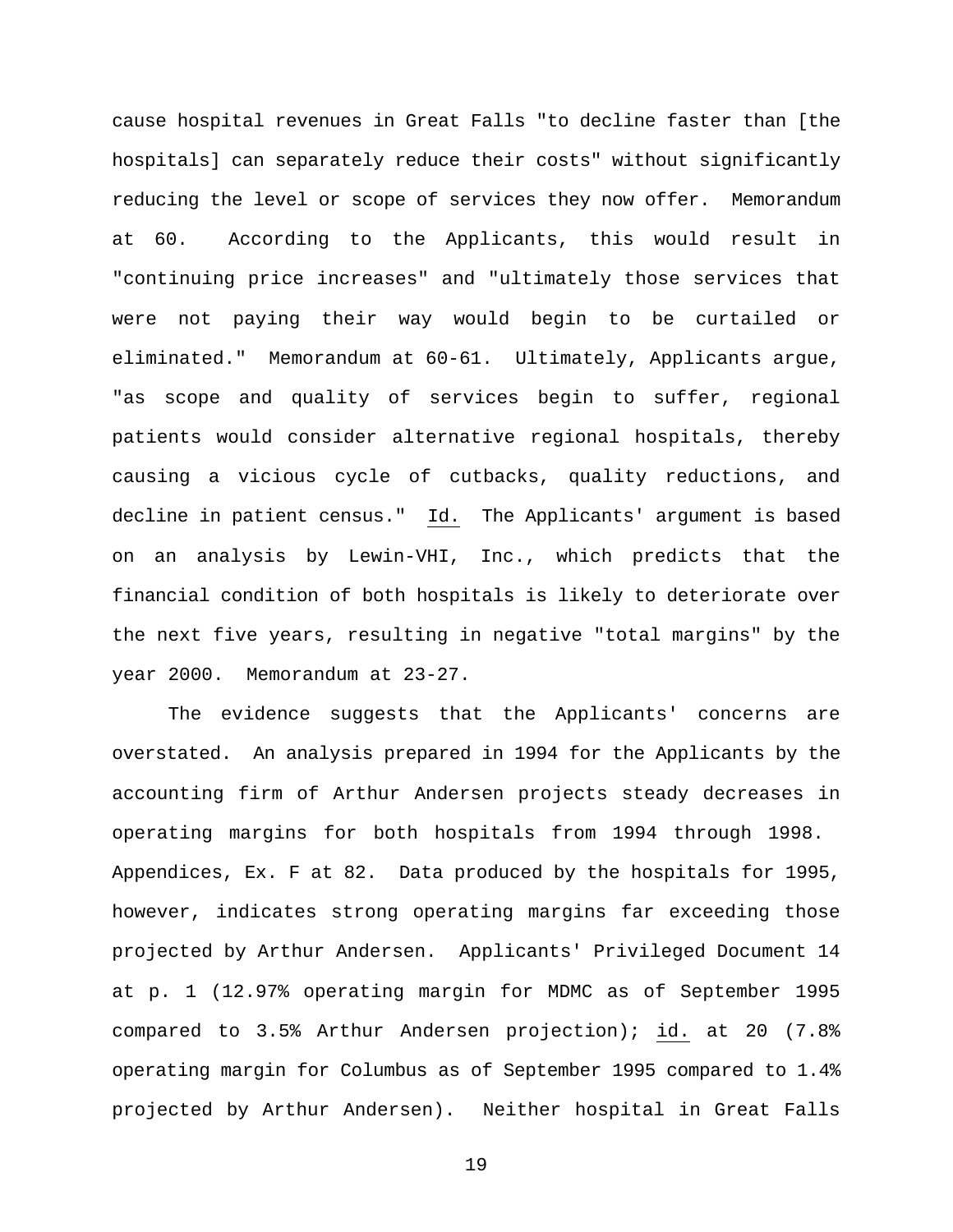cause hospital revenues in Great Falls "to decline faster than [the hospitals] can separately reduce their costs" without significantly reducing the level or scope of services they now offer. Memorandum at 60. According to the Applicants, this would result in "continuing price increases" and "ultimately those services that were not paying their way would begin to be curtailed or eliminated." Memorandum at 60-61. Ultimately, Applicants argue, "as scope and quality of services begin to suffer, regional patients would consider alternative regional hospitals, thereby causing a vicious cycle of cutbacks, quality reductions, and decline in patient census." Id. The Applicants' argument is based on an analysis by Lewin-VHI, Inc., which predicts that the financial condition of both hospitals is likely to deteriorate over the next five years, resulting in negative "total margins" by the year 2000. Memorandum at 23-27.

The evidence suggests that the Applicants' concerns are overstated. An analysis prepared in 1994 for the Applicants by the accounting firm of Arthur Andersen projects steady decreases in operating margins for both hospitals from 1994 through 1998. Appendices, Ex. F at 82. Data produced by the hospitals for 1995, however, indicates strong operating margins far exceeding those projected by Arthur Andersen. Applicants' Privileged Document 14 at p. 1 (12.97% operating margin for MDMC as of September 1995 compared to 3.5% Arthur Andersen projection); id. at 20 (7.8% operating margin for Columbus as of September 1995 compared to 1.4% projected by Arthur Andersen). Neither hospital in Great Falls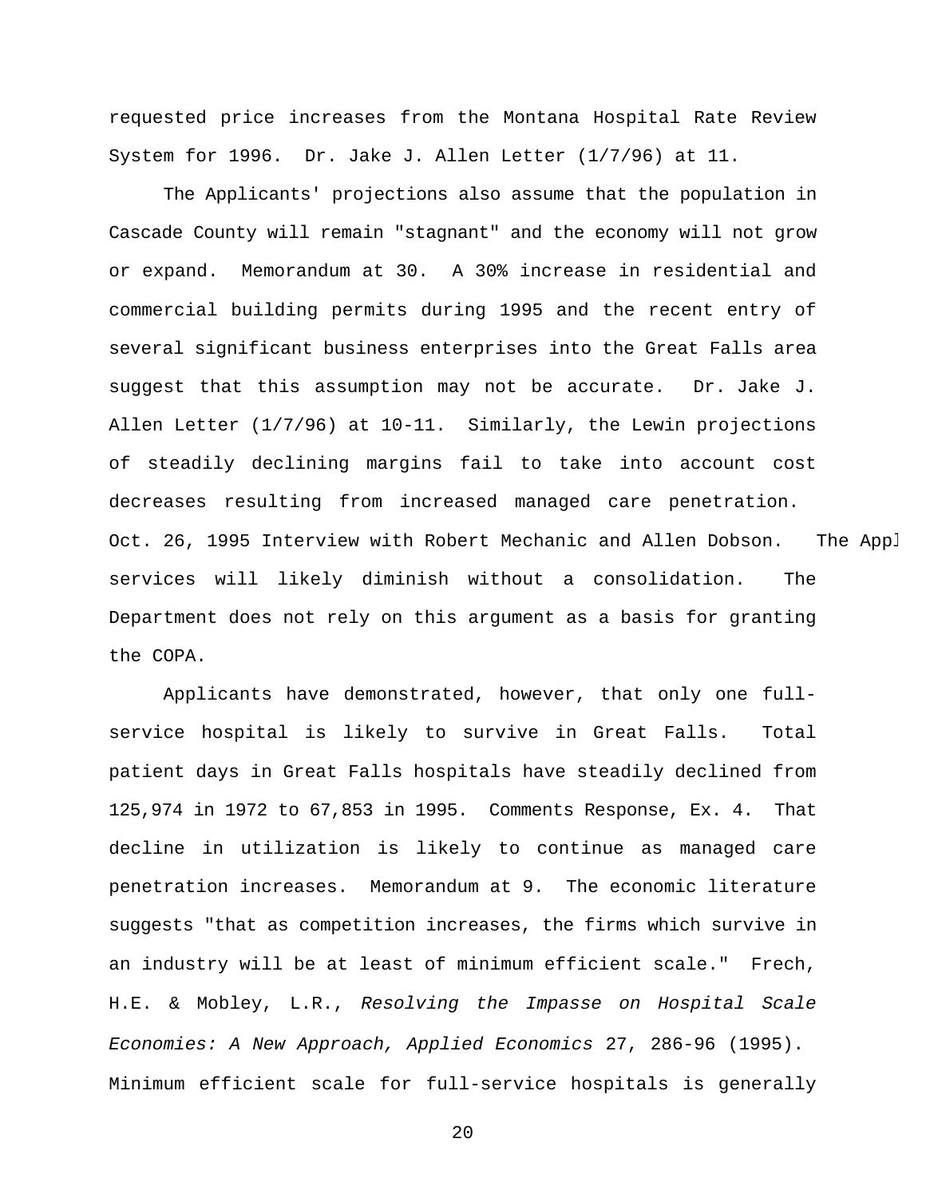requested price increases from the Montana Hospital Rate Review System for 1996. Dr. Jake J. Allen Letter (1/7/96) at 11.

The Applicants' projections also assume that the population in Cascade County will remain "stagnant" and the economy will not grow or expand. Memorandum at 30. A 30% increase in residential and commercial building permits during 1995 and the recent entry of several significant business enterprises into the Great Falls area suggest that this assumption may not be accurate. Dr. Jake J. Allen Letter (1/7/96) at 10-11. Similarly, the Lewin projections of steadily declining margins fail to take into account cost decreases resulting from increased managed care penetration. Oct. 26, 1995 Interview with Robert Mechanic and Allen Dobson. The Appl services will likely diminish without a consolidation. The Department does not rely on this argument as a basis for granting the COPA.

Applicants have demonstrated, however, that only one full-service hospital is likely to survive in Great Falls. Total patient days in Great Falls hospitals have steadily declined from 125,974 in 1972 to 67,853 in 1995. Comments Response, Ex. 4. That decline in utilization is likely to continue as managed care penetration increases. Memorandum at 9. The economic literature suggests "that as competition increases, the firms which survive in an industry will be at least of minimum efficient scale." Frech, H.E. & Mobley, L.R., *Resolving the Impasse on Hospital Scale Economies: A New Approach, Applied Economics* 27, 286-96 (1995). Minimum efficient scale for full-service hospitals is generally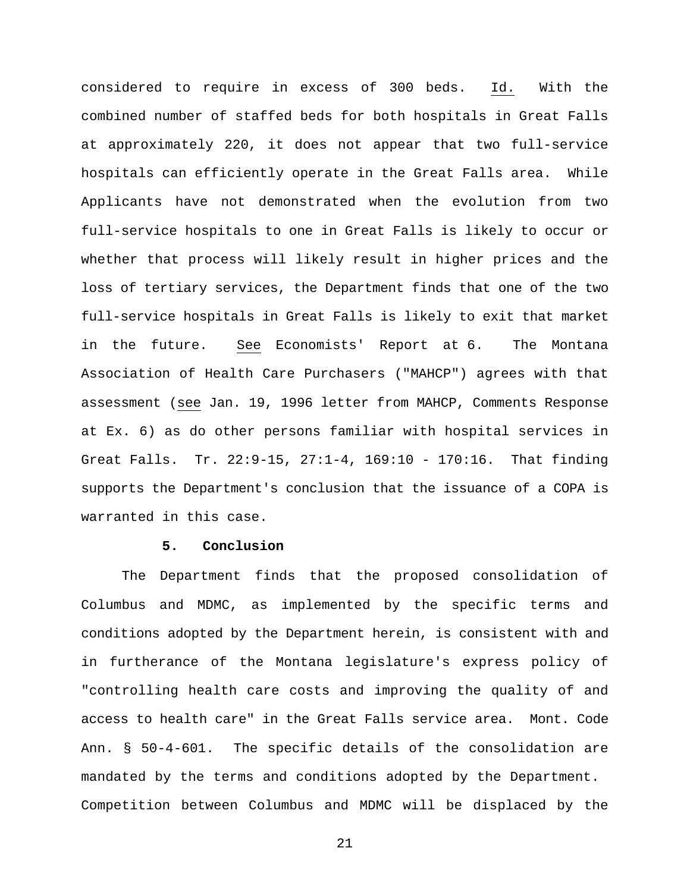considered to require in excess of 300 beds. Id. With the combined number of staffed beds for both hospitals in Great Falls at approximately 220, it does not appear that two full-service hospitals can efficiently operate in the Great Falls area. While Applicants have not demonstrated when the evolution from two full-service hospitals to one in Great Falls is likely to occur or whether that process will likely result in higher prices and the loss of tertiary services, the Department finds that one of the two full-service hospitals in Great Falls is likely to exit that market in the future. See Economists' Report at 6. The Montana Association of Health Care Purchasers ("MAHCP") agrees with that assessment (see Jan. 19, 1996 letter from MAHCP, Comments Response at Ex. 6) as do other persons familiar with hospital services in Great Falls. Tr. 22:9-15, 27:1-4, 169:10 - 170:16. That finding supports the Department's conclusion that the issuance of a COPA is warranted in this case.

**5. Conclusion**

The Department finds that the proposed consolidation of Columbus and MDMC, as implemented by the specific terms and conditions adopted by the Department herein, is consistent with and in furtherance of the Montana legislature's express policy of "controlling health care costs and improving the quality of and access to health care" in the Great Falls service area. Mont. Code Ann. § 50-4-601. The specific details of the consolidation are mandated by the terms and conditions adopted by the Department. Competition between Columbus and MDMC will be displaced by the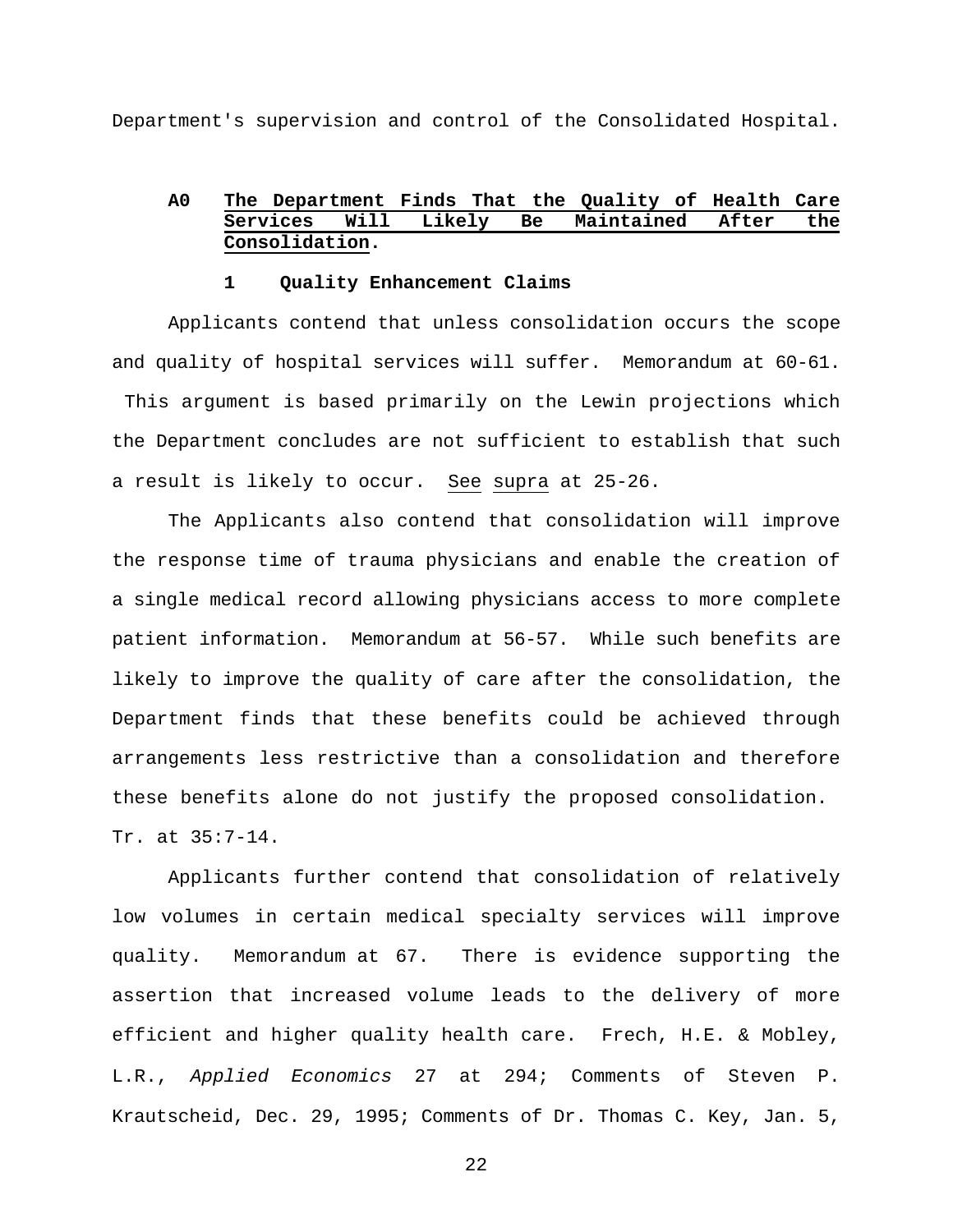Department's supervision and control of the Consolidated Hospital.

### A0 The Department Finds That the Quality of Health Care Services Will Likely Be Maintained After the Consolidation.

#### 1 Quality Enhancement Claims

Applicants contend that unless consolidation occurs the scope and quality of hospital services will suffer. Memorandum at 60-61. This argument is based primarily on the Lewin projections which the Department concludes are not sufficient to establish that such a result is likely to occur. See supra at 25-26.

The Applicants also contend that consolidation will improve the response time of trauma physicians and enable the creation of a single medical record allowing physicians access to more complete patient information. Memorandum at 56-57. While such benefits are likely to improve the quality of care after the consolidation, the Department finds that these benefits could be achieved through arrangements less restrictive than a consolidation and therefore these benefits alone do not justify the proposed consolidation. Tr. at 35:7-14.

Applicants further contend that consolidation of relatively low volumes in certain medical specialty services will improve quality. Memorandum at 67. There is evidence supporting the assertion that increased volume leads to the delivery of more efficient and higher quality health care. Frech, H.E. & Mobley, L.R., *Applied Economics* 27 at 294; Comments of Steven P. Krautscheid, Dec. 29, 1995; Comments of Dr. Thomas C. Key, Jan. 5,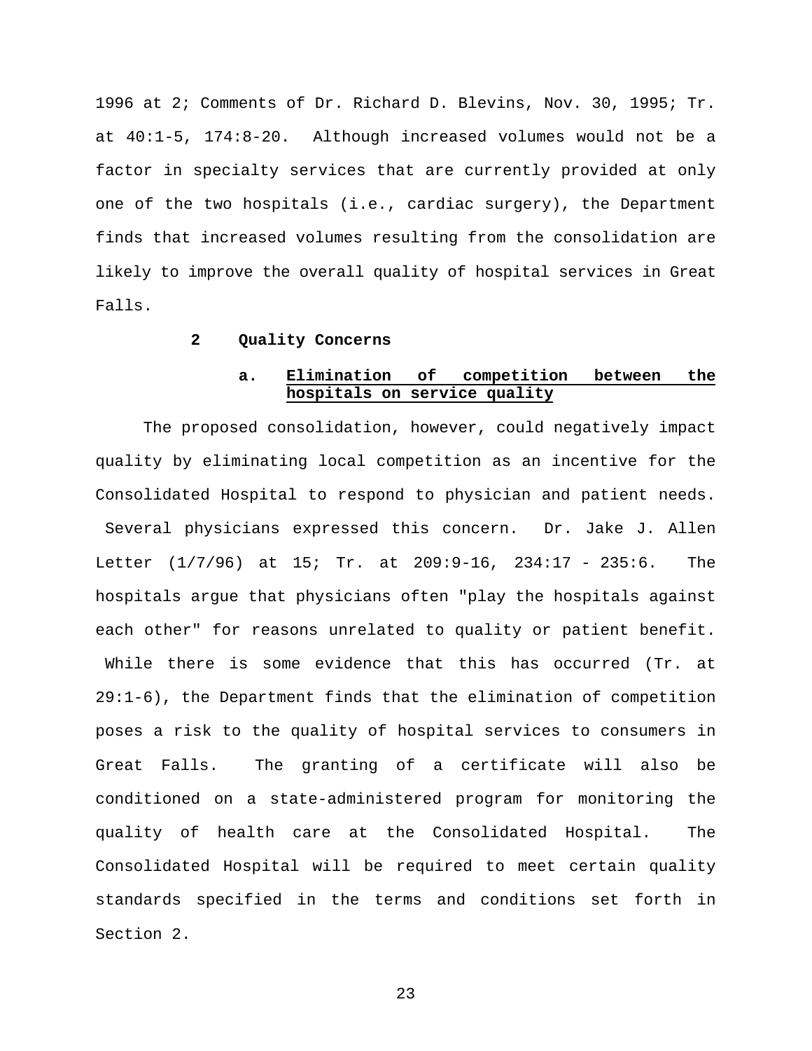1996 at 2; Comments of Dr. Richard D. Blevins, Nov. 30, 1995; Tr. at 40:1-5, 174:8-20. Although increased volumes would not be a factor in specialty services that are currently provided at only one of the two hospitals (i.e., cardiac surgery), the Department finds that increased volumes resulting from the consolidation are likely to improve the overall quality of hospital services in Great Falls.

### 2 Quality Concerns

#### a. Elimination of competition between the hospitals on service quality

The proposed consolidation, however, could negatively impact quality by eliminating local competition as an incentive for the Consolidated Hospital to respond to physician and patient needs. Several physicians expressed this concern. Dr. Jake J. Allen Letter (1/7/96) at 15; Tr. at 209:9-16, 234:17 - 235:6. The hospitals argue that physicians often "play the hospitals against each other" for reasons unrelated to quality or patient benefit. While there is some evidence that this has occurred (Tr. at 29:1-6), the Department finds that the elimination of competition poses a risk to the quality of hospital services to consumers in Great Falls. The granting of a certificate will also be conditioned on a state-administered program for monitoring the quality of health care at the Consolidated Hospital. The Consolidated Hospital will be required to meet certain quality standards specified in the terms and conditions set forth in Section 2.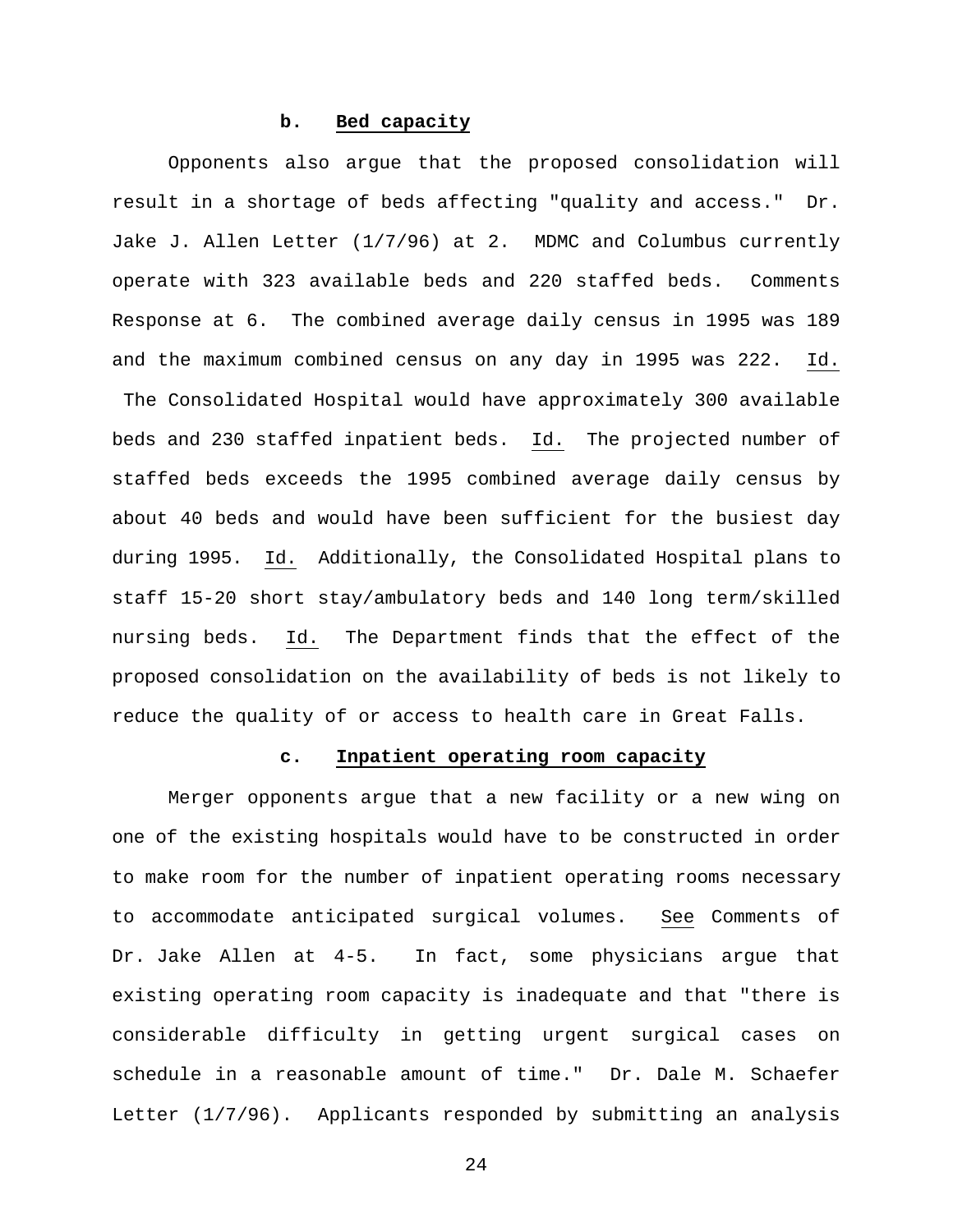### b. **Bed capacity**

Opponents also argue that the proposed consolidation will result in a shortage of beds affecting "quality and access." Dr. Jake J. Allen Letter (1/7/96) at 2. MDMC and Columbus currently operate with 323 available beds and 220 staffed beds. Comments Response at 6. The combined average daily census in 1995 was 189 and the maximum combined census on any day in 1995 was 222. Id. The Consolidated Hospital would have approximately 300 available beds and 230 staffed inpatient beds. Id. The projected number of staffed beds exceeds the 1995 combined average daily census by about 40 beds and would have been sufficient for the busiest day during 1995. Id. Additionally, the Consolidated Hospital plans to staff 15-20 short stay/ambulatory beds and 140 long term/skilled nursing beds. Id. The Department finds that the effect of the proposed consolidation on the availability of beds is not likely to reduce the quality of or access to health care in Great Falls.

### c. **Inpatient operating room capacity**

Merger opponents argue that a new facility or a new wing on one of the existing hospitals would have to be constructed in order to make room for the number of inpatient operating rooms necessary to accommodate anticipated surgical volumes. See Comments of Dr. Jake Allen at 4-5. In fact, some physicians argue that existing operating room capacity is inadequate and that "there is considerable difficulty in getting urgent surgical cases on schedule in a reasonable amount of time." Dr. Dale M. Schaefer Letter (1/7/96). Applicants responded by submitting an analysis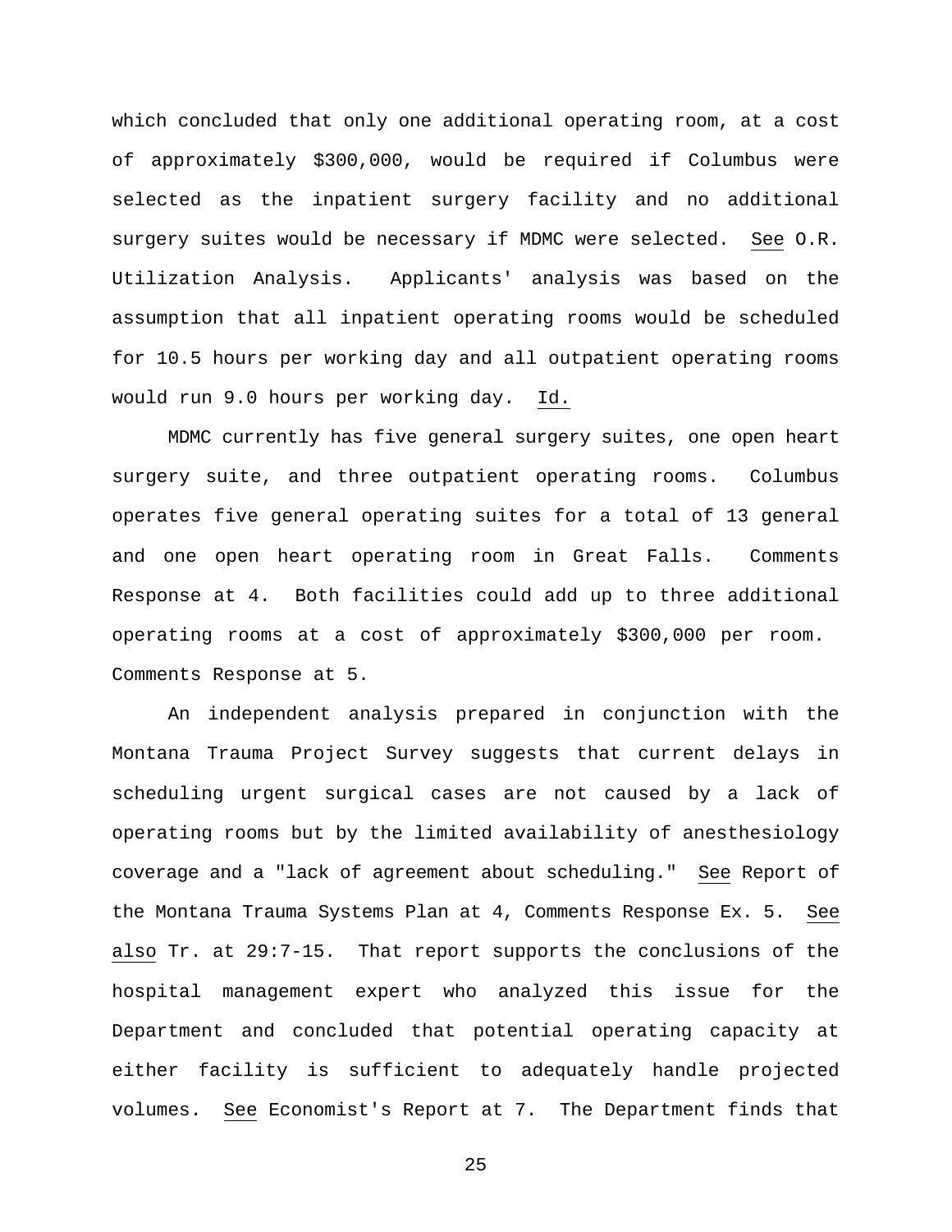which concluded that only one additional operating room, at a cost of approximately $300,000, would be required if Columbus were selected as the inpatient surgery facility and no additional surgery suites would be necessary if MDMC were selected. See O.R. Utilization Analysis. Applicants' analysis was based on the assumption that all inpatient operating rooms would be scheduled for 10.5 hours per working day and all outpatient operating rooms would run 9.0 hours per working day. Id.

MDMC currently has five general surgery suites, one open heart surgery suite, and three outpatient operating rooms. Columbus operates five general operating suites for a total of 13 general and one open heart operating room in Great Falls. Comments Response at 4. Both facilities could add up to three additional operating rooms at a cost of approximately $300,000 per room. Comments Response at 5.

An independent analysis prepared in conjunction with the Montana Trauma Project Survey suggests that current delays in scheduling urgent surgical cases are not caused by a lack of operating rooms but by the limited availability of anesthesiology coverage and a "lack of agreement about scheduling." See Report of the Montana Trauma Systems Plan at 4, Comments Response Ex. 5. See also Tr. at 29:7-15. That report supports the conclusions of the hospital management expert who analyzed this issue for the Department and concluded that potential operating capacity at either facility is sufficient to adequately handle projected volumes. See Economist's Report at 7. The Department finds that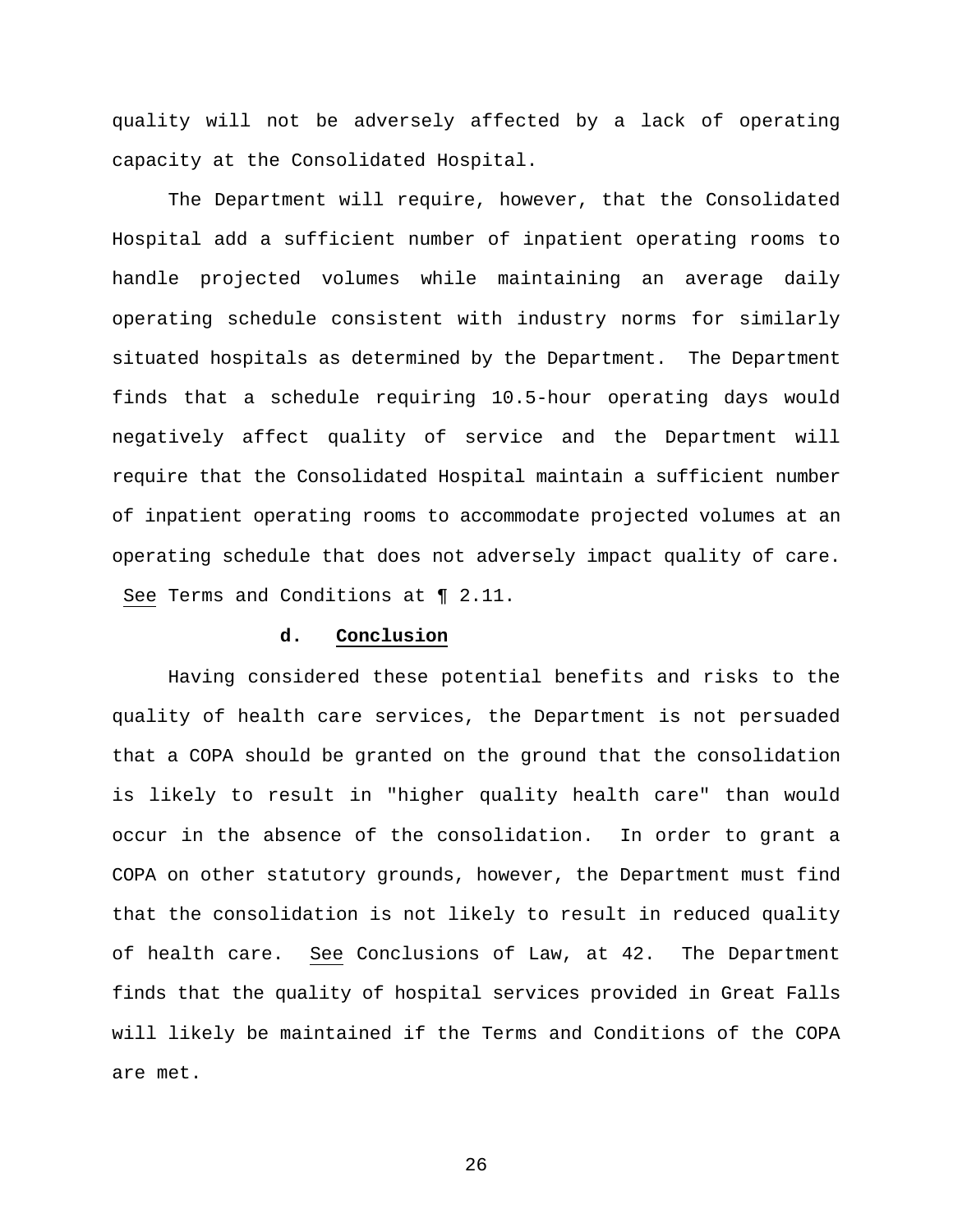quality will not be adversely affected by a lack of operating capacity at the Consolidated Hospital.

The Department will require, however, that the Consolidated Hospital add a sufficient number of inpatient operating rooms to handle projected volumes while maintaining an average daily operating schedule consistent with industry norms for similarly situated hospitals as determined by the Department. The Department finds that a schedule requiring 10.5-hour operating days would negatively affect quality of service and the Department will require that the Consolidated Hospital maintain a sufficient number of inpatient operating rooms to accommodate projected volumes at an operating schedule that does not adversely impact quality of care. See Terms and Conditions at ¶ 2.11.

**d. Conclusion**

Having considered these potential benefits and risks to the quality of health care services, the Department is not persuaded that a COPA should be granted on the ground that the consolidation is likely to result in "higher quality health care" than would occur in the absence of the consolidation. In order to grant a COPA on other statutory grounds, however, the Department must find that the consolidation is not likely to result in reduced quality of health care. See Conclusions of Law, at 42. The Department finds that the quality of hospital services provided in Great Falls will likely be maintained if the Terms and Conditions of the COPA are met.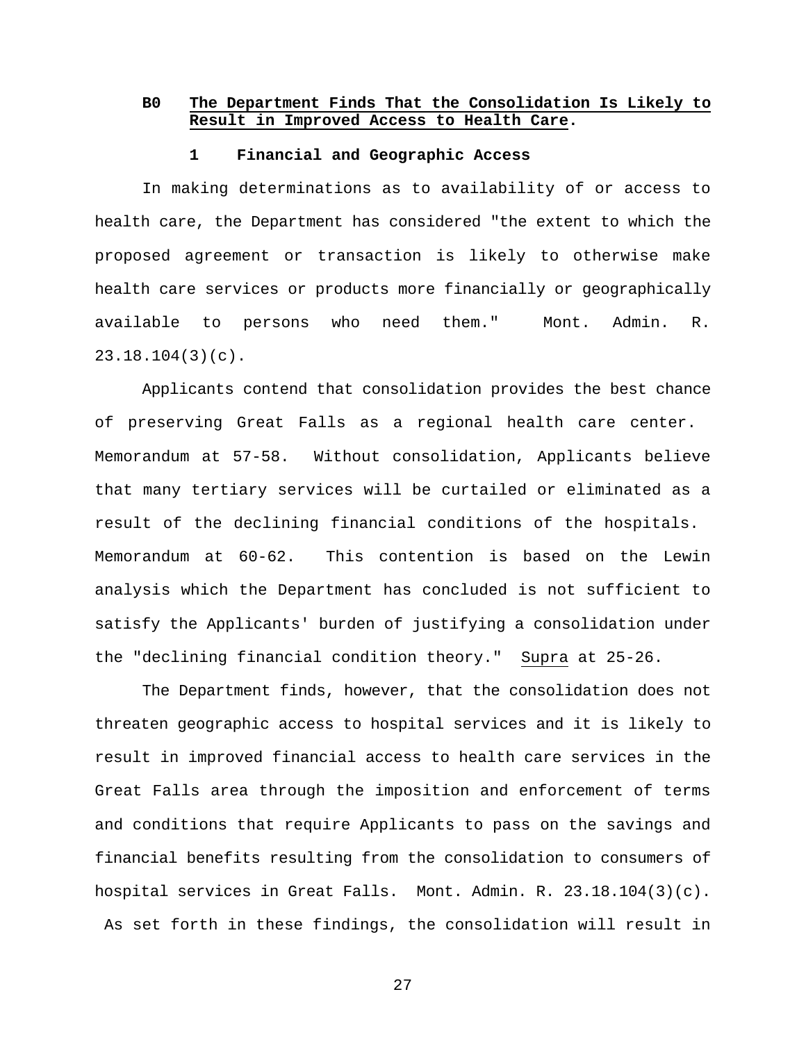### B0 **The Department Finds That the Consolidation Is Likely to Result in Improved Access to Health Care.**

#### 1 Financial and Geographic Access

In making determinations as to availability of or access to health care, the Department has considered "the extent to which the proposed agreement or transaction is likely to otherwise make health care services or products more financially or geographically available to persons who need them." Mont. Admin. R. 23.18.104(3)(c).

Applicants contend that consolidation provides the best chance of preserving Great Falls as a regional health care center. Memorandum at 57-58. Without consolidation, Applicants believe that many tertiary services will be curtailed or eliminated as a result of the declining financial conditions of the hospitals. Memorandum at 60-62. This contention is based on the Lewin analysis which the Department has concluded is not sufficient to satisfy the Applicants' burden of justifying a consolidation under the "declining financial condition theory." Supra at 25-26.

The Department finds, however, that the consolidation does not threaten geographic access to hospital services and it is likely to result in improved financial access to health care services in the Great Falls area through the imposition and enforcement of terms and conditions that require Applicants to pass on the savings and financial benefits resulting from the consolidation to consumers of hospital services in Great Falls. Mont. Admin. R. 23.18.104(3)(c). As set forth in these findings, the consolidation will result in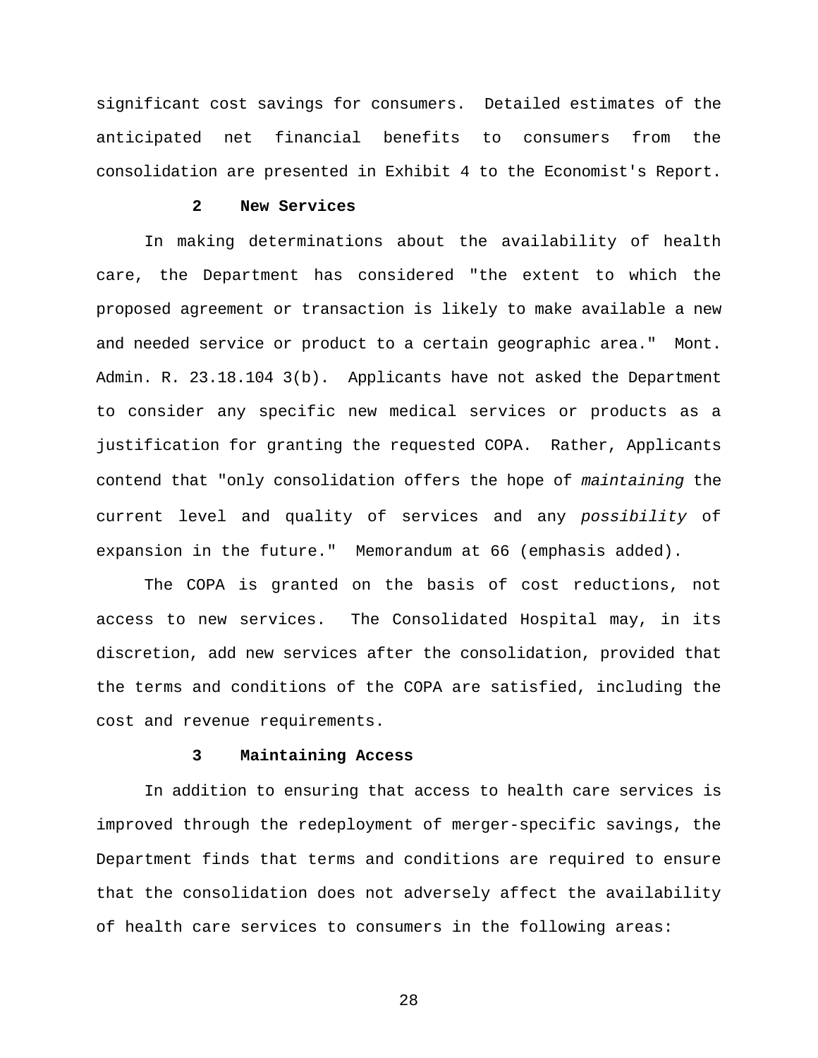significant cost savings for consumers. Detailed estimates of the anticipated net financial benefits to consumers from the consolidation are presented in Exhibit 4 to the Economist's Report.

### 2 New Services

In making determinations about the availability of health care, the Department has considered "the extent to which the proposed agreement or transaction is likely to make available a new and needed service or product to a certain geographic area." Mont. Admin. R. 23.18.104 3(b). Applicants have not asked the Department to consider any specific new medical services or products as a justification for granting the requested COPA. Rather, Applicants contend that "only consolidation offers the hope of *maintaining* the current level and quality of services and any *possibility* of expansion in the future." Memorandum at 66 (emphasis added).

The COPA is granted on the basis of cost reductions, not access to new services. The Consolidated Hospital may, in its discretion, add new services after the consolidation, provided that the terms and conditions of the COPA are satisfied, including the cost and revenue requirements.

### 3 Maintaining Access

In addition to ensuring that access to health care services is improved through the redeployment of merger-specific savings, the Department finds that terms and conditions are required to ensure that the consolidation does not adversely affect the availability of health care services to consumers in the following areas: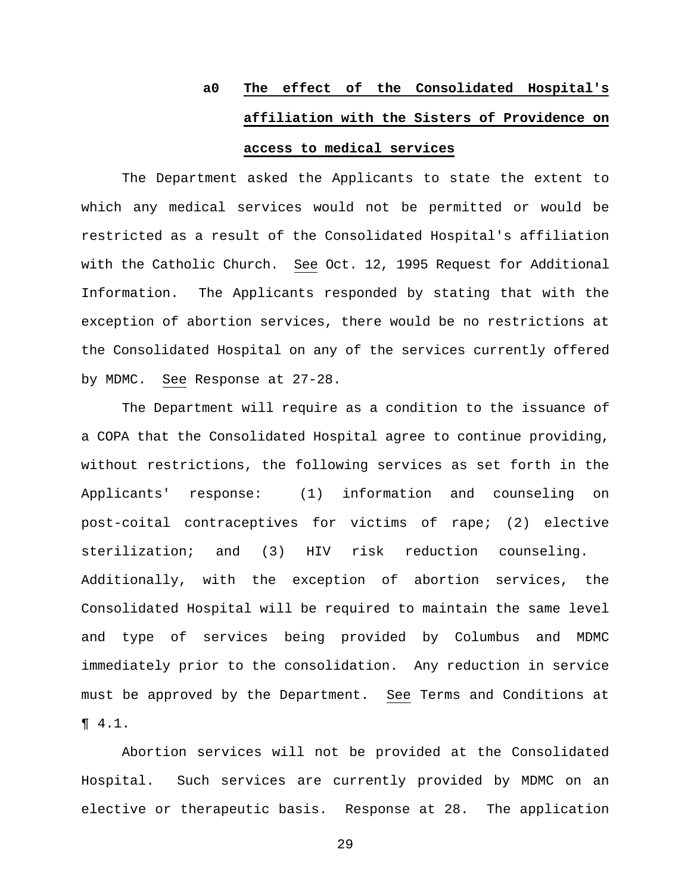### a0 The effect of the Consolidated Hospital's affiliation with the Sisters of Providence on access to medical services

The Department asked the Applicants to state the extent to which any medical services would not be permitted or would be restricted as a result of the Consolidated Hospital's affiliation with the Catholic Church. See Oct. 12, 1995 Request for Additional Information. The Applicants responded by stating that with the exception of abortion services, there would be no restrictions at the Consolidated Hospital on any of the services currently offered by MDMC. See Response at 27-28.

The Department will require as a condition to the issuance of a COPA that the Consolidated Hospital agree to continue providing, without restrictions, the following services as set forth in the Applicants' response: (1) information and counseling on post-coital contraceptives for victims of rape; (2) elective sterilization; and (3) HIV risk reduction counseling. Additionally, with the exception of abortion services, the Consolidated Hospital will be required to maintain the same level and type of services being provided by Columbus and MDMC immediately prior to the consolidation. Any reduction in service must be approved by the Department. See Terms and Conditions at ¶ 4.1.

Abortion services will not be provided at the Consolidated Hospital. Such services are currently provided by MDMC on an elective or therapeutic basis. Response at 28. The application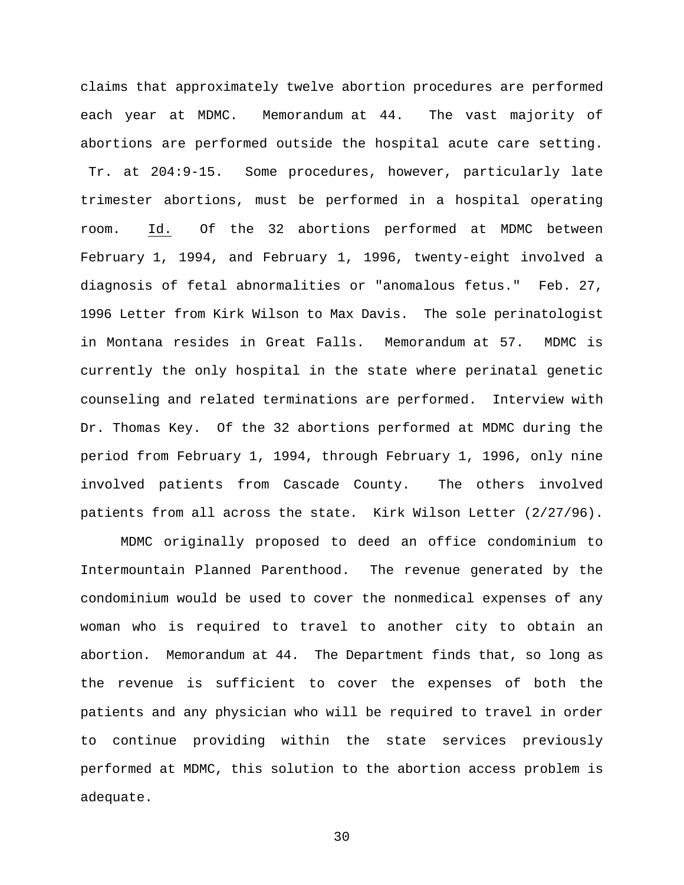claims that approximately twelve abortion procedures are performed each year at MDMC. Memorandum at 44. The vast majority of abortions are performed outside the hospital acute care setting. Tr. at 204:9-15. Some procedures, however, particularly late trimester abortions, must be performed in a hospital operating room. Id. Of the 32 abortions performed at MDMC between February 1, 1994, and February 1, 1996, twenty-eight involved a diagnosis of fetal abnormalities or "anomalous fetus." Feb. 27, 1996 Letter from Kirk Wilson to Max Davis. The sole perinatologist in Montana resides in Great Falls. Memorandum at 57. MDMC is currently the only hospital in the state where perinatal genetic counseling and related terminations are performed. Interview with Dr. Thomas Key. Of the 32 abortions performed at MDMC during the period from February 1, 1994, through February 1, 1996, only nine involved patients from Cascade County. The others involved patients from all across the state. Kirk Wilson Letter (2/27/96).

MDMC originally proposed to deed an office condominium to Intermountain Planned Parenthood. The revenue generated by the condominium would be used to cover the nonmedical expenses of any woman who is required to travel to another city to obtain an abortion. Memorandum at 44. The Department finds that, so long as the revenue is sufficient to cover the expenses of both the patients and any physician who will be required to travel in order to continue providing within the state services previously performed at MDMC, this solution to the abortion access problem is adequate.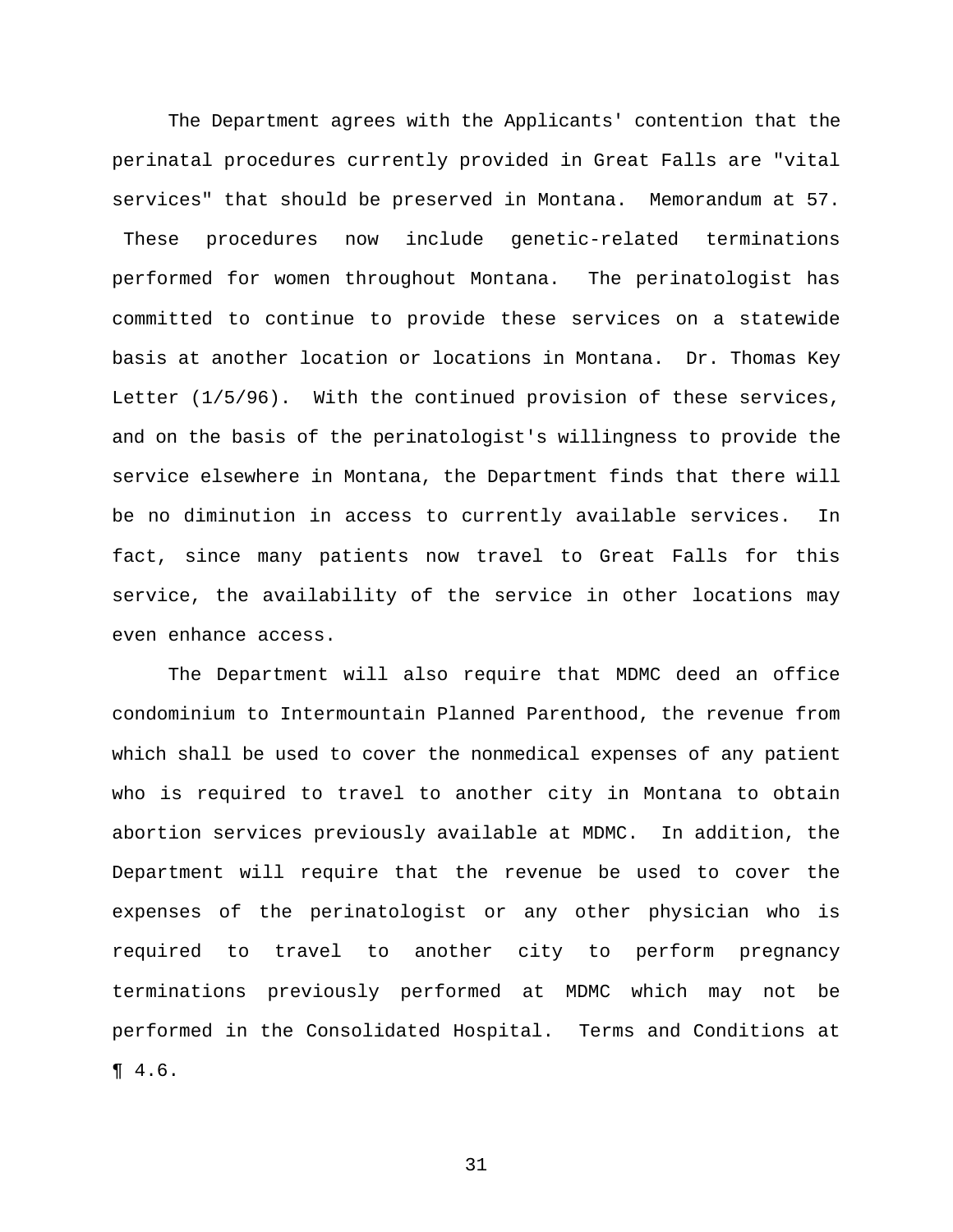The Department agrees with the Applicants' contention that the perinatal procedures currently provided in Great Falls are "vital services" that should be preserved in Montana. Memorandum at 57. These procedures now include genetic-related terminations performed for women throughout Montana. The perinatologist has committed to continue to provide these services on a statewide basis at another location or locations in Montana. Dr. Thomas Key Letter (1/5/96). With the continued provision of these services, and on the basis of the perinatologist's willingness to provide the service elsewhere in Montana, the Department finds that there will be no diminution in access to currently available services. In fact, since many patients now travel to Great Falls for this service, the availability of the service in other locations may even enhance access.

The Department will also require that MDMC deed an office condominium to Intermountain Planned Parenthood, the revenue from which shall be used to cover the nonmedical expenses of any patient who is required to travel to another city in Montana to obtain abortion services previously available at MDMC. In addition, the Department will require that the revenue be used to cover the expenses of the perinatologist or any other physician who is required to travel to another city to perform pregnancy terminations previously performed at MDMC which may not be performed in the Consolidated Hospital. Terms and Conditions at ¶ 4.6.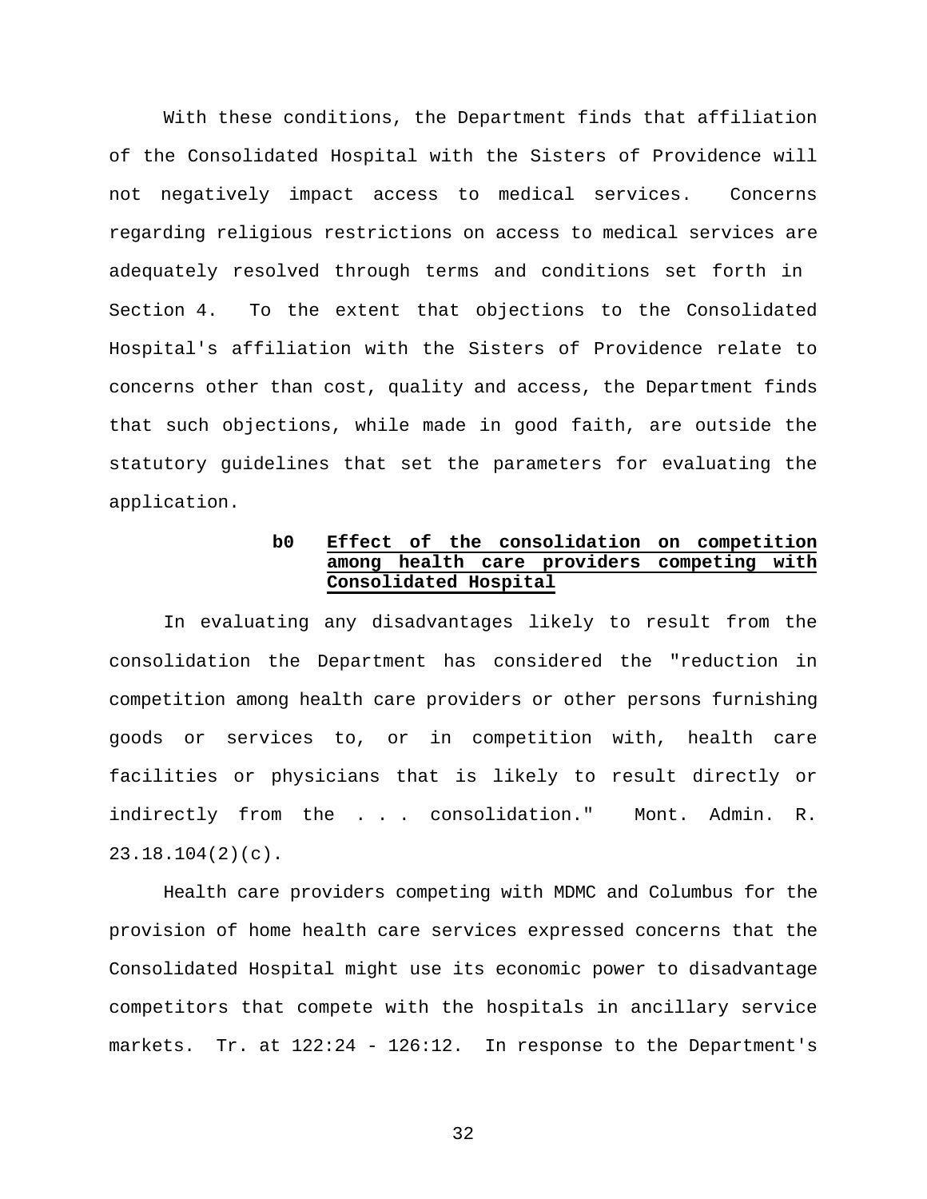With these conditions, the Department finds that affiliation of the Consolidated Hospital with the Sisters of Providence will not negatively impact access to medical services. Concerns regarding religious restrictions on access to medical services are adequately resolved through terms and conditions set forth in Section 4. To the extent that objections to the Consolidated Hospital's affiliation with the Sisters of Providence relate to concerns other than cost, quality and access, the Department finds that such objections, while made in good faith, are outside the statutory guidelines that set the parameters for evaluating the application.

**b0 <u>Effect of the consolidation on competition among health care providers competing with Consolidated Hospital</u>**

In evaluating any disadvantages likely to result from the consolidation the Department has considered the "reduction in competition among health care providers or other persons furnishing goods or services to, or in competition with, health care facilities or physicians that is likely to result directly or indirectly from the . . . consolidation." Mont. Admin. R. 23.18.104(2)(c).

Health care providers competing with MDMC and Columbus for the provision of home health care services expressed concerns that the Consolidated Hospital might use its economic power to disadvantage competitors that compete with the hospitals in ancillary service markets. Tr. at 122:24 - 126:12. In response to the Department's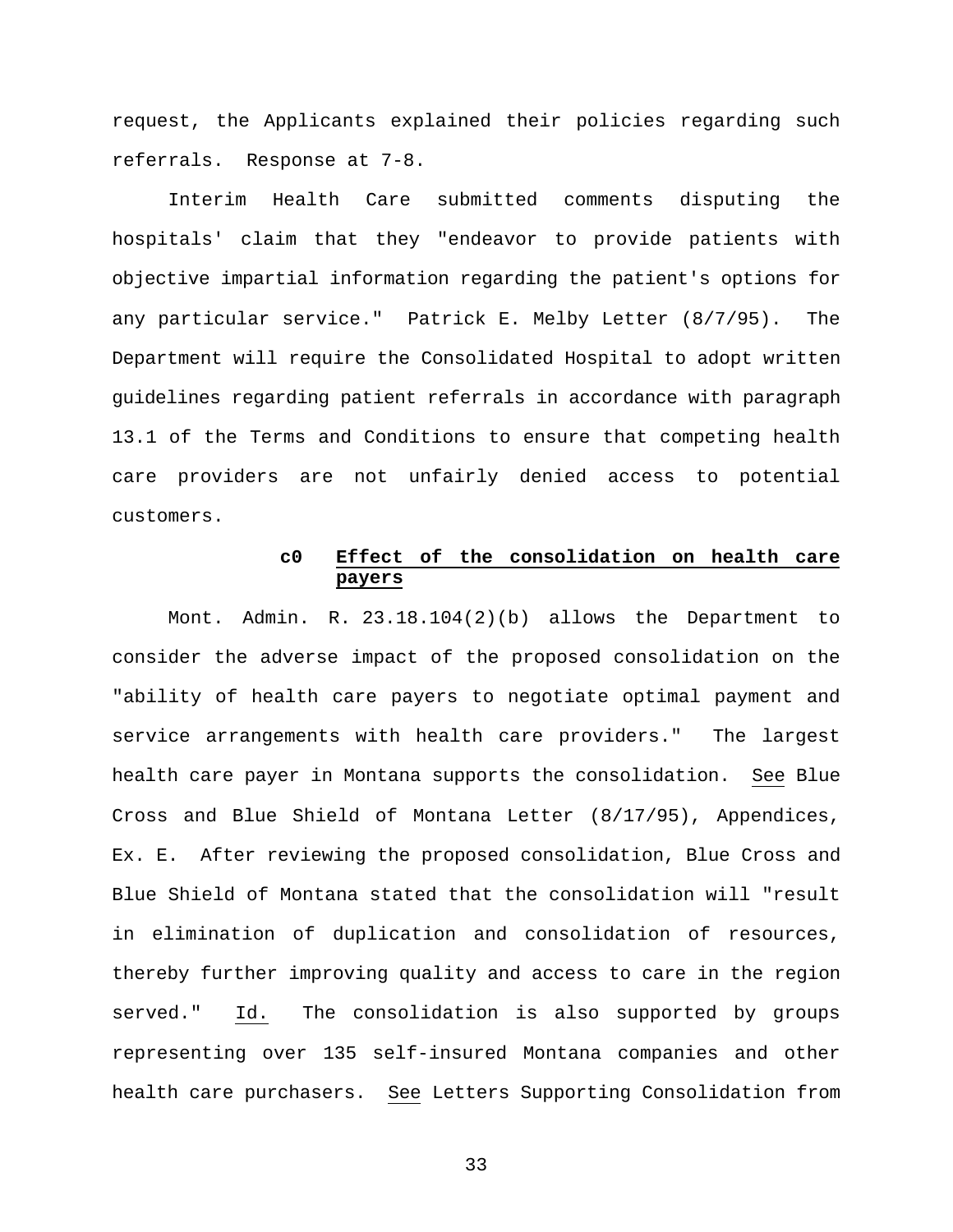request, the Applicants explained their policies regarding such referrals. Response at 7-8.

Interim Health Care submitted comments disputing the hospitals' claim that they "endeavor to provide patients with objective impartial information regarding the patient's options for any particular service." Patrick E. Melby Letter (8/7/95). The Department will require the Consolidated Hospital to adopt written guidelines regarding patient referrals in accordance with paragraph 13.1 of the Terms and Conditions to ensure that competing health care providers are not unfairly denied access to potential customers.

### c0 Effect of the consolidation on health care payers

Mont. Admin. R. 23.18.104(2)(b) allows the Department to consider the adverse impact of the proposed consolidation on the "ability of health care payers to negotiate optimal payment and service arrangements with health care providers." The largest health care payer in Montana supports the consolidation. See Blue Cross and Blue Shield of Montana Letter (8/17/95), Appendices, Ex. E. After reviewing the proposed consolidation, Blue Cross and Blue Shield of Montana stated that the consolidation will "result in elimination of duplication and consolidation of resources, thereby further improving quality and access to care in the region served." Id. The consolidation is also supported by groups representing over 135 self-insured Montana companies and other health care purchasers. See Letters Supporting Consolidation from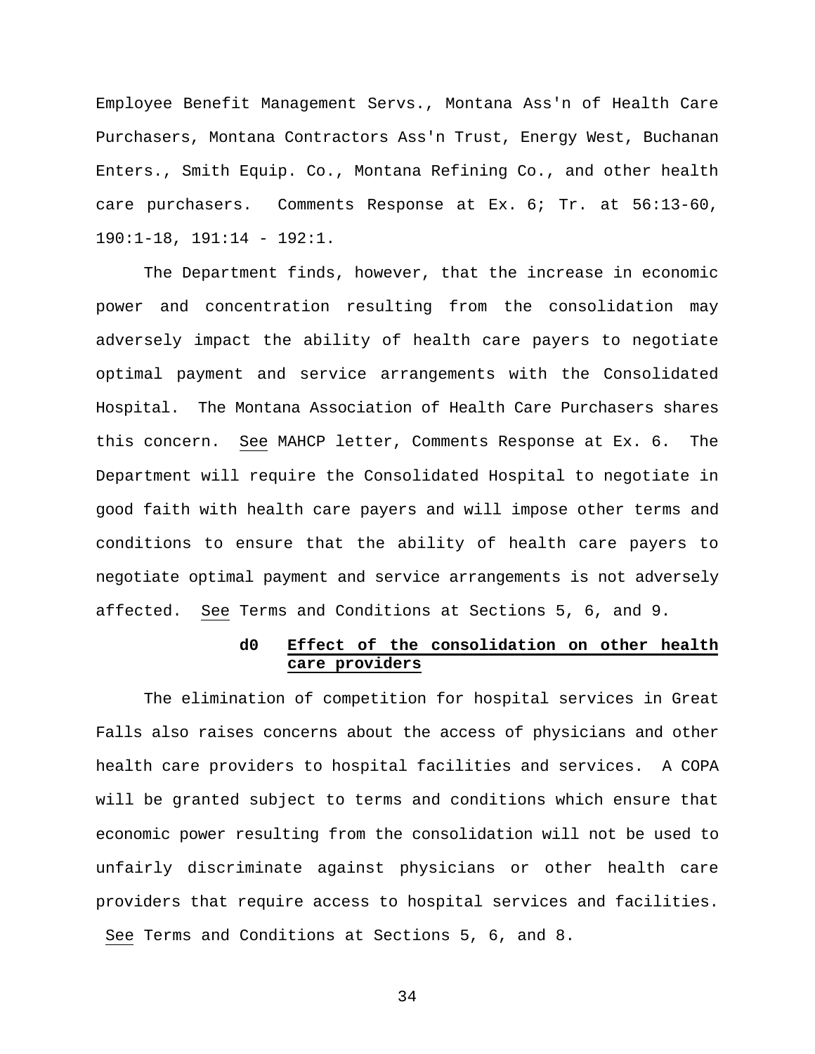Employee Benefit Management Servs., Montana Ass'n of Health Care Purchasers, Montana Contractors Ass'n Trust, Energy West, Buchanan Enters., Smith Equip. Co., Montana Refining Co., and other health care purchasers. Comments Response at Ex. 6; Tr. at 56:13-60, 190:1-18, 191:14 - 192:1.

The Department finds, however, that the increase in economic power and concentration resulting from the consolidation may adversely impact the ability of health care payers to negotiate optimal payment and service arrangements with the Consolidated Hospital. The Montana Association of Health Care Purchasers shares this concern. See MAHCP letter, Comments Response at Ex. 6. The Department will require the Consolidated Hospital to negotiate in good faith with health care payers and will impose other terms and conditions to ensure that the ability of health care payers to negotiate optimal payment and service arrangements is not adversely affected. See Terms and Conditions at Sections 5, 6, and 9.

**d0 Effect of the consolidation on other health care providers**

The elimination of competition for hospital services in Great Falls also raises concerns about the access of physicians and other health care providers to hospital facilities and services. A COPA will be granted subject to terms and conditions which ensure that economic power resulting from the consolidation will not be used to unfairly discriminate against physicians or other health care providers that require access to hospital services and facilities. See Terms and Conditions at Sections 5, 6, and 8.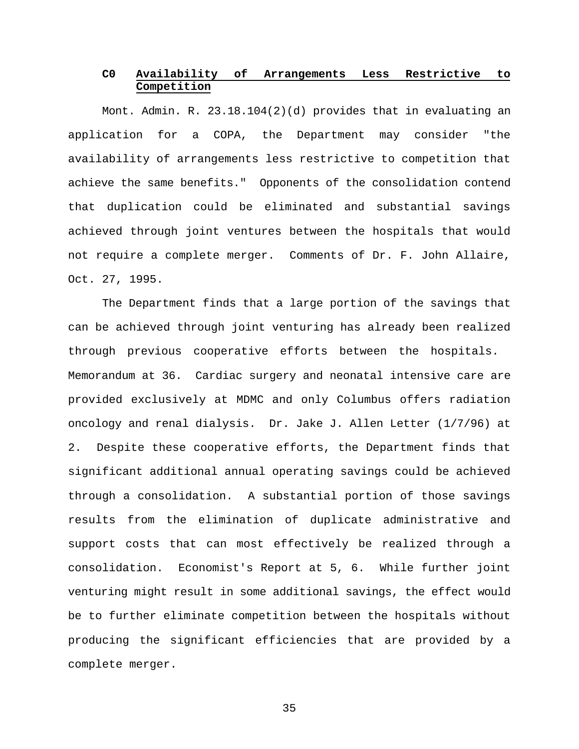### C0 **Availability of Arrangements Less Restrictive to Competition**

Mont. Admin. R. 23.18.104(2)(d) provides that in evaluating an application for a COPA, the Department may consider "the availability of arrangements less restrictive to competition that achieve the same benefits." Opponents of the consolidation contend that duplication could be eliminated and substantial savings achieved through joint ventures between the hospitals that would not require a complete merger. Comments of Dr. F. John Allaire, Oct. 27, 1995.

The Department finds that a large portion of the savings that can be achieved through joint venturing has already been realized through previous cooperative efforts between the hospitals. Memorandum at 36. Cardiac surgery and neonatal intensive care are provided exclusively at MDMC and only Columbus offers radiation oncology and renal dialysis. Dr. Jake J. Allen Letter (1/7/96) at 2. Despite these cooperative efforts, the Department finds that significant additional annual operating savings could be achieved through a consolidation. A substantial portion of those savings results from the elimination of duplicate administrative and support costs that can most effectively be realized through a consolidation. Economist's Report at 5, 6. While further joint venturing might result in some additional savings, the effect would be to further eliminate competition between the hospitals without producing the significant efficiencies that are provided by a complete merger.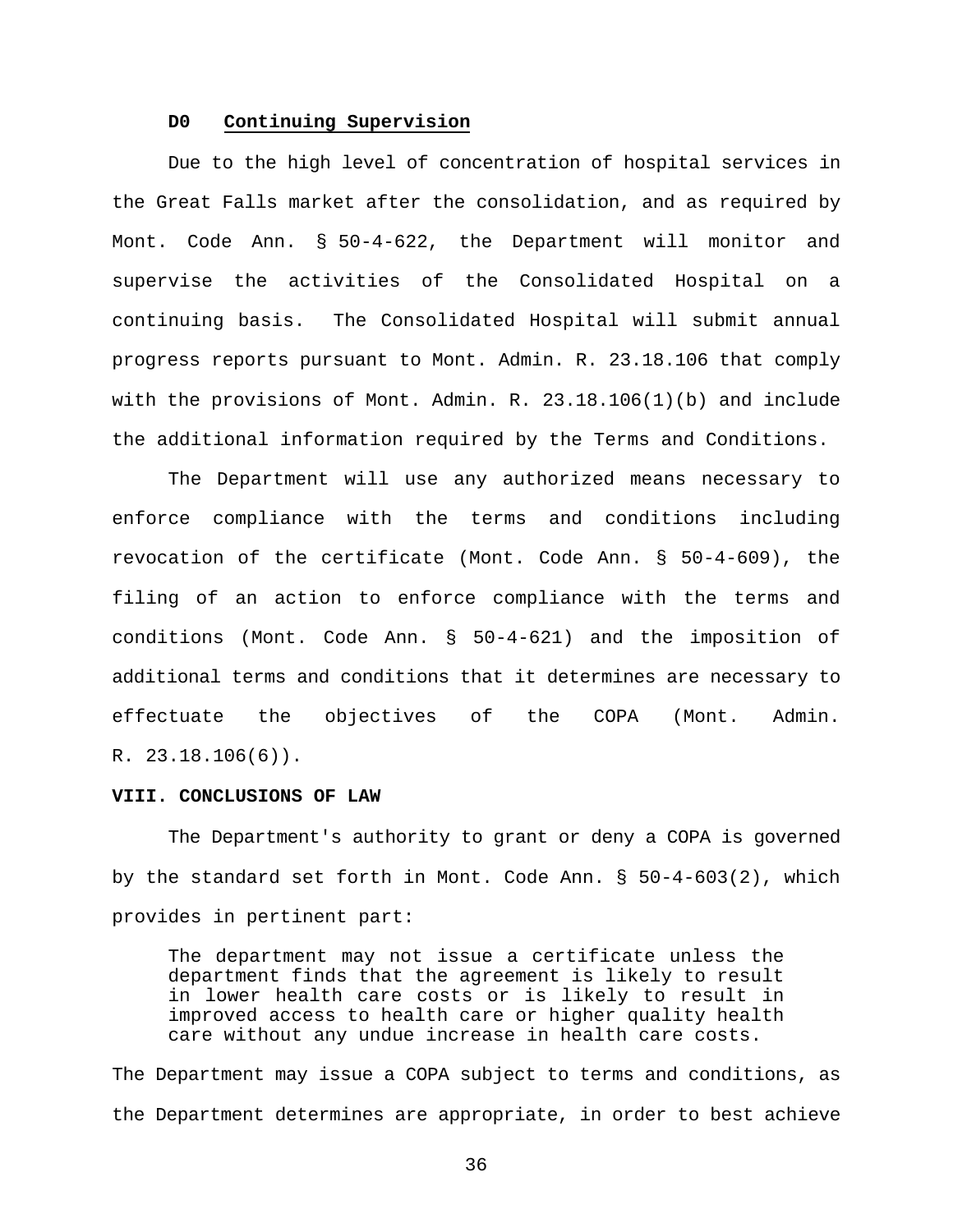### D0 Continuing Supervision

Due to the high level of concentration of hospital services in the Great Falls market after the consolidation, and as required by Mont. Code Ann. § 50-4-622, the Department will monitor and supervise the activities of the Consolidated Hospital on a continuing basis. The Consolidated Hospital will submit annual progress reports pursuant to Mont. Admin. R. 23.18.106 that comply with the provisions of Mont. Admin. R. 23.18.106(1)(b) and include the additional information required by the Terms and Conditions.

The Department will use any authorized means necessary to enforce compliance with the terms and conditions including revocation of the certificate (Mont. Code Ann. § 50-4-609), the filing of an action to enforce compliance with the terms and conditions (Mont. Code Ann. § 50-4-621) and the imposition of additional terms and conditions that it determines are necessary to effectuate the objectives of the COPA (Mont. Admin. R. 23.18.106(6)).

## VIII. CONCLUSIONS OF LAW

The Department's authority to grant or deny a COPA is governed by the standard set forth in Mont. Code Ann. § 50-4-603(2), which provides in pertinent part:

> The department may not issue a certificate unless the department finds that the agreement is likely to result in lower health care costs or is likely to result in improved access to health care or higher quality health care without any undue increase in health care costs.

The Department may issue a COPA subject to terms and conditions, as the Department determines are appropriate, in order to best achieve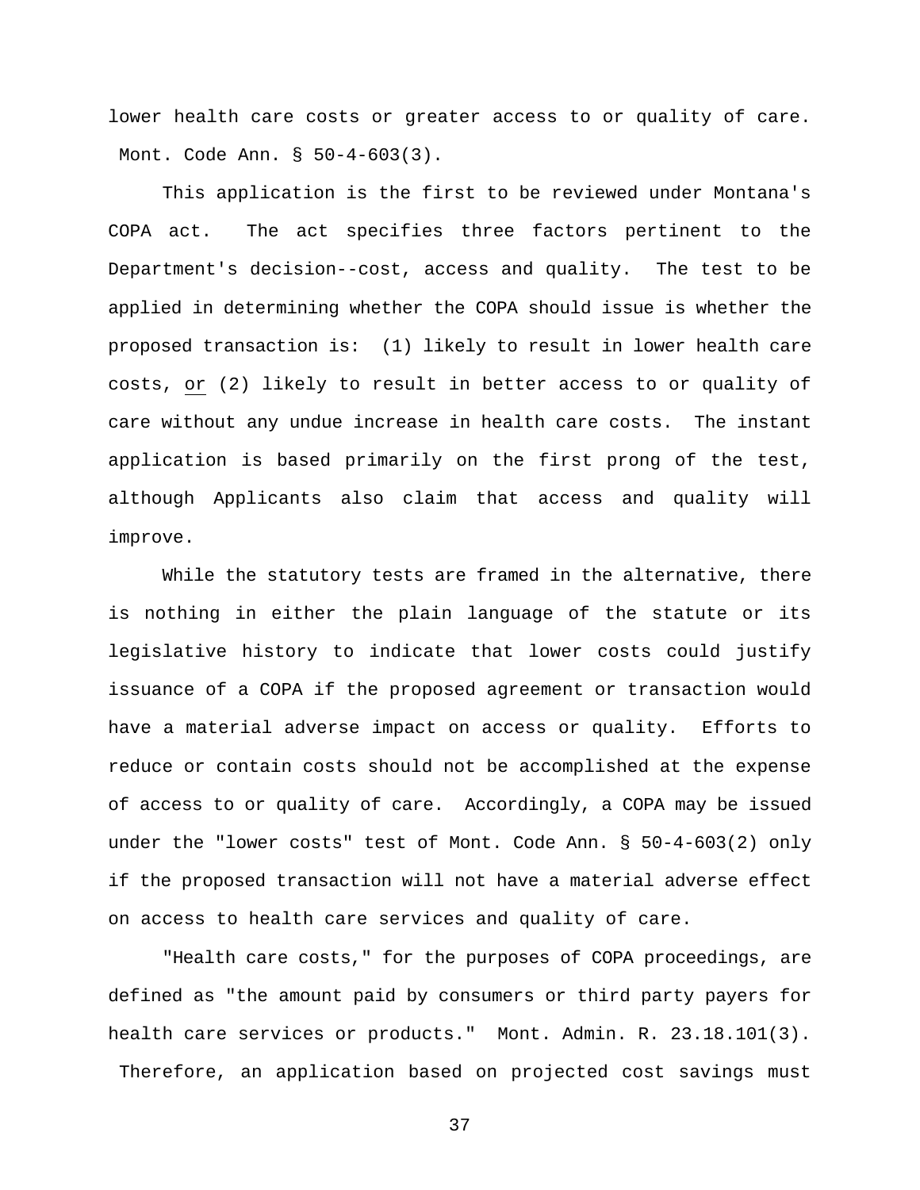lower health care costs or greater access to or quality of care. Mont. Code Ann. § 50-4-603(3).

This application is the first to be reviewed under Montana's COPA act. The act specifies three factors pertinent to the Department's decision--cost, access and quality. The test to be applied in determining whether the COPA should issue is whether the proposed transaction is: (1) likely to result in lower health care costs, <u>or</u> (2) likely to result in better access to or quality of care without any undue increase in health care costs. The instant application is based primarily on the first prong of the test, although Applicants also claim that access and quality will improve.

While the statutory tests are framed in the alternative, there is nothing in either the plain language of the statute or its legislative history to indicate that lower costs could justify issuance of a COPA if the proposed agreement or transaction would have a material adverse impact on access or quality. Efforts to reduce or contain costs should not be accomplished at the expense of access to or quality of care. Accordingly, a COPA may be issued under the "lower costs" test of Mont. Code Ann. § 50-4-603(2) only if the proposed transaction will not have a material adverse effect on access to health care services and quality of care.

"Health care costs," for the purposes of COPA proceedings, are defined as "the amount paid by consumers or third party payers for health care services or products." Mont. Admin. R. 23.18.101(3). Therefore, an application based on projected cost savings must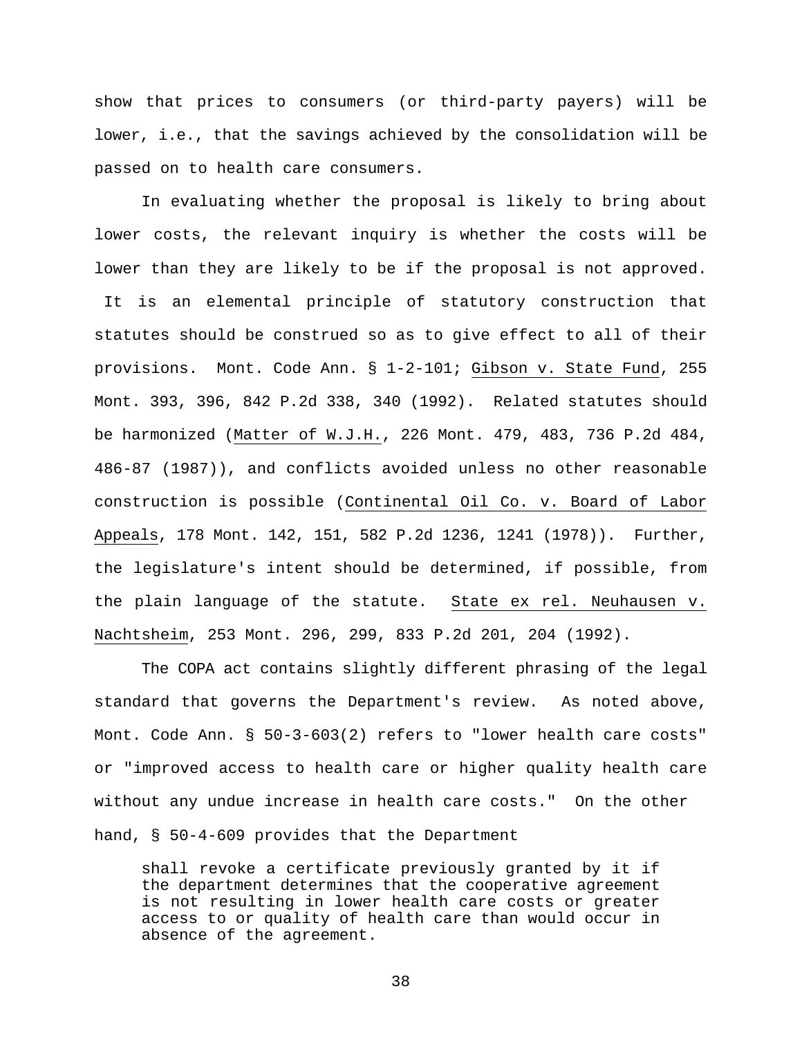show that prices to consumers (or third-party payers) will be lower, i.e., that the savings achieved by the consolidation will be passed on to health care consumers.

In evaluating whether the proposal is likely to bring about lower costs, the relevant inquiry is whether the costs will be lower than they are likely to be if the proposal is not approved. It is an elemental principle of statutory construction that statutes should be construed so as to give effect to all of their provisions. Mont. Code Ann. § 1-2-101; Gibson v. State Fund, 255 Mont. 393, 396, 842 P.2d 338, 340 (1992). Related statutes should be harmonized (Matter of W.J.H., 226 Mont. 479, 483, 736 P.2d 484, 486-87 (1987)), and conflicts avoided unless no other reasonable construction is possible (Continental Oil Co. v. Board of Labor Appeals, 178 Mont. 142, 151, 582 P.2d 1236, 1241 (1978)). Further, the legislature's intent should be determined, if possible, from the plain language of the statute. State ex rel. Neuhausen v. Nachtsheim, 253 Mont. 296, 299, 833 P.2d 201, 204 (1992).

The COPA act contains slightly different phrasing of the legal standard that governs the Department's review. As noted above, Mont. Code Ann. § 50-3-603(2) refers to "lower health care costs" or "improved access to health care or higher quality health care without any undue increase in health care costs." On the other hand, § 50-4-609 provides that the Department

> shall revoke a certificate previously granted by it if the department determines that the cooperative agreement is not resulting in lower health care costs or greater access to or quality of health care than would occur in absence of the agreement.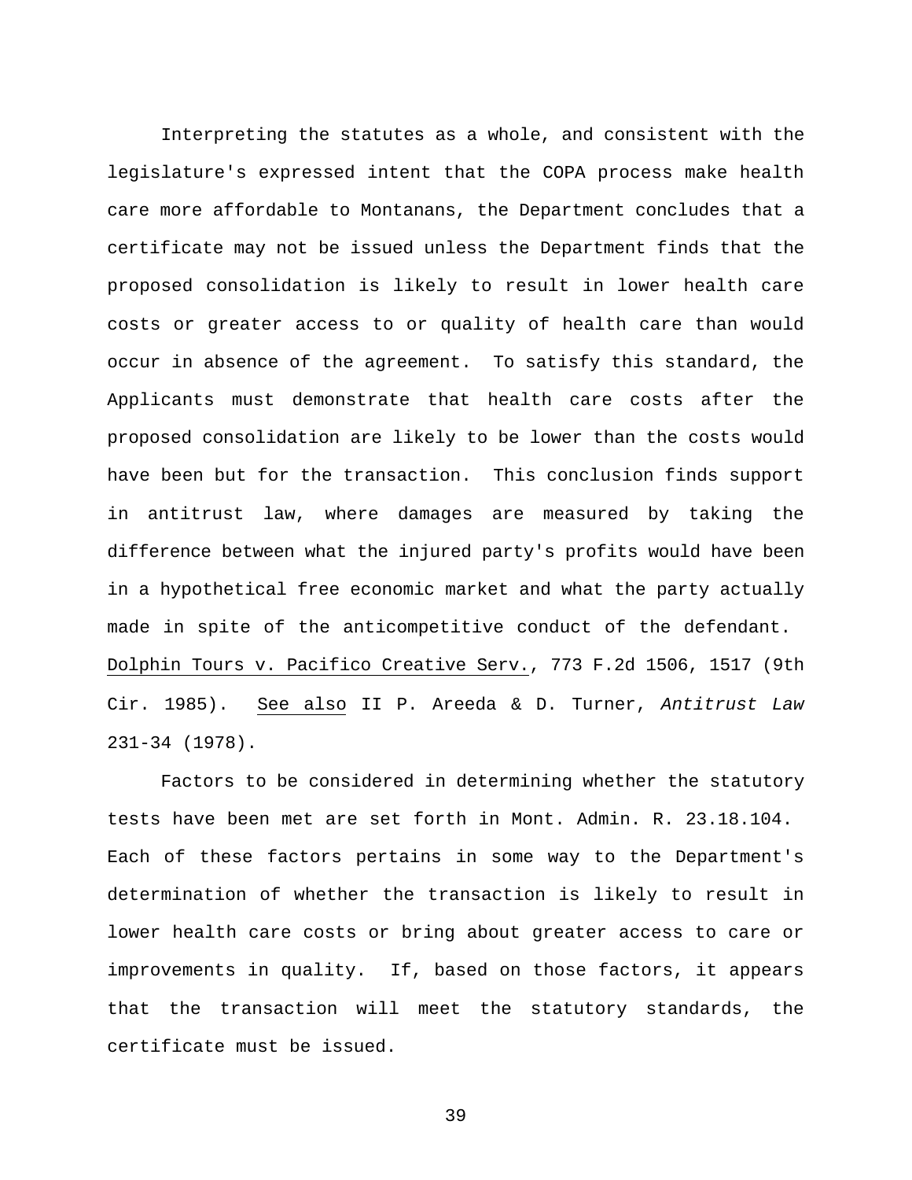Interpreting the statutes as a whole, and consistent with the legislature's expressed intent that the COPA process make health care more affordable to Montanans, the Department concludes that a certificate may not be issued unless the Department finds that the proposed consolidation is likely to result in lower health care costs or greater access to or quality of health care than would occur in absence of the agreement. To satisfy this standard, the Applicants must demonstrate that health care costs after the proposed consolidation are likely to be lower than the costs would have been but for the transaction. This conclusion finds support in antitrust law, where damages are measured by taking the difference between what the injured party's profits would have been in a hypothetical free economic market and what the party actually made in spite of the anticompetitive conduct of the defendant. Dolphin Tours v. Pacifico Creative Serv., 773 F.2d 1506, 1517 (9th Cir. 1985). See also II P. Areeda & D. Turner, *Antitrust Law* 231-34 (1978).

Factors to be considered in determining whether the statutory tests have been met are set forth in Mont. Admin. R. 23.18.104. Each of these factors pertains in some way to the Department's determination of whether the transaction is likely to result in lower health care costs or bring about greater access to care or improvements in quality. If, based on those factors, it appears that the transaction will meet the statutory standards, the certificate must be issued.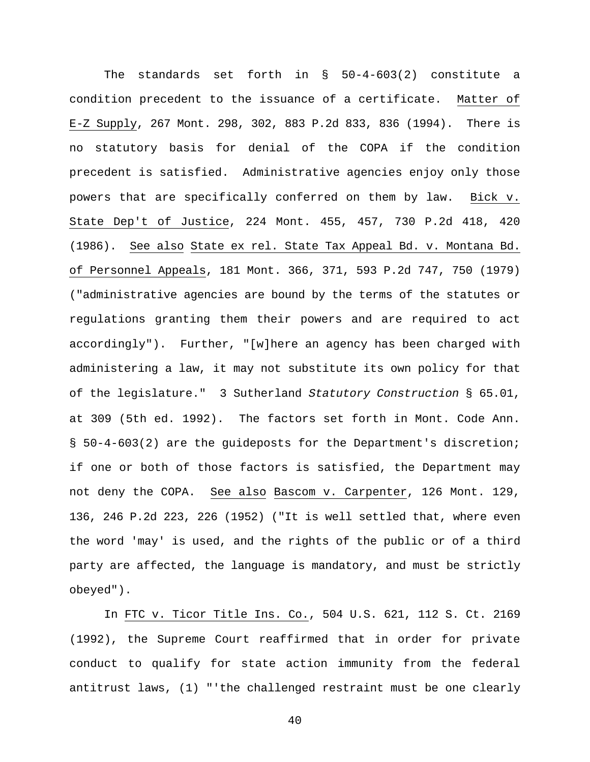The standards set forth in § 50-4-603(2) constitute a condition precedent to the issuance of a certificate. Matter of E-Z Supply, 267 Mont. 298, 302, 883 P.2d 833, 836 (1994). There is no statutory basis for denial of the COPA if the condition precedent is satisfied. Administrative agencies enjoy only those powers that are specifically conferred on them by law. Bick v. State Dep't of Justice, 224 Mont. 455, 457, 730 P.2d 418, 420 (1986). See also State ex rel. State Tax Appeal Bd. v. Montana Bd. of Personnel Appeals, 181 Mont. 366, 371, 593 P.2d 747, 750 (1979) ("administrative agencies are bound by the terms of the statutes or regulations granting them their powers and are required to act accordingly"). Further, "[w]here an agency has been charged with administering a law, it may not substitute its own policy for that of the legislature." 3 Sutherland *Statutory Construction* § 65.01, at 309 (5th ed. 1992). The factors set forth in Mont. Code Ann. § 50-4-603(2) are the guideposts for the Department's discretion; if one or both of those factors is satisfied, the Department may not deny the COPA. See also Bascom v. Carpenter, 126 Mont. 129, 136, 246 P.2d 223, 226 (1952) ("It is well settled that, where even the word 'may' is used, and the rights of the public or of a third party are affected, the language is mandatory, and must be strictly obeyed").

In FTC v. Ticor Title Ins. Co., 504 U.S. 621, 112 S. Ct. 2169 (1992), the Supreme Court reaffirmed that in order for private conduct to qualify for state action immunity from the federal antitrust laws, (1) "'the challenged restraint must be one clearly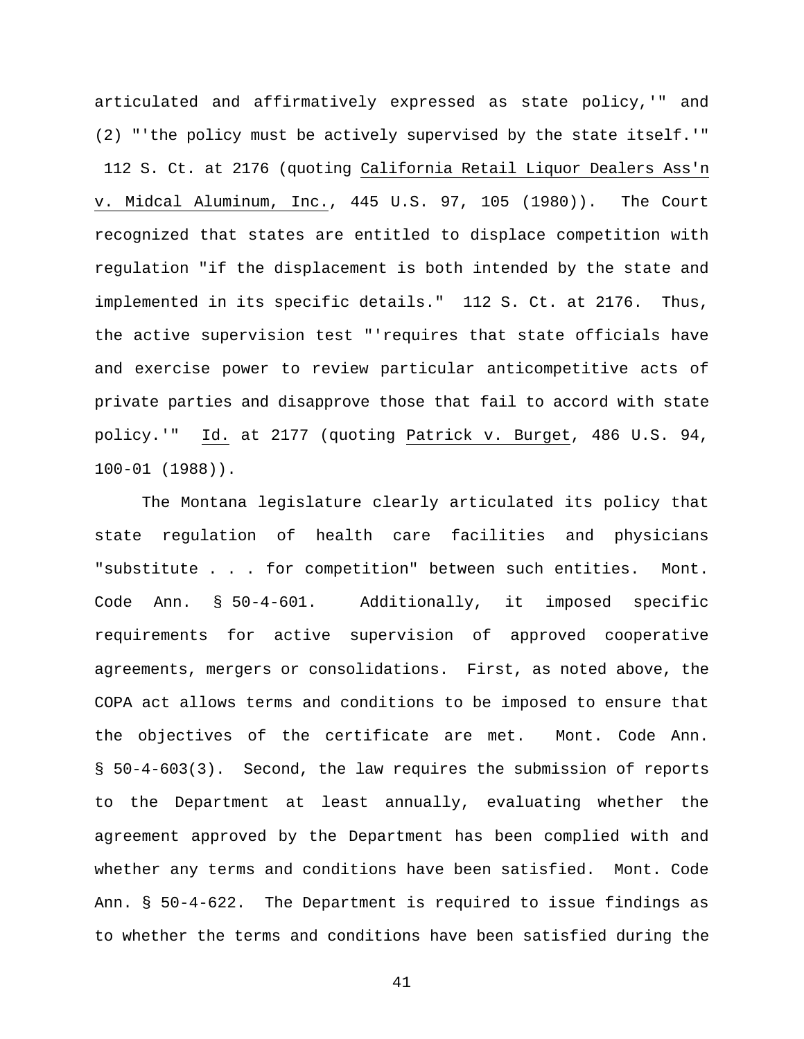articulated and affirmatively expressed as state policy,'" and (2) "'the policy must be actively supervised by the state itself.'" 112 S. Ct. at 2176 (quoting California Retail Liquor Dealers Ass'n v. Midcal Aluminum, Inc., 445 U.S. 97, 105 (1980)). The Court recognized that states are entitled to displace competition with regulation "if the displacement is both intended by the state and implemented in its specific details." 112 S. Ct. at 2176. Thus, the active supervision test "'requires that state officials have and exercise power to review particular anticompetitive acts of private parties and disapprove those that fail to accord with state policy.'" Id. at 2177 (quoting Patrick v. Burget, 486 U.S. 94, 100-01 (1988)).

The Montana legislature clearly articulated its policy that state regulation of health care facilities and physicians "substitute . . . for competition" between such entities. Mont. Code Ann. § 50-4-601. Additionally, it imposed specific requirements for active supervision of approved cooperative agreements, mergers or consolidations. First, as noted above, the COPA act allows terms and conditions to be imposed to ensure that the objectives of the certificate are met. Mont. Code Ann. § 50-4-603(3). Second, the law requires the submission of reports to the Department at least annually, evaluating whether the agreement approved by the Department has been complied with and whether any terms and conditions have been satisfied. Mont. Code Ann. § 50-4-622. The Department is required to issue findings as to whether the terms and conditions have been satisfied during the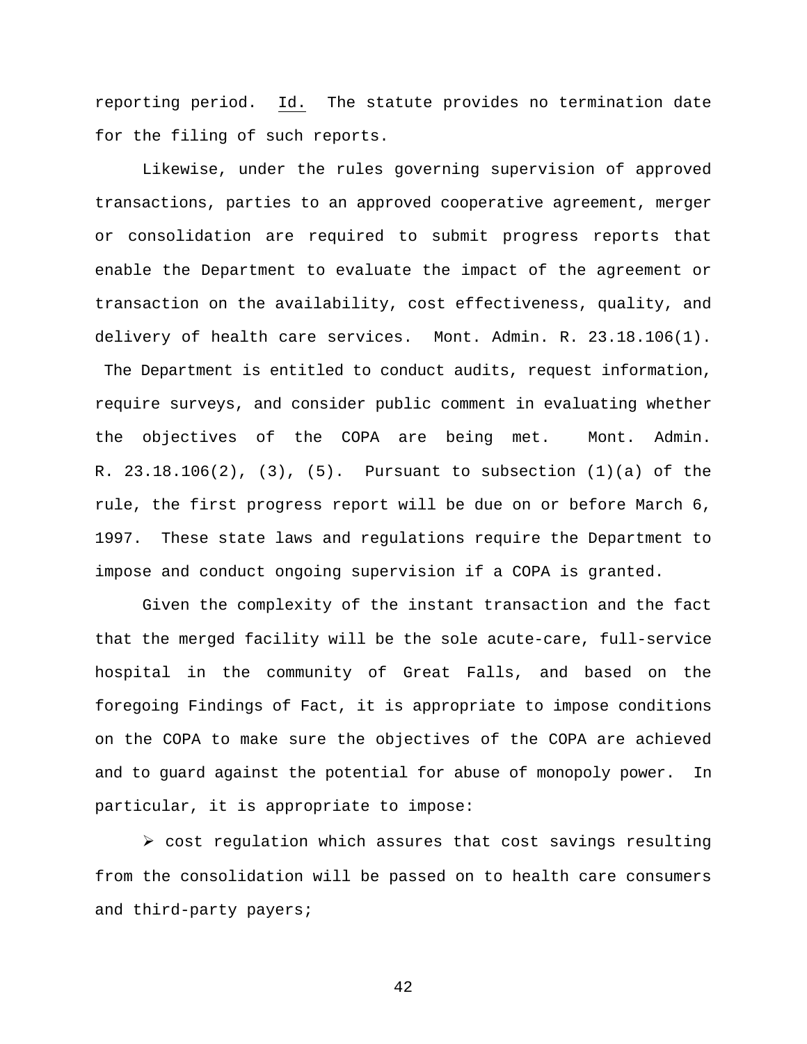reporting period. Id. The statute provides no termination date for the filing of such reports.

Likewise, under the rules governing supervision of approved transactions, parties to an approved cooperative agreement, merger or consolidation are required to submit progress reports that enable the Department to evaluate the impact of the agreement or transaction on the availability, cost effectiveness, quality, and delivery of health care services. Mont. Admin. R. 23.18.106(1). The Department is entitled to conduct audits, request information, require surveys, and consider public comment in evaluating whether the objectives of the COPA are being met. Mont. Admin. R. 23.18.106(2), (3), (5). Pursuant to subsection (1)(a) of the rule, the first progress report will be due on or before March 6, 1997. These state laws and regulations require the Department to impose and conduct ongoing supervision if a COPA is granted.

Given the complexity of the instant transaction and the fact that the merged facility will be the sole acute-care, full-service hospital in the community of Great Falls, and based on the foregoing Findings of Fact, it is appropriate to impose conditions on the COPA to make sure the objectives of the COPA are achieved and to guard against the potential for abuse of monopoly power. In particular, it is appropriate to impose:

- cost regulation which assures that cost savings resulting from the consolidation will be passed on to health care consumers and third-party payers;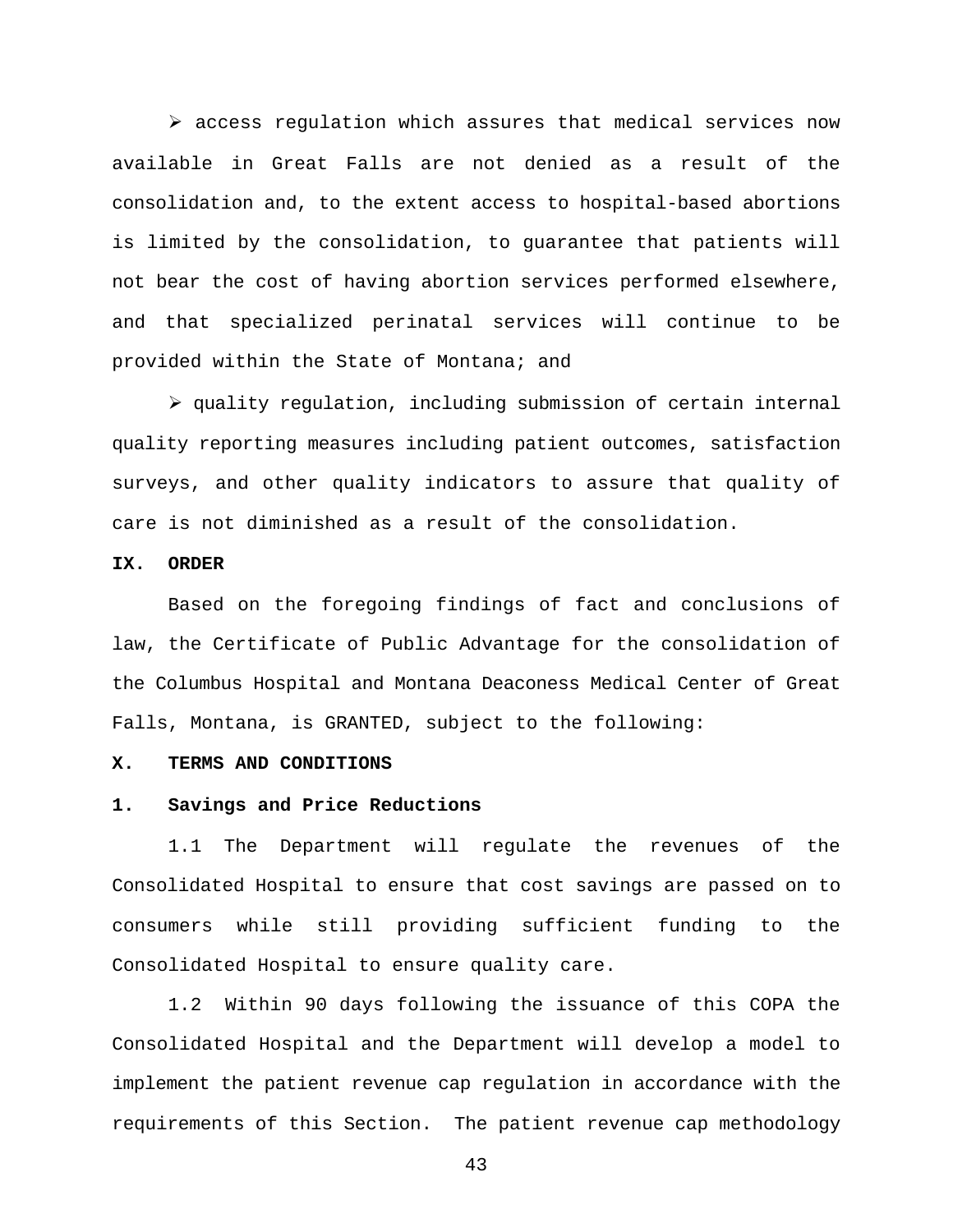- access regulation which assures that medical services now available in Great Falls are not denied as a result of the consolidation and, to the extent access to hospital-based abortions is limited by the consolidation, to guarantee that patients will not bear the cost of having abortion services performed elsewhere, and that specialized perinatal services will continue to be provided within the State of Montana; and

- quality regulation, including submission of certain internal quality reporting measures including patient outcomes, satisfaction surveys, and other quality indicators to assure that quality of care is not diminished as a result of the consolidation.

## IX. ORDER

Based on the foregoing findings of fact and conclusions of law, the Certificate of Public Advantage for the consolidation of the Columbus Hospital and Montana Deaconess Medical Center of Great Falls, Montana, is GRANTED, subject to the following:

## X. TERMS AND CONDITIONS

### 1. Savings and Price Reductions

1.1 The Department will regulate the revenues of the Consolidated Hospital to ensure that cost savings are passed on to consumers while still providing sufficient funding to the Consolidated Hospital to ensure quality care.

1.2 Within 90 days following the issuance of this COPA the Consolidated Hospital and the Department will develop a model to implement the patient revenue cap regulation in accordance with the requirements of this Section. The patient revenue cap methodology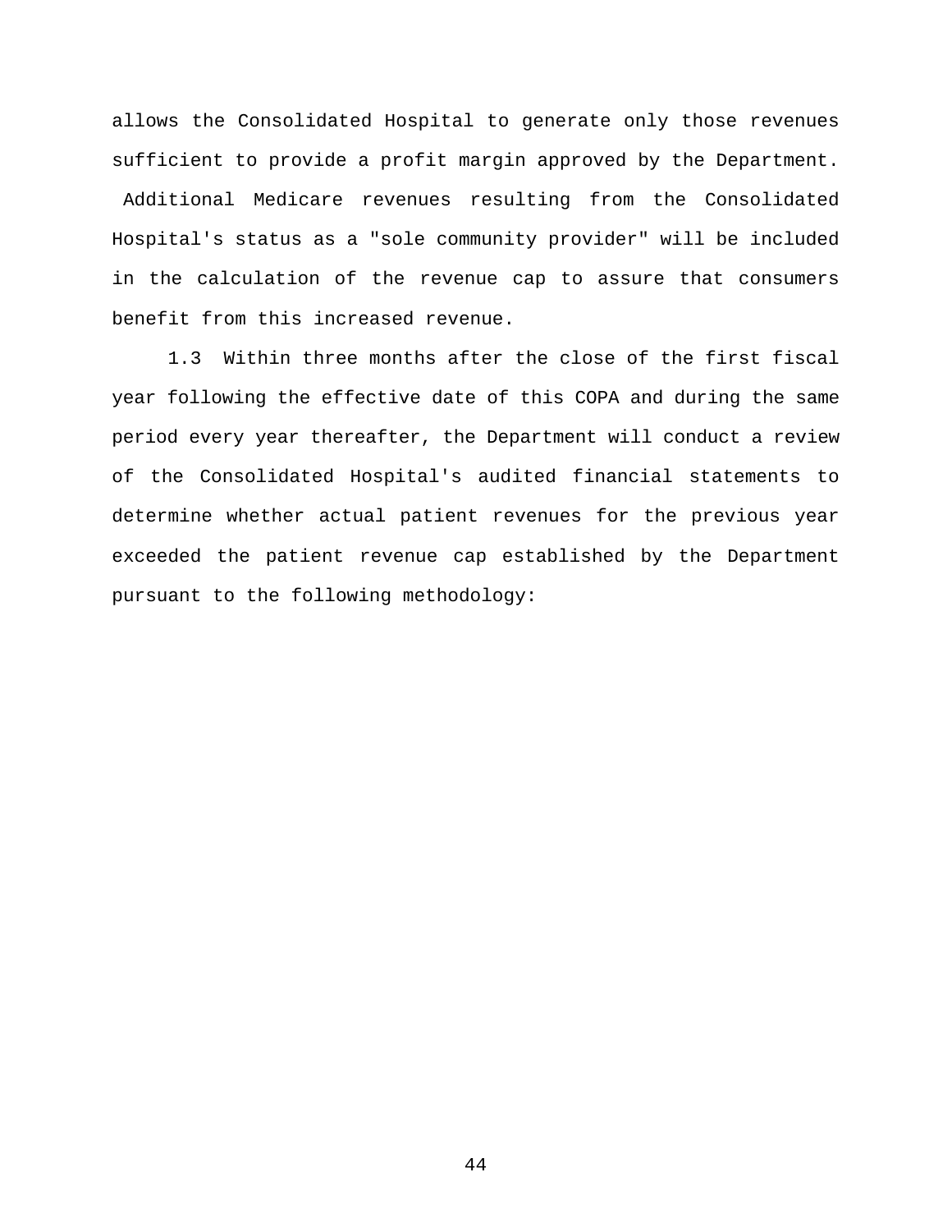allows the Consolidated Hospital to generate only those revenues sufficient to provide a profit margin approved by the Department. Additional Medicare revenues resulting from the Consolidated Hospital's status as a "sole community provider" will be included in the calculation of the revenue cap to assure that consumers benefit from this increased revenue.

1.3 Within three months after the close of the first fiscal year following the effective date of this COPA and during the same period every year thereafter, the Department will conduct a review of the Consolidated Hospital's audited financial statements to determine whether actual patient revenues for the previous year exceeded the patient revenue cap established by the Department pursuant to the following methodology: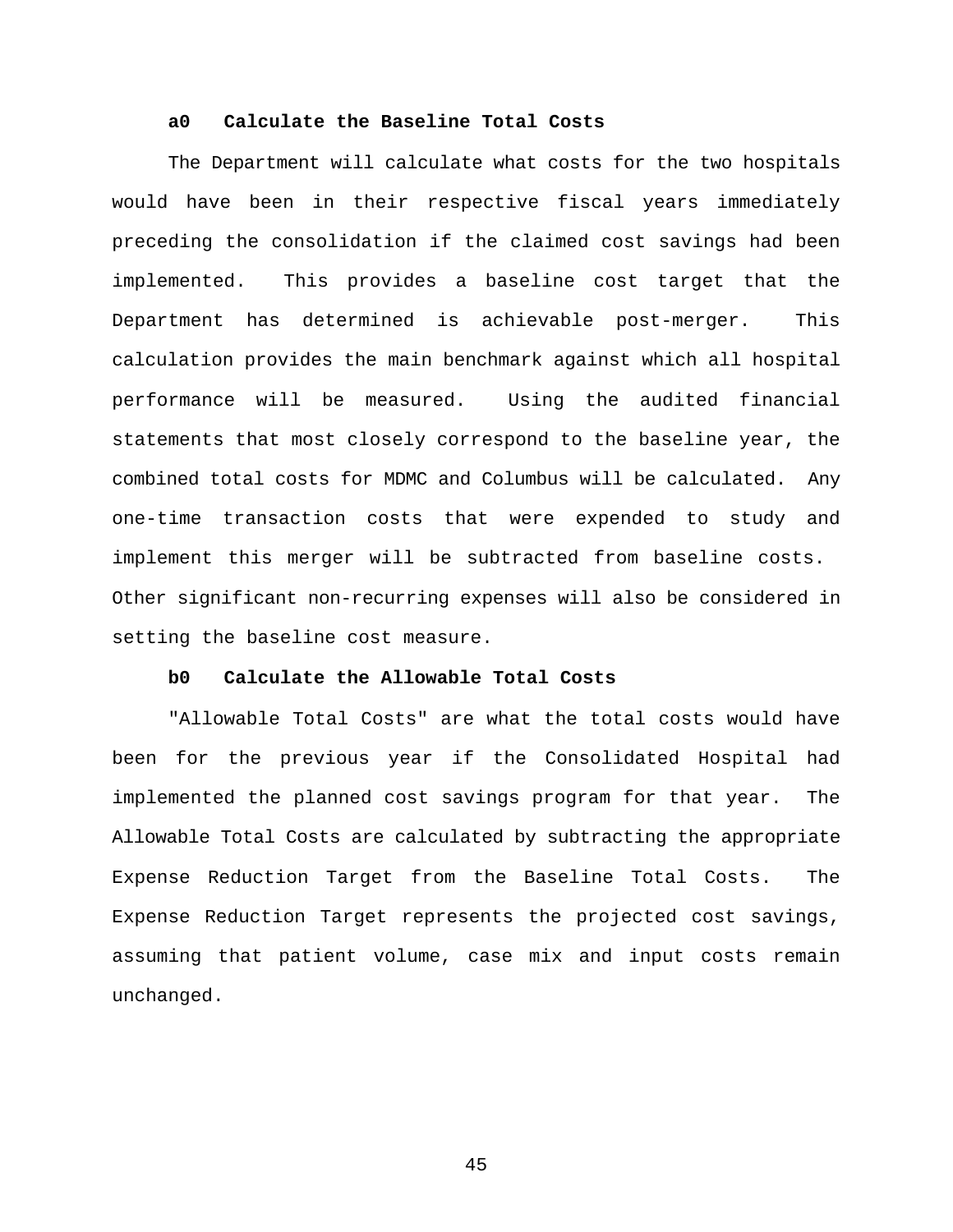**a0 Calculate the Baseline Total Costs**

The Department will calculate what costs for the two hospitals would have been in their respective fiscal years immediately preceding the consolidation if the claimed cost savings had been implemented. This provides a baseline cost target that the Department has determined is achievable post-merger. This calculation provides the main benchmark against which all hospital performance will be measured. Using the audited financial statements that most closely correspond to the baseline year, the combined total costs for MDMC and Columbus will be calculated. Any one-time transaction costs that were expended to study and implement this merger will be subtracted from baseline costs. Other significant non-recurring expenses will also be considered in setting the baseline cost measure.

**b0 Calculate the Allowable Total Costs**

"Allowable Total Costs" are what the total costs would have been for the previous year if the Consolidated Hospital had implemented the planned cost savings program for that year. The Allowable Total Costs are calculated by subtracting the appropriate Expense Reduction Target from the Baseline Total Costs. The Expense Reduction Target represents the projected cost savings, assuming that patient volume, case mix and input costs remain unchanged.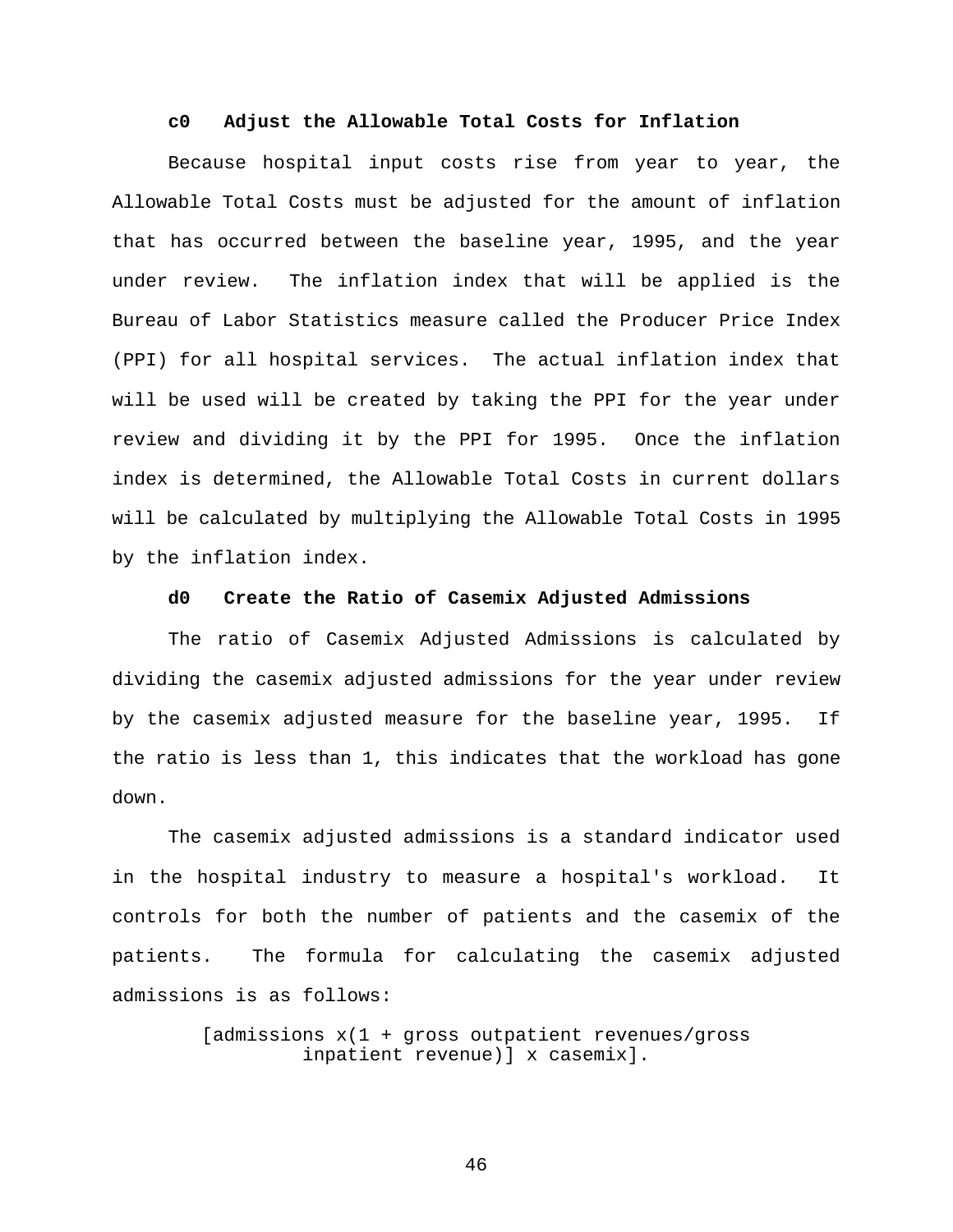**c0 Adjust the Allowable Total Costs for Inflation**

Because hospital input costs rise from year to year, the Allowable Total Costs must be adjusted for the amount of inflation that has occurred between the baseline year, 1995, and the year under review. The inflation index that will be applied is the Bureau of Labor Statistics measure called the Producer Price Index (PPI) for all hospital services. The actual inflation index that will be used will be created by taking the PPI for the year under review and dividing it by the PPI for 1995. Once the inflation index is determined, the Allowable Total Costs in current dollars will be calculated by multiplying the Allowable Total Costs in 1995 by the inflation index.

**d0 Create the Ratio of Casemix Adjusted Admissions**

The ratio of Casemix Adjusted Admissions is calculated by dividing the casemix adjusted admissions for the year under review by the casemix adjusted measure for the baseline year, 1995. If the ratio is less than 1, this indicates that the workload has gone down.

The casemix adjusted admissions is a standard indicator used in the hospital industry to measure a hospital's workload. It controls for both the number of patients and the casemix of the patients. The formula for calculating the casemix adjusted admissions is as follows:

[admissions x(1 + gross outpatient revenues/gross inpatient revenue)] x casemix].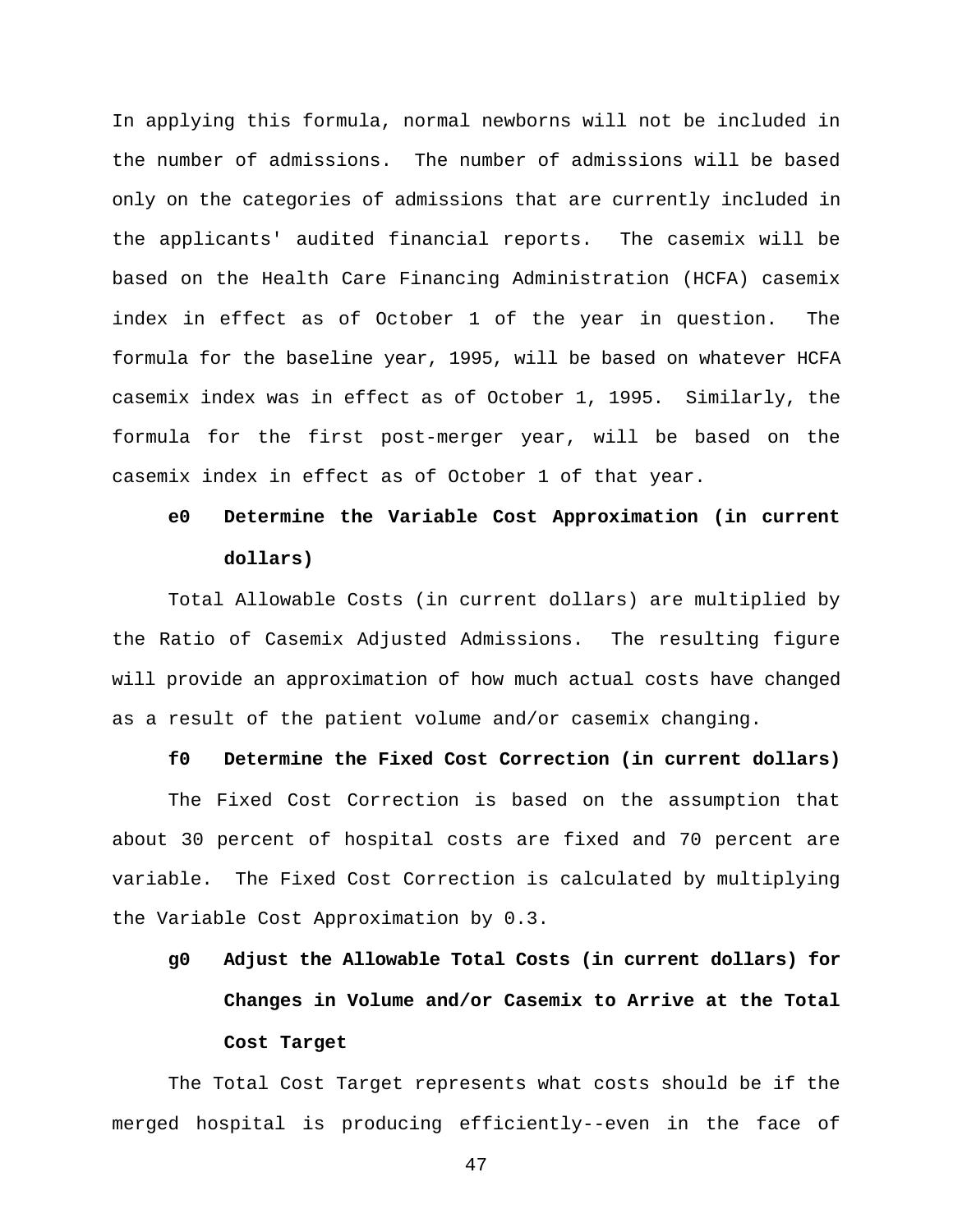In applying this formula, normal newborns will not be included in the number of admissions. The number of admissions will be based only on the categories of admissions that are currently included in the applicants' audited financial reports. The casemix will be based on the Health Care Financing Administration (HCFA) casemix index in effect as of October 1 of the year in question. The formula for the baseline year, 1995, will be based on whatever HCFA casemix index was in effect as of October 1, 1995. Similarly, the formula for the first post-merger year, will be based on the casemix index in effect as of October 1 of that year.

**e0 Determine the Variable Cost Approximation (in current dollars)**

Total Allowable Costs (in current dollars) are multiplied by the Ratio of Casemix Adjusted Admissions. The resulting figure will provide an approximation of how much actual costs have changed as a result of the patient volume and/or casemix changing.

**f0 Determine the Fixed Cost Correction (in current dollars)**

The Fixed Cost Correction is based on the assumption that about 30 percent of hospital costs are fixed and 70 percent are variable. The Fixed Cost Correction is calculated by multiplying the Variable Cost Approximation by 0.3.

**g0 Adjust the Allowable Total Costs (in current dollars) for Changes in Volume and/or Casemix to Arrive at the Total Cost Target**

The Total Cost Target represents what costs should be if the merged hospital is producing efficiently--even in the face of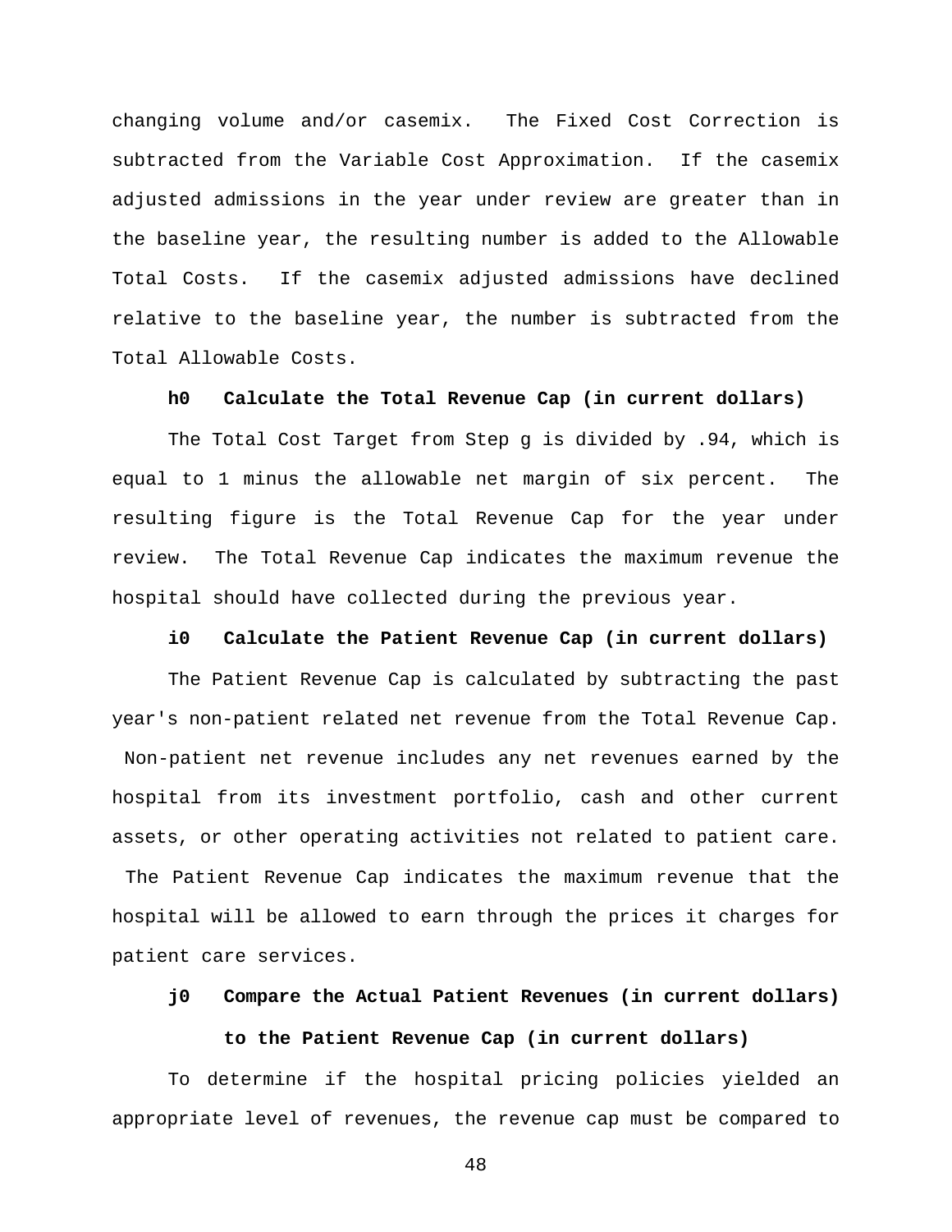changing volume and/or casemix. The Fixed Cost Correction is subtracted from the Variable Cost Approximation. If the casemix adjusted admissions in the year under review are greater than in the baseline year, the resulting number is added to the Allowable Total Costs. If the casemix adjusted admissions have declined relative to the baseline year, the number is subtracted from the Total Allowable Costs.

**h0 Calculate the Total Revenue Cap (in current dollars)**

The Total Cost Target from Step g is divided by .94, which is equal to 1 minus the allowable net margin of six percent. The resulting figure is the Total Revenue Cap for the year under review. The Total Revenue Cap indicates the maximum revenue the hospital should have collected during the previous year.

**i0 Calculate the Patient Revenue Cap (in current dollars)**

The Patient Revenue Cap is calculated by subtracting the past year's non-patient related net revenue from the Total Revenue Cap. Non-patient net revenue includes any net revenues earned by the hospital from its investment portfolio, cash and other current assets, or other operating activities not related to patient care. The Patient Revenue Cap indicates the maximum revenue that the hospital will be allowed to earn through the prices it charges for patient care services.

**j0 Compare the Actual Patient Revenues (in current dollars) to the Patient Revenue Cap (in current dollars)**

To determine if the hospital pricing policies yielded an appropriate level of revenues, the revenue cap must be compared to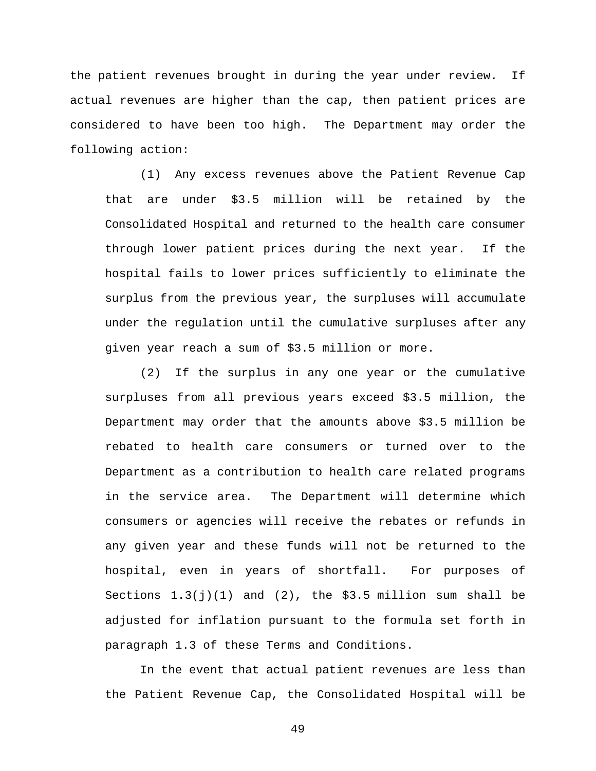the patient revenues brought in during the year under review. If actual revenues are higher than the cap, then patient prices are considered to have been too high. The Department may order the following action:

(1) Any excess revenues above the Patient Revenue Cap that are under $3.5 million will be retained by the Consolidated Hospital and returned to the health care consumer through lower patient prices during the next year. If the hospital fails to lower prices sufficiently to eliminate the surplus from the previous year, the surpluses will accumulate under the regulation until the cumulative surpluses after any given year reach a sum of $3.5 million or more.

(2) If the surplus in any one year or the cumulative surpluses from all previous years exceed $3.5 million, the Department may order that the amounts above $3.5 million be rebated to health care consumers or turned over to the Department as a contribution to health care related programs in the service area. The Department will determine which consumers or agencies will receive the rebates or refunds in any given year and these funds will not be returned to the hospital, even in years of shortfall. For purposes of Sections 1.3(j)(1) and (2), the $3.5 million sum shall be adjusted for inflation pursuant to the formula set forth in paragraph 1.3 of these Terms and Conditions.

In the event that actual patient revenues are less than the Patient Revenue Cap, the Consolidated Hospital will be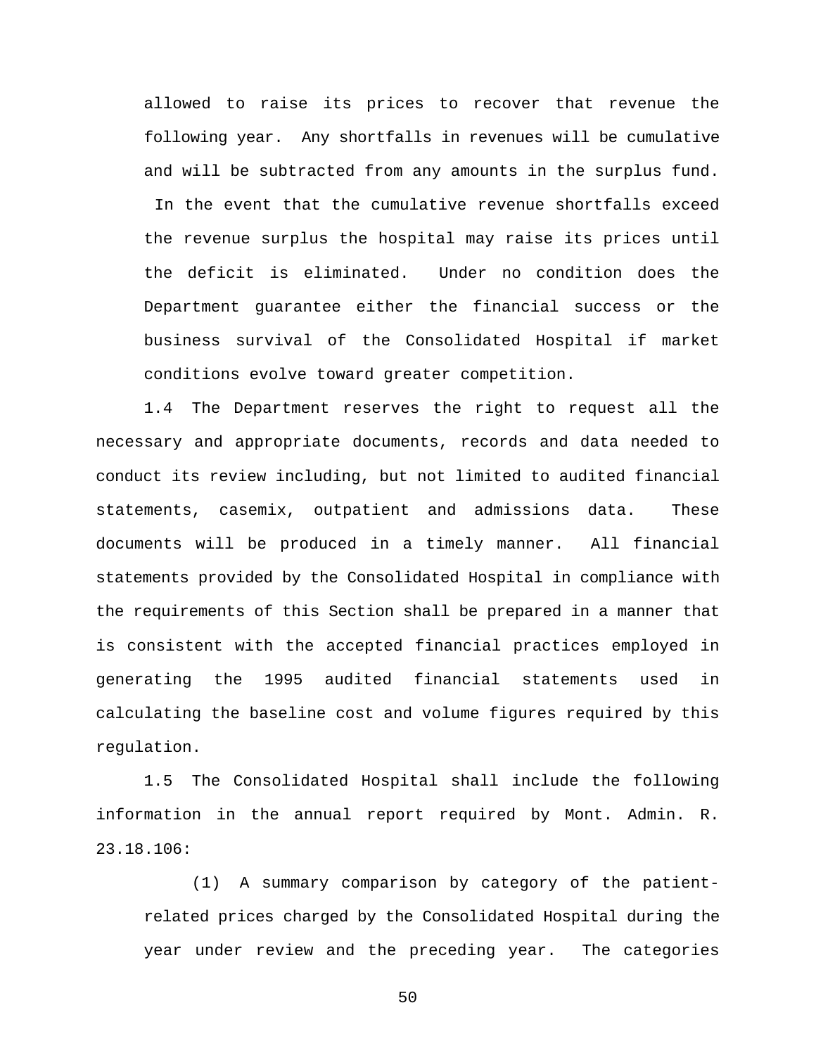allowed to raise its prices to recover that revenue the following year. Any shortfalls in revenues will be cumulative and will be subtracted from any amounts in the surplus fund. In the event that the cumulative revenue shortfalls exceed the revenue surplus the hospital may raise its prices until the deficit is eliminated. Under no condition does the Department guarantee either the financial success or the business survival of the Consolidated Hospital if market conditions evolve toward greater competition.

1.4 The Department reserves the right to request all the necessary and appropriate documents, records and data needed to conduct its review including, but not limited to audited financial statements, casemix, outpatient and admissions data. These documents will be produced in a timely manner. All financial statements provided by the Consolidated Hospital in compliance with the requirements of this Section shall be prepared in a manner that is consistent with the accepted financial practices employed in generating the 1995 audited financial statements used in calculating the baseline cost and volume figures required by this regulation.

1.5 The Consolidated Hospital shall include the following information in the annual report required by Mont. Admin. R. 23.18.106:

(1) A summary comparison by category of the patient-related prices charged by the Consolidated Hospital during the year under review and the preceding year. The categories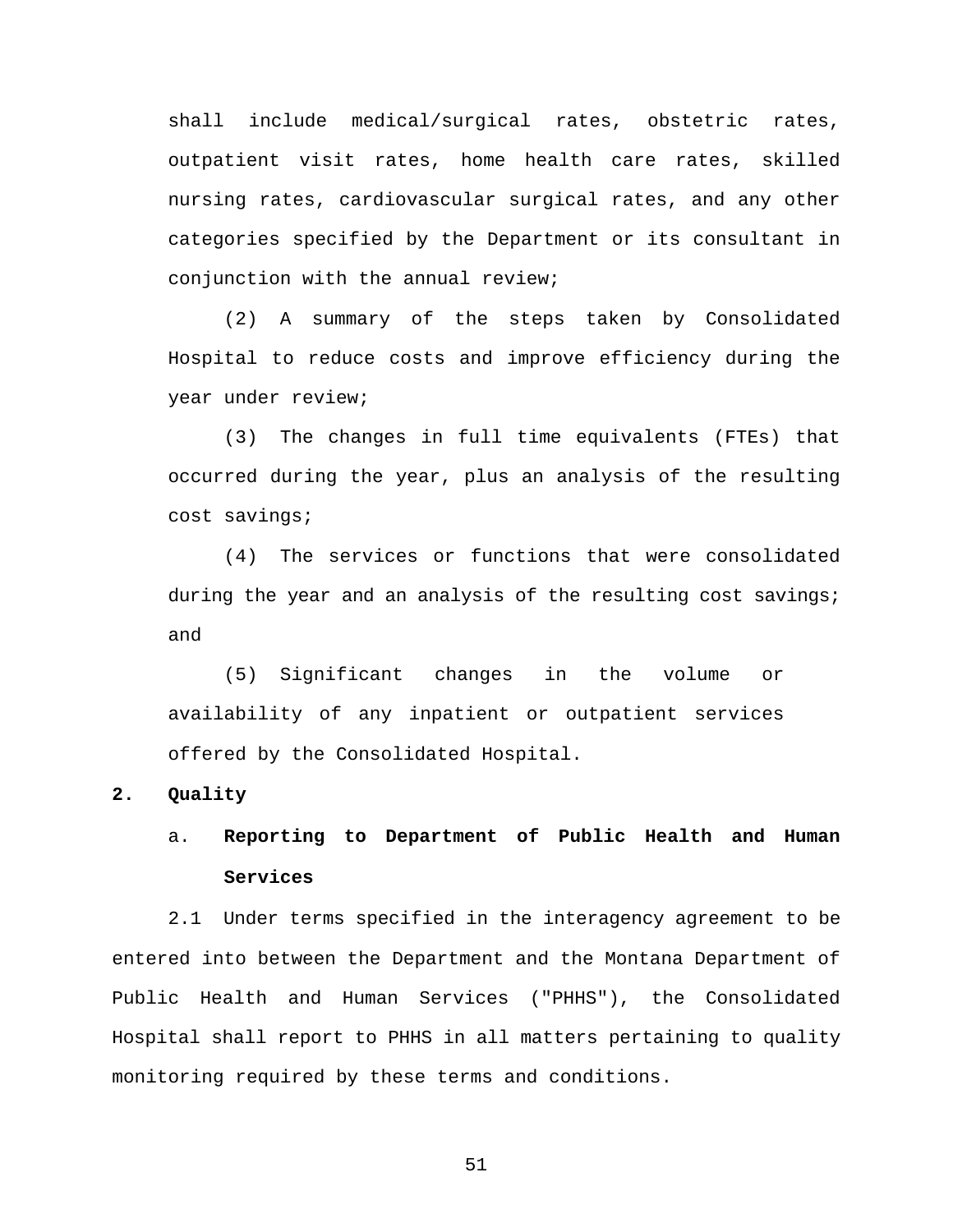shall include medical/surgical rates, obstetric rates, outpatient visit rates, home health care rates, skilled nursing rates, cardiovascular surgical rates, and any other categories specified by the Department or its consultant in conjunction with the annual review;

(2) A summary of the steps taken by Consolidated Hospital to reduce costs and improve efficiency during the year under review;

(3) The changes in full time equivalents (FTEs) that occurred during the year, plus an analysis of the resulting cost savings;

(4) The services or functions that were consolidated during the year and an analysis of the resulting cost savings; and

(5) Significant changes in the volume or availability of any inpatient or outpatient services offered by the Consolidated Hospital.

**2. Quality**

**a. Reporting to Department of Public Health and Human Services**

2.1 Under terms specified in the interagency agreement to be entered into between the Department and the Montana Department of Public Health and Human Services ("PHHS"), the Consolidated Hospital shall report to PHHS in all matters pertaining to quality monitoring required by these terms and conditions.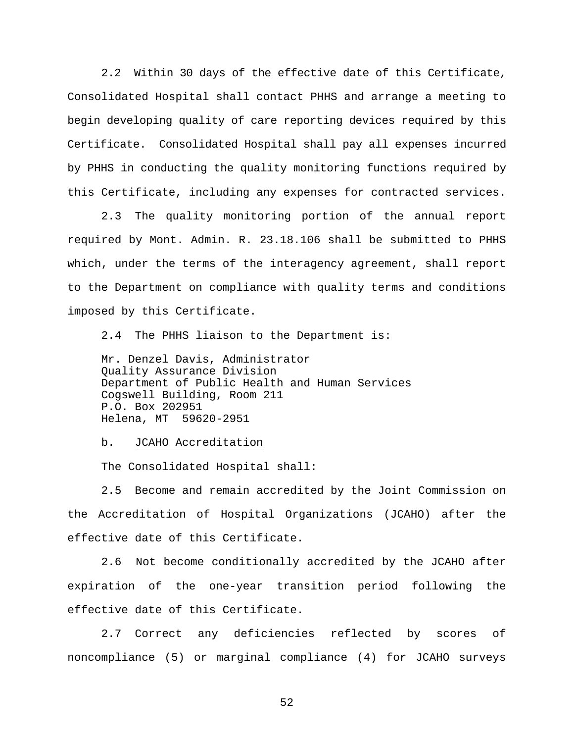2.2 Within 30 days of the effective date of this Certificate, Consolidated Hospital shall contact PHHS and arrange a meeting to begin developing quality of care reporting devices required by this Certificate. Consolidated Hospital shall pay all expenses incurred by PHHS in conducting the quality monitoring functions required by this Certificate, including any expenses for contracted services.

2.3 The quality monitoring portion of the annual report required by Mont. Admin. R. 23.18.106 shall be submitted to PHHS which, under the terms of the interagency agreement, shall report to the Department on compliance with quality terms and conditions imposed by this Certificate.

2.4 The PHHS liaison to the Department is:

Mr. Denzel Davis, Administrator
Quality Assurance Division
Department of Public Health and Human Services
Cogswell Building, Room 211
P.O. Box 202951
Helena, MT 59620-2951

b. JCAHO Accreditation

The Consolidated Hospital shall:

2.5 Become and remain accredited by the Joint Commission on the Accreditation of Hospital Organizations (JCAHO) after the effective date of this Certificate.

2.6 Not become conditionally accredited by the JCAHO after expiration of the one-year transition period following the effective date of this Certificate.

2.7 Correct any deficiencies reflected by scores of noncompliance (5) or marginal compliance (4) for JCAHO surveys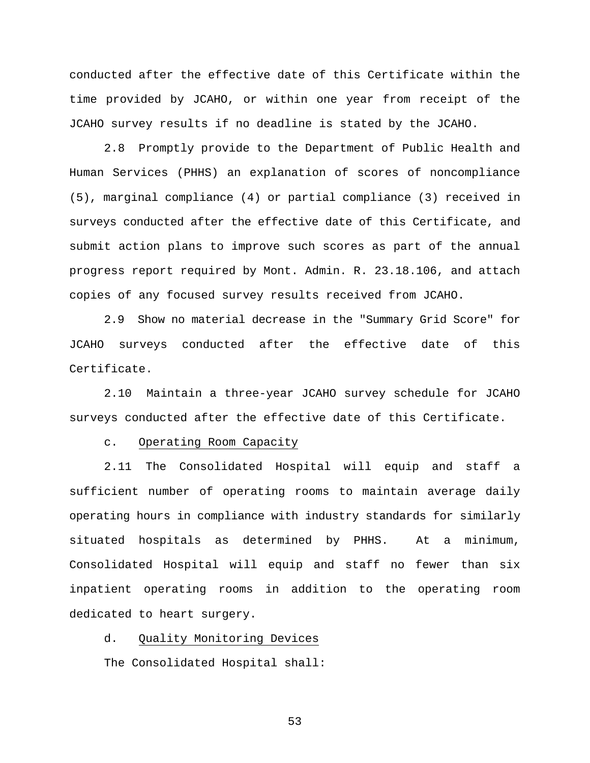conducted after the effective date of this Certificate within the time provided by JCAHO, or within one year from receipt of the JCAHO survey results if no deadline is stated by the JCAHO.

2.8 Promptly provide to the Department of Public Health and Human Services (PHHS) an explanation of scores of noncompliance (5), marginal compliance (4) or partial compliance (3) received in surveys conducted after the effective date of this Certificate, and submit action plans to improve such scores as part of the annual progress report required by Mont. Admin. R. 23.18.106, and attach copies of any focused survey results received from JCAHO.

2.9 Show no material decrease in the "Summary Grid Score" for JCAHO surveys conducted after the effective date of this Certificate.

2.10 Maintain a three-year JCAHO survey schedule for JCAHO surveys conducted after the effective date of this Certificate.

c. <u>Operating Room Capacity</u>

2.11 The Consolidated Hospital will equip and staff a sufficient number of operating rooms to maintain average daily operating hours in compliance with industry standards for similarly situated hospitals as determined by PHHS. At a minimum, Consolidated Hospital will equip and staff no fewer than six inpatient operating rooms in addition to the operating room dedicated to heart surgery.

d. <u>Quality Monitoring Devices</u>

The Consolidated Hospital shall: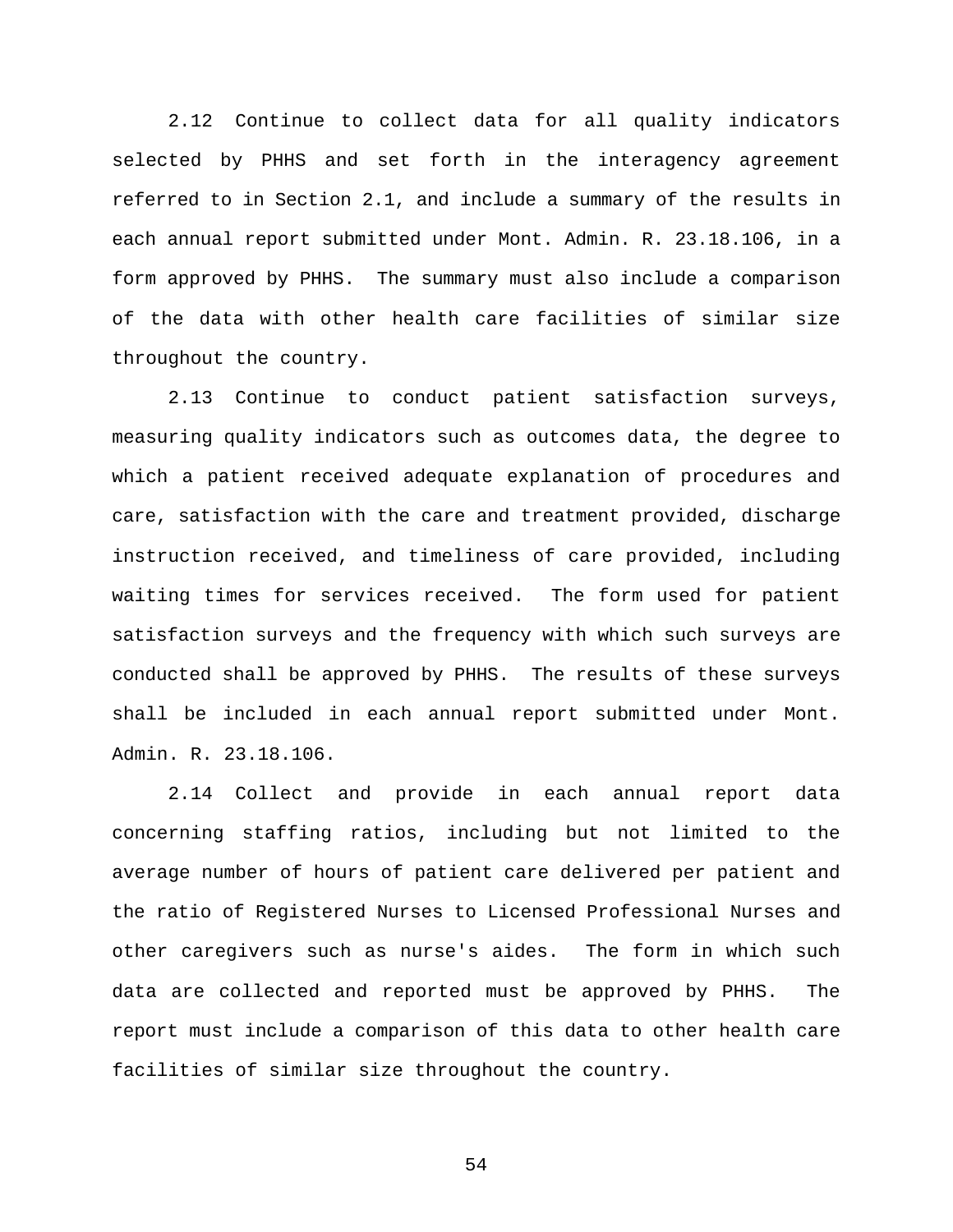2.12 Continue to collect data for all quality indicators selected by PHHS and set forth in the interagency agreement referred to in Section 2.1, and include a summary of the results in each annual report submitted under Mont. Admin. R. 23.18.106, in a form approved by PHHS. The summary must also include a comparison of the data with other health care facilities of similar size throughout the country.

2.13 Continue to conduct patient satisfaction surveys, measuring quality indicators such as outcomes data, the degree to which a patient received adequate explanation of procedures and care, satisfaction with the care and treatment provided, discharge instruction received, and timeliness of care provided, including waiting times for services received. The form used for patient satisfaction surveys and the frequency with which such surveys are conducted shall be approved by PHHS. The results of these surveys shall be included in each annual report submitted under Mont. Admin. R. 23.18.106.

2.14 Collect and provide in each annual report data concerning staffing ratios, including but not limited to the average number of hours of patient care delivered per patient and the ratio of Registered Nurses to Licensed Professional Nurses and other caregivers such as nurse's aides. The form in which such data are collected and reported must be approved by PHHS. The report must include a comparison of this data to other health care facilities of similar size throughout the country.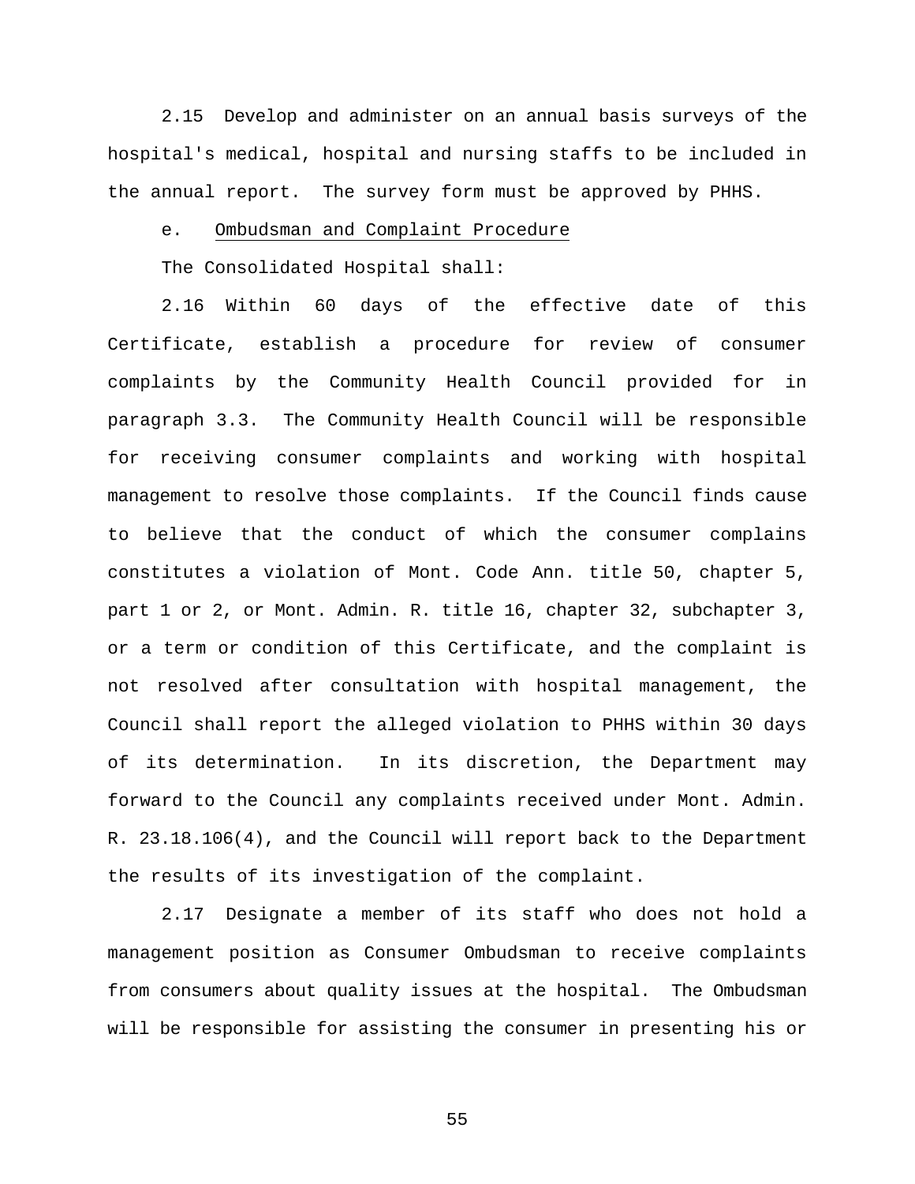2.15 Develop and administer on an annual basis surveys of the hospital's medical, hospital and nursing staffs to be included in the annual report. The survey form must be approved by PHHS.

e. Ombudsman and Complaint Procedure

The Consolidated Hospital shall:

2.16 Within 60 days of the effective date of this Certificate, establish a procedure for review of consumer complaints by the Community Health Council provided for in paragraph 3.3. The Community Health Council will be responsible for receiving consumer complaints and working with hospital management to resolve those complaints. If the Council finds cause to believe that the conduct of which the consumer complains constitutes a violation of Mont. Code Ann. title 50, chapter 5, part 1 or 2, or Mont. Admin. R. title 16, chapter 32, subchapter 3, or a term or condition of this Certificate, and the complaint is not resolved after consultation with hospital management, the Council shall report the alleged violation to PHHS within 30 days of its determination. In its discretion, the Department may forward to the Council any complaints received under Mont. Admin. R. 23.18.106(4), and the Council will report back to the Department the results of its investigation of the complaint.

2.17 Designate a member of its staff who does not hold a management position as Consumer Ombudsman to receive complaints from consumers about quality issues at the hospital. The Ombudsman will be responsible for assisting the consumer in presenting his or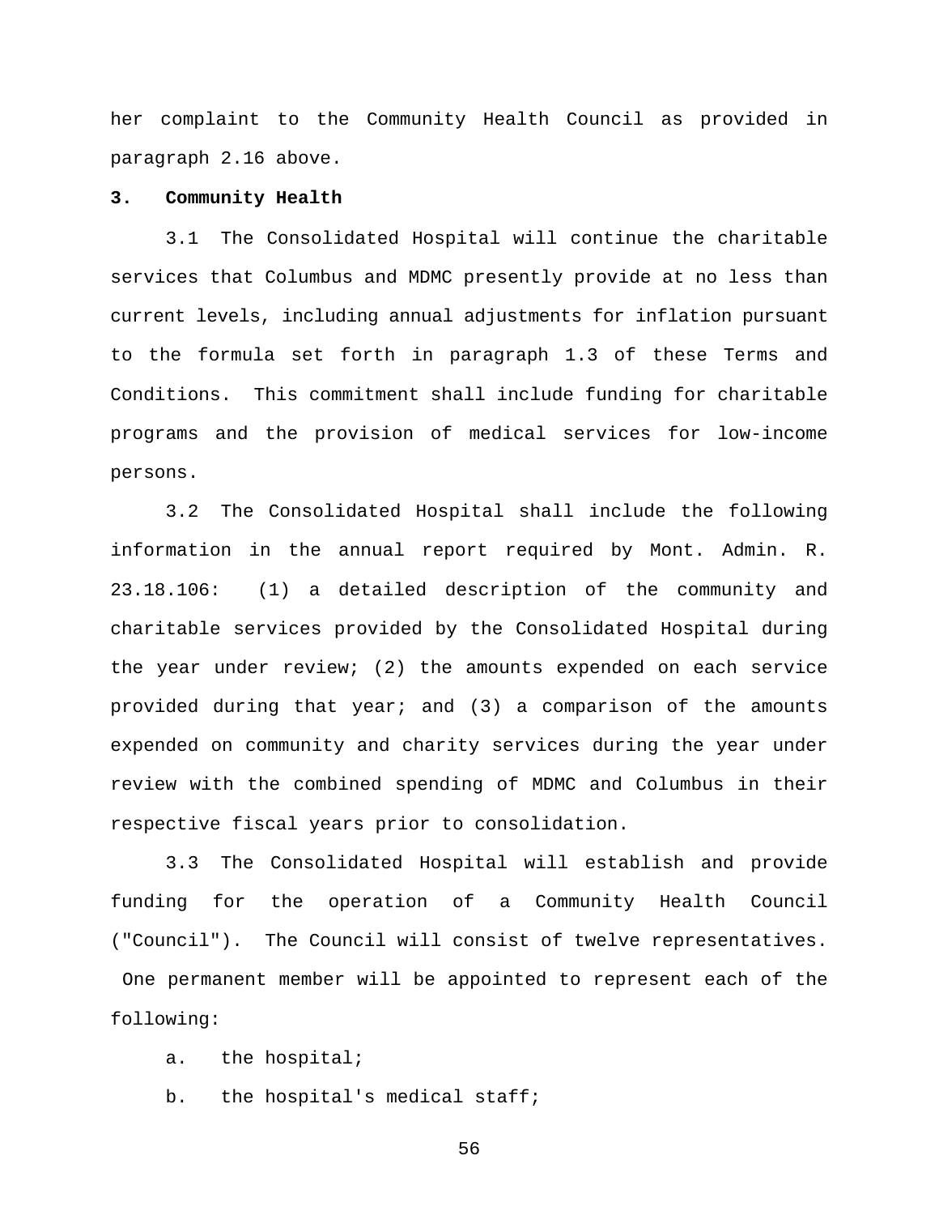her complaint to the Community Health Council as provided in paragraph 2.16 above.

**3. Community Health**

3.1 The Consolidated Hospital will continue the charitable services that Columbus and MDMC presently provide at no less than current levels, including annual adjustments for inflation pursuant to the formula set forth in paragraph 1.3 of these Terms and Conditions. This commitment shall include funding for charitable programs and the provision of medical services for low-income persons.

3.2 The Consolidated Hospital shall include the following information in the annual report required by Mont. Admin. R. 23.18.106: (1) a detailed description of the community and charitable services provided by the Consolidated Hospital during the year under review; (2) the amounts expended on each service provided during that year; and (3) a comparison of the amounts expended on community and charity services during the year under review with the combined spending of MDMC and Columbus in their respective fiscal years prior to consolidation.

3.3 The Consolidated Hospital will establish and provide funding for the operation of a Community Health Council ("Council"). The Council will consist of twelve representatives. One permanent member will be appointed to represent each of the following:

a. the hospital;

b. the hospital's medical staff;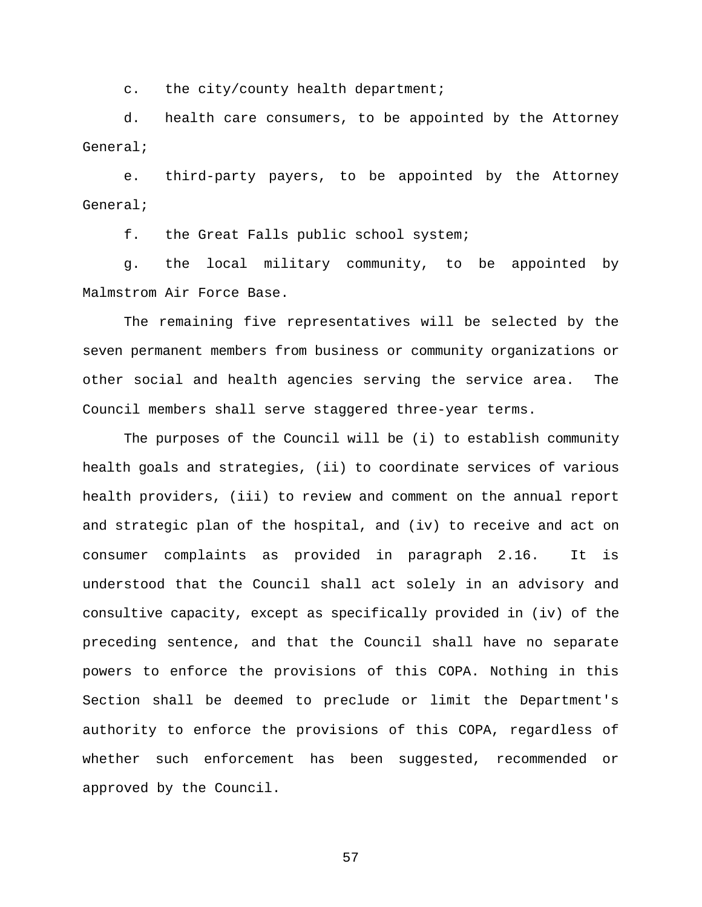c. the city/county health department;

d. health care consumers, to be appointed by the Attorney General;

e. third-party payers, to be appointed by the Attorney General;

f. the Great Falls public school system;

g. the local military community, to be appointed by Malmstrom Air Force Base.

The remaining five representatives will be selected by the seven permanent members from business or community organizations or other social and health agencies serving the service area. The Council members shall serve staggered three-year terms.

The purposes of the Council will be (i) to establish community health goals and strategies, (ii) to coordinate services of various health providers, (iii) to review and comment on the annual report and strategic plan of the hospital, and (iv) to receive and act on consumer complaints as provided in paragraph 2.16. It is understood that the Council shall act solely in an advisory and consultive capacity, except as specifically provided in (iv) of the preceding sentence, and that the Council shall have no separate powers to enforce the provisions of this COPA. Nothing in this Section shall be deemed to preclude or limit the Department's authority to enforce the provisions of this COPA, regardless of whether such enforcement has been suggested, recommended or approved by the Council.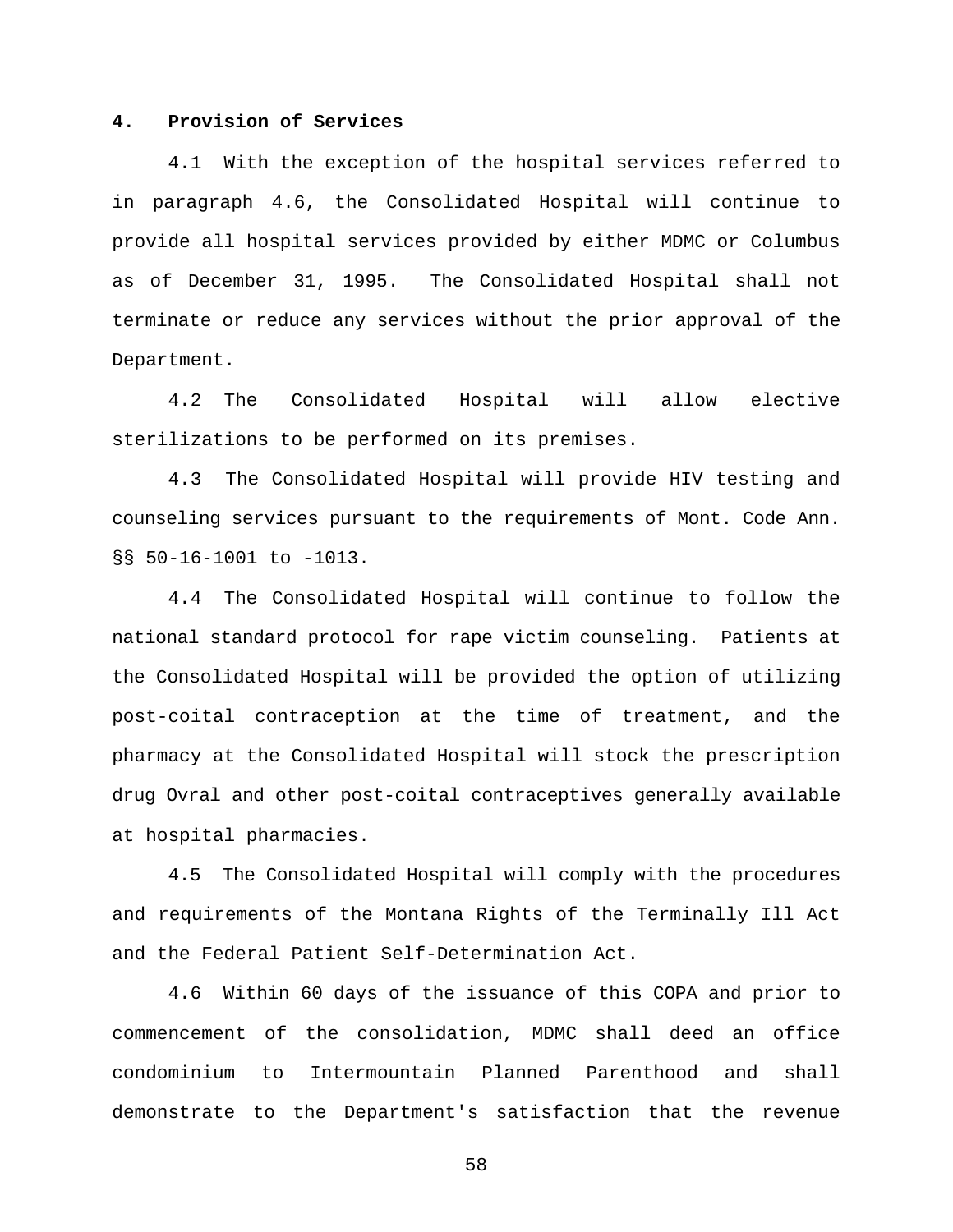**4. Provision of Services**

4.1 With the exception of the hospital services referred to in paragraph 4.6, the Consolidated Hospital will continue to provide all hospital services provided by either MDMC or Columbus as of December 31, 1995. The Consolidated Hospital shall not terminate or reduce any services without the prior approval of the Department.

4.2 The Consolidated Hospital will allow elective sterilizations to be performed on its premises.

4.3 The Consolidated Hospital will provide HIV testing and counseling services pursuant to the requirements of Mont. Code Ann. §§ 50-16-1001 to -1013.

4.4 The Consolidated Hospital will continue to follow the national standard protocol for rape victim counseling. Patients at the Consolidated Hospital will be provided the option of utilizing post-coital contraception at the time of treatment, and the pharmacy at the Consolidated Hospital will stock the prescription drug Ovral and other post-coital contraceptives generally available at hospital pharmacies.

4.5 The Consolidated Hospital will comply with the procedures and requirements of the Montana Rights of the Terminally Ill Act and the Federal Patient Self-Determination Act.

4.6 Within 60 days of the issuance of this COPA and prior to commencement of the consolidation, MDMC shall deed an office condominium to Intermountain Planned Parenthood and shall demonstrate to the Department's satisfaction that the revenue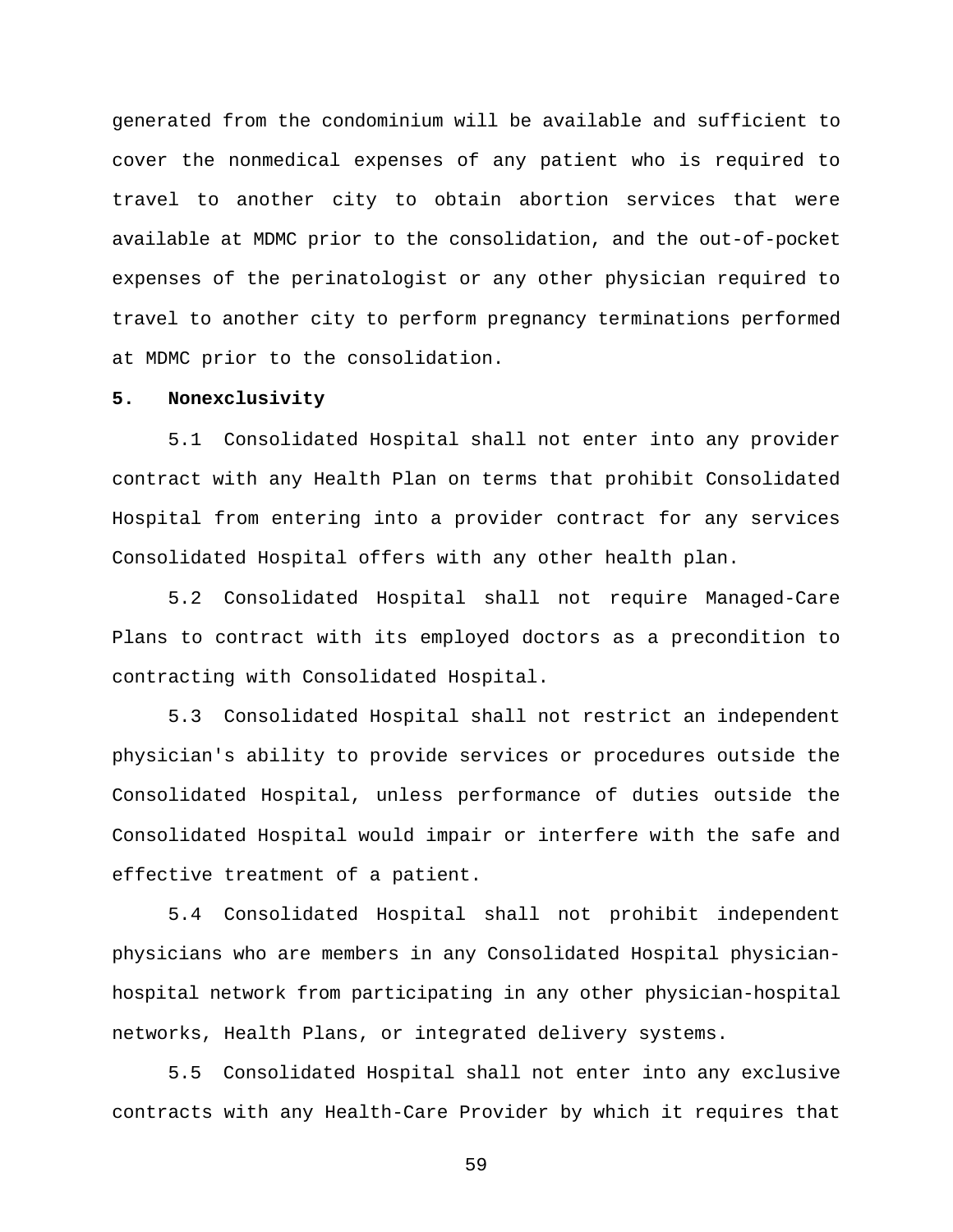generated from the condominium will be available and sufficient to cover the nonmedical expenses of any patient who is required to travel to another city to obtain abortion services that were available at MDMC prior to the consolidation, and the out-of-pocket expenses of the perinatologist or any other physician required to travel to another city to perform pregnancy terminations performed at MDMC prior to the consolidation.

**5. Nonexclusivity**

5.1 Consolidated Hospital shall not enter into any provider contract with any Health Plan on terms that prohibit Consolidated Hospital from entering into a provider contract for any services Consolidated Hospital offers with any other health plan.

5.2 Consolidated Hospital shall not require Managed-Care Plans to contract with its employed doctors as a precondition to contracting with Consolidated Hospital.

5.3 Consolidated Hospital shall not restrict an independent physician's ability to provide services or procedures outside the Consolidated Hospital, unless performance of duties outside the Consolidated Hospital would impair or interfere with the safe and effective treatment of a patient.

5.4 Consolidated Hospital shall not prohibit independent physicians who are members in any Consolidated Hospital physician-hospital network from participating in any other physician-hospital networks, Health Plans, or integrated delivery systems.

5.5 Consolidated Hospital shall not enter into any exclusive contracts with any Health-Care Provider by which it requires that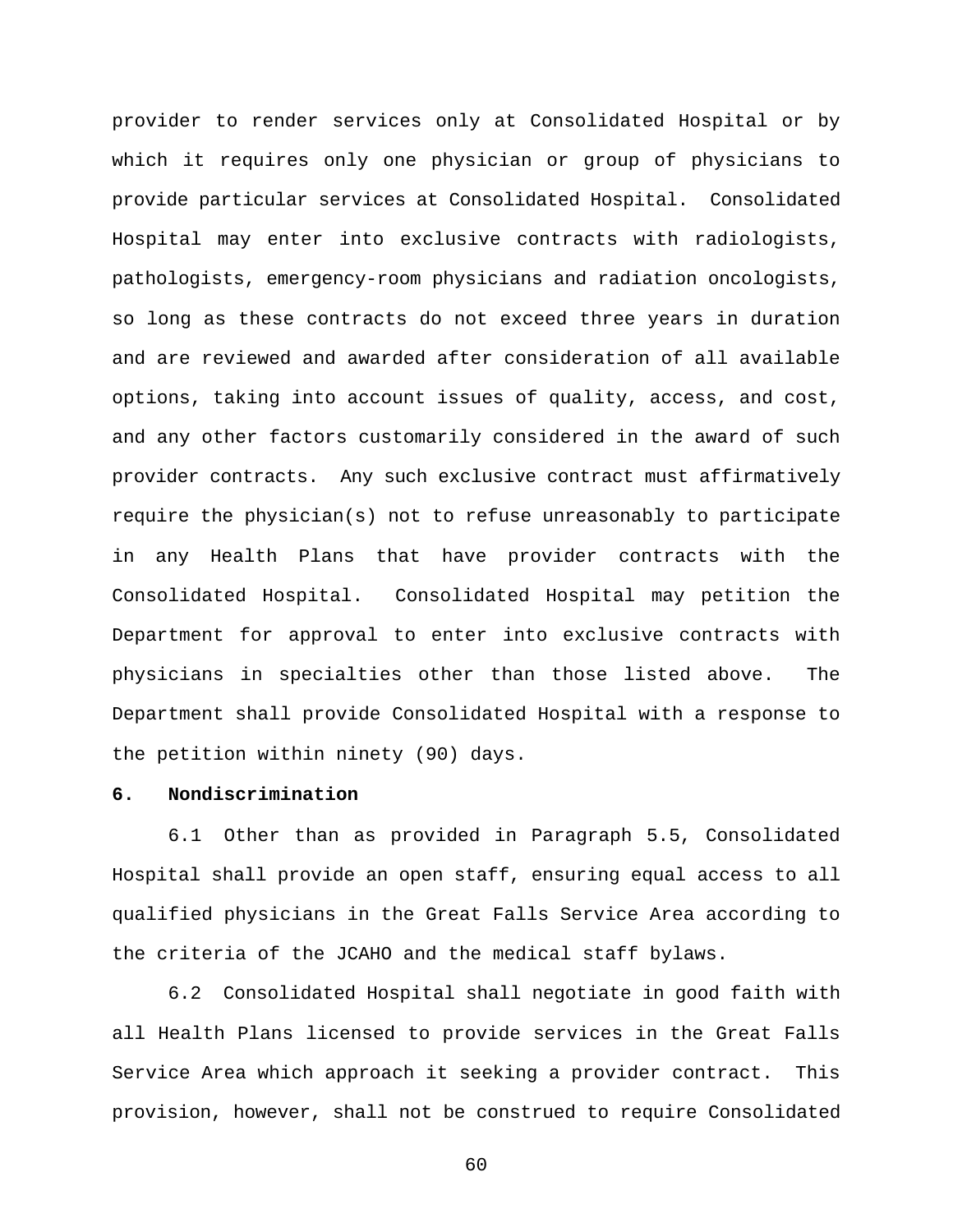provider to render services only at Consolidated Hospital or by which it requires only one physician or group of physicians to provide particular services at Consolidated Hospital. Consolidated Hospital may enter into exclusive contracts with radiologists, pathologists, emergency-room physicians and radiation oncologists, so long as these contracts do not exceed three years in duration and are reviewed and awarded after consideration of all available options, taking into account issues of quality, access, and cost, and any other factors customarily considered in the award of such provider contracts. Any such exclusive contract must affirmatively require the physician(s) not to refuse unreasonably to participate in any Health Plans that have provider contracts with the Consolidated Hospital. Consolidated Hospital may petition the Department for approval to enter into exclusive contracts with physicians in specialties other than those listed above. The Department shall provide Consolidated Hospital with a response to the petition within ninety (90) days.

**6. Nondiscrimination**

6.1 Other than as provided in Paragraph 5.5, Consolidated Hospital shall provide an open staff, ensuring equal access to all qualified physicians in the Great Falls Service Area according to the criteria of the JCAHO and the medical staff bylaws.

6.2 Consolidated Hospital shall negotiate in good faith with all Health Plans licensed to provide services in the Great Falls Service Area which approach it seeking a provider contract. This provision, however, shall not be construed to require Consolidated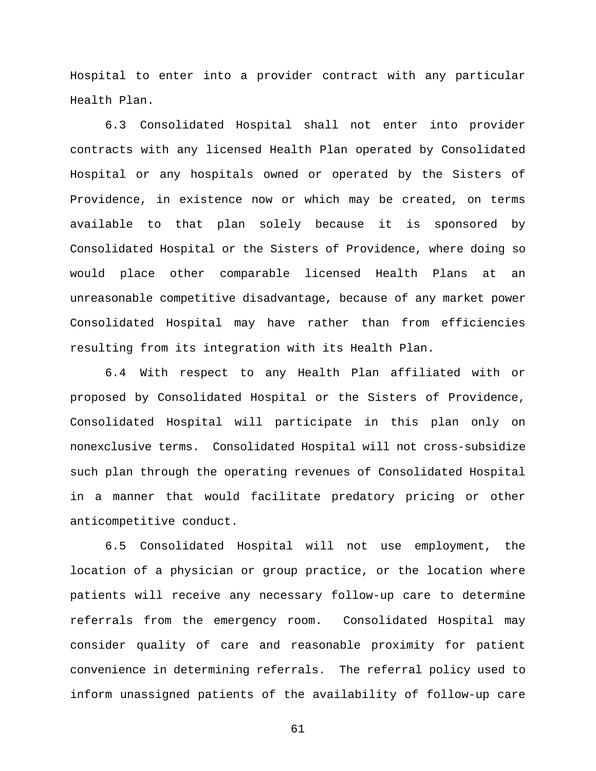Hospital to enter into a provider contract with any particular Health Plan.

6.3 Consolidated Hospital shall not enter into provider contracts with any licensed Health Plan operated by Consolidated Hospital or any hospitals owned or operated by the Sisters of Providence, in existence now or which may be created, on terms available to that plan solely because it is sponsored by Consolidated Hospital or the Sisters of Providence, where doing so would place other comparable licensed Health Plans at an unreasonable competitive disadvantage, because of any market power Consolidated Hospital may have rather than from efficiencies resulting from its integration with its Health Plan.

6.4 With respect to any Health Plan affiliated with or proposed by Consolidated Hospital or the Sisters of Providence, Consolidated Hospital will participate in this plan only on nonexclusive terms. Consolidated Hospital will not cross-subsidize such plan through the operating revenues of Consolidated Hospital in a manner that would facilitate predatory pricing or other anticompetitive conduct.

6.5 Consolidated Hospital will not use employment, the location of a physician or group practice, or the location where patients will receive any necessary follow-up care to determine referrals from the emergency room. Consolidated Hospital may consider quality of care and reasonable proximity for patient convenience in determining referrals. The referral policy used to inform unassigned patients of the availability of follow-up care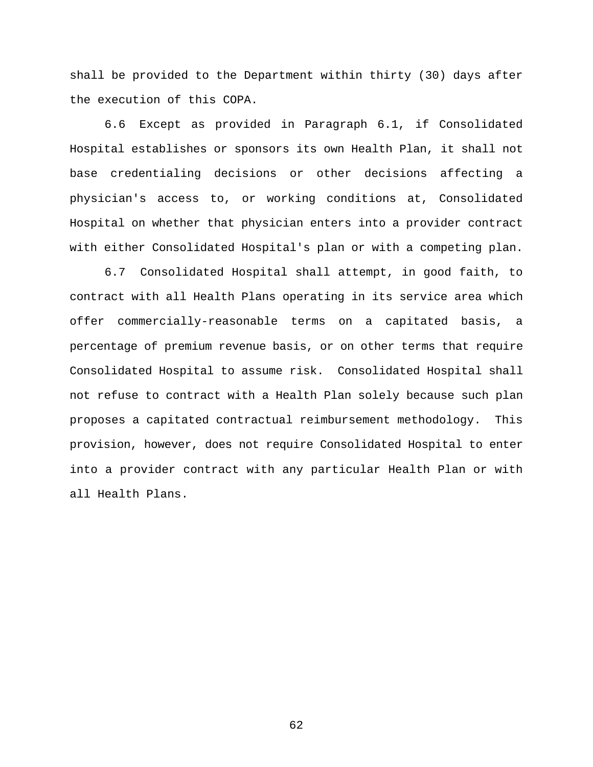shall be provided to the Department within thirty (30) days after the execution of this COPA.

6.6 Except as provided in Paragraph 6.1, if Consolidated Hospital establishes or sponsors its own Health Plan, it shall not base credentialing decisions or other decisions affecting a physician's access to, or working conditions at, Consolidated Hospital on whether that physician enters into a provider contract with either Consolidated Hospital's plan or with a competing plan.

6.7 Consolidated Hospital shall attempt, in good faith, to contract with all Health Plans operating in its service area which offer commercially-reasonable terms on a capitated basis, a percentage of premium revenue basis, or on other terms that require Consolidated Hospital to assume risk. Consolidated Hospital shall not refuse to contract with a Health Plan solely because such plan proposes a capitated contractual reimbursement methodology. This provision, however, does not require Consolidated Hospital to enter into a provider contract with any particular Health Plan or with all Health Plans.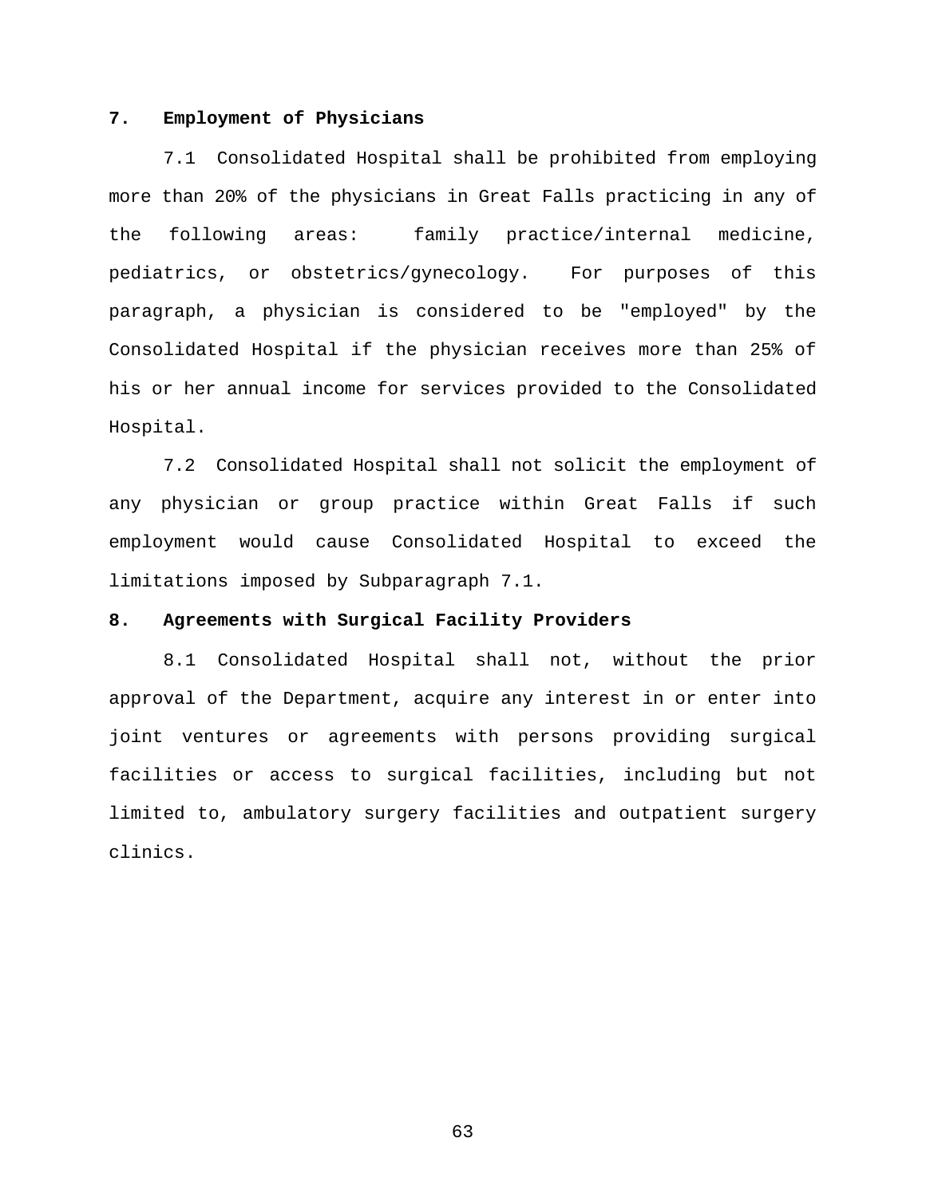## 7. Employment of Physicians

7.1 Consolidated Hospital shall be prohibited from employing more than 20% of the physicians in Great Falls practicing in any of the following areas: family practice/internal medicine, pediatrics, or obstetrics/gynecology. For purposes of this paragraph, a physician is considered to be "employed" by the Consolidated Hospital if the physician receives more than 25% of his or her annual income for services provided to the Consolidated Hospital.

7.2 Consolidated Hospital shall not solicit the employment of any physician or group practice within Great Falls if such employment would cause Consolidated Hospital to exceed the limitations imposed by Subparagraph 7.1.

## 8. Agreements with Surgical Facility Providers

8.1 Consolidated Hospital shall not, without the prior approval of the Department, acquire any interest in or enter into joint ventures or agreements with persons providing surgical facilities or access to surgical facilities, including but not limited to, ambulatory surgery facilities and outpatient surgery clinics.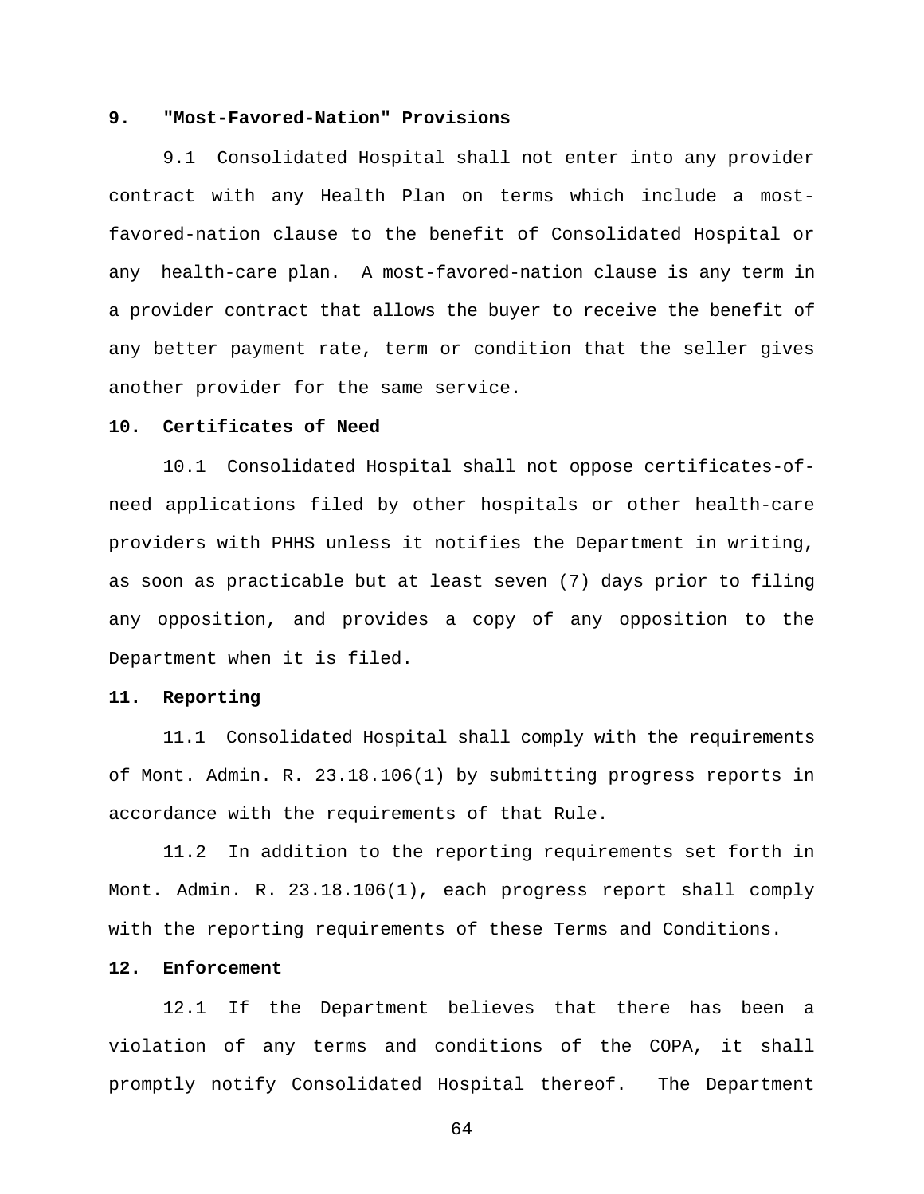**9. "Most-Favored-Nation" Provisions**

9.1 Consolidated Hospital shall not enter into any provider contract with any Health Plan on terms which include a most-favored-nation clause to the benefit of Consolidated Hospital or any health-care plan. A most-favored-nation clause is any term in a provider contract that allows the buyer to receive the benefit of any better payment rate, term or condition that the seller gives another provider for the same service.

**10. Certificates of Need**

10.1 Consolidated Hospital shall not oppose certificates-of-need applications filed by other hospitals or other health-care providers with PHHS unless it notifies the Department in writing, as soon as practicable but at least seven (7) days prior to filing any opposition, and provides a copy of any opposition to the Department when it is filed.

**11. Reporting**

11.1 Consolidated Hospital shall comply with the requirements of Mont. Admin. R. 23.18.106(1) by submitting progress reports in accordance with the requirements of that Rule.

11.2 In addition to the reporting requirements set forth in Mont. Admin. R. 23.18.106(1), each progress report shall comply with the reporting requirements of these Terms and Conditions.

**12. Enforcement**

12.1 If the Department believes that there has been a violation of any terms and conditions of the COPA, it shall promptly notify Consolidated Hospital thereof. The Department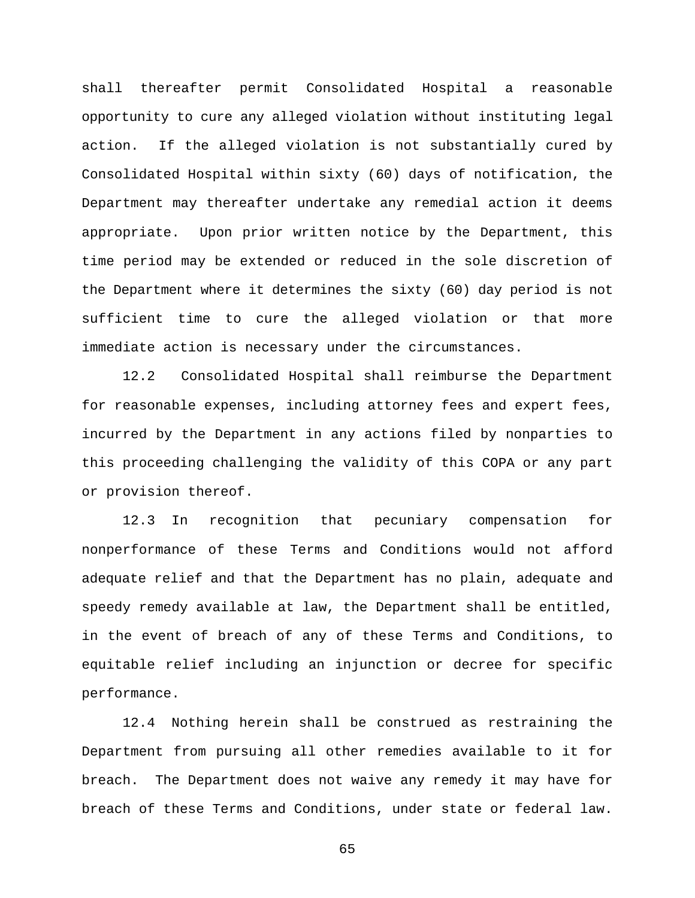shall thereafter permit Consolidated Hospital a reasonable opportunity to cure any alleged violation without instituting legal action. If the alleged violation is not substantially cured by Consolidated Hospital within sixty (60) days of notification, the Department may thereafter undertake any remedial action it deems appropriate. Upon prior written notice by the Department, this time period may be extended or reduced in the sole discretion of the Department where it determines the sixty (60) day period is not sufficient time to cure the alleged violation or that more immediate action is necessary under the circumstances.

12.2 Consolidated Hospital shall reimburse the Department for reasonable expenses, including attorney fees and expert fees, incurred by the Department in any actions filed by nonparties to this proceeding challenging the validity of this COPA or any part or provision thereof.

12.3 In recognition that pecuniary compensation for nonperformance of these Terms and Conditions would not afford adequate relief and that the Department has no plain, adequate and speedy remedy available at law, the Department shall be entitled, in the event of breach of any of these Terms and Conditions, to equitable relief including an injunction or decree for specific performance.

12.4 Nothing herein shall be construed as restraining the Department from pursuing all other remedies available to it for breach. The Department does not waive any remedy it may have for breach of these Terms and Conditions, under state or federal law.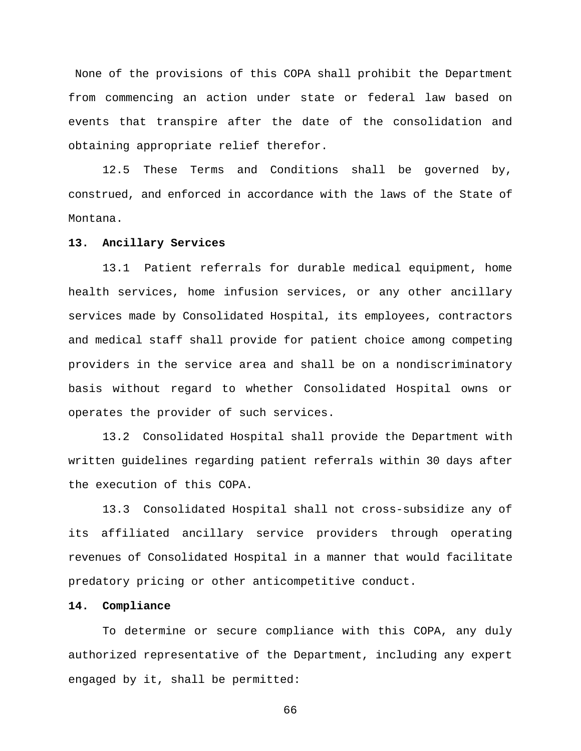None of the provisions of this COPA shall prohibit the Department from commencing an action under state or federal law based on events that transpire after the date of the consolidation and obtaining appropriate relief therefor.

12.5 These Terms and Conditions shall be governed by, construed, and enforced in accordance with the laws of the State of Montana.

**13. Ancillary Services**

13.1 Patient referrals for durable medical equipment, home health services, home infusion services, or any other ancillary services made by Consolidated Hospital, its employees, contractors and medical staff shall provide for patient choice among competing providers in the service area and shall be on a nondiscriminatory basis without regard to whether Consolidated Hospital owns or operates the provider of such services.

13.2 Consolidated Hospital shall provide the Department with written guidelines regarding patient referrals within 30 days after the execution of this COPA.

13.3 Consolidated Hospital shall not cross-subsidize any of its affiliated ancillary service providers through operating revenues of Consolidated Hospital in a manner that would facilitate predatory pricing or other anticompetitive conduct.

**14. Compliance**

To determine or secure compliance with this COPA, any duly authorized representative of the Department, including any expert engaged by it, shall be permitted: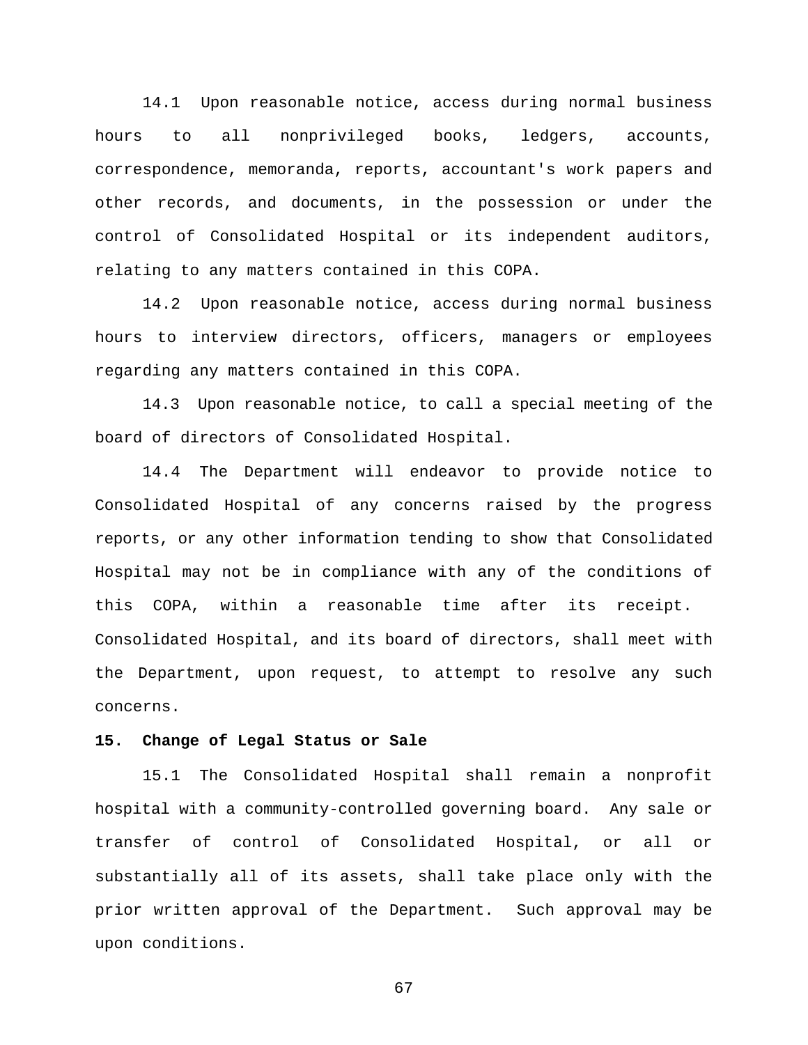14.1 Upon reasonable notice, access during normal business hours to all nonprivileged books, ledgers, accounts, correspondence, memoranda, reports, accountant's work papers and other records, and documents, in the possession or under the control of Consolidated Hospital or its independent auditors, relating to any matters contained in this COPA.

14.2 Upon reasonable notice, access during normal business hours to interview directors, officers, managers or employees regarding any matters contained in this COPA.

14.3 Upon reasonable notice, to call a special meeting of the board of directors of Consolidated Hospital.

14.4 The Department will endeavor to provide notice to Consolidated Hospital of any concerns raised by the progress reports, or any other information tending to show that Consolidated Hospital may not be in compliance with any of the conditions of this COPA, within a reasonable time after its receipt. Consolidated Hospital, and its board of directors, shall meet with the Department, upon request, to attempt to resolve any such concerns.

**15. Change of Legal Status or Sale**

15.1 The Consolidated Hospital shall remain a nonprofit hospital with a community-controlled governing board. Any sale or transfer of control of Consolidated Hospital, or all or substantially all of its assets, shall take place only with the prior written approval of the Department. Such approval may be upon conditions.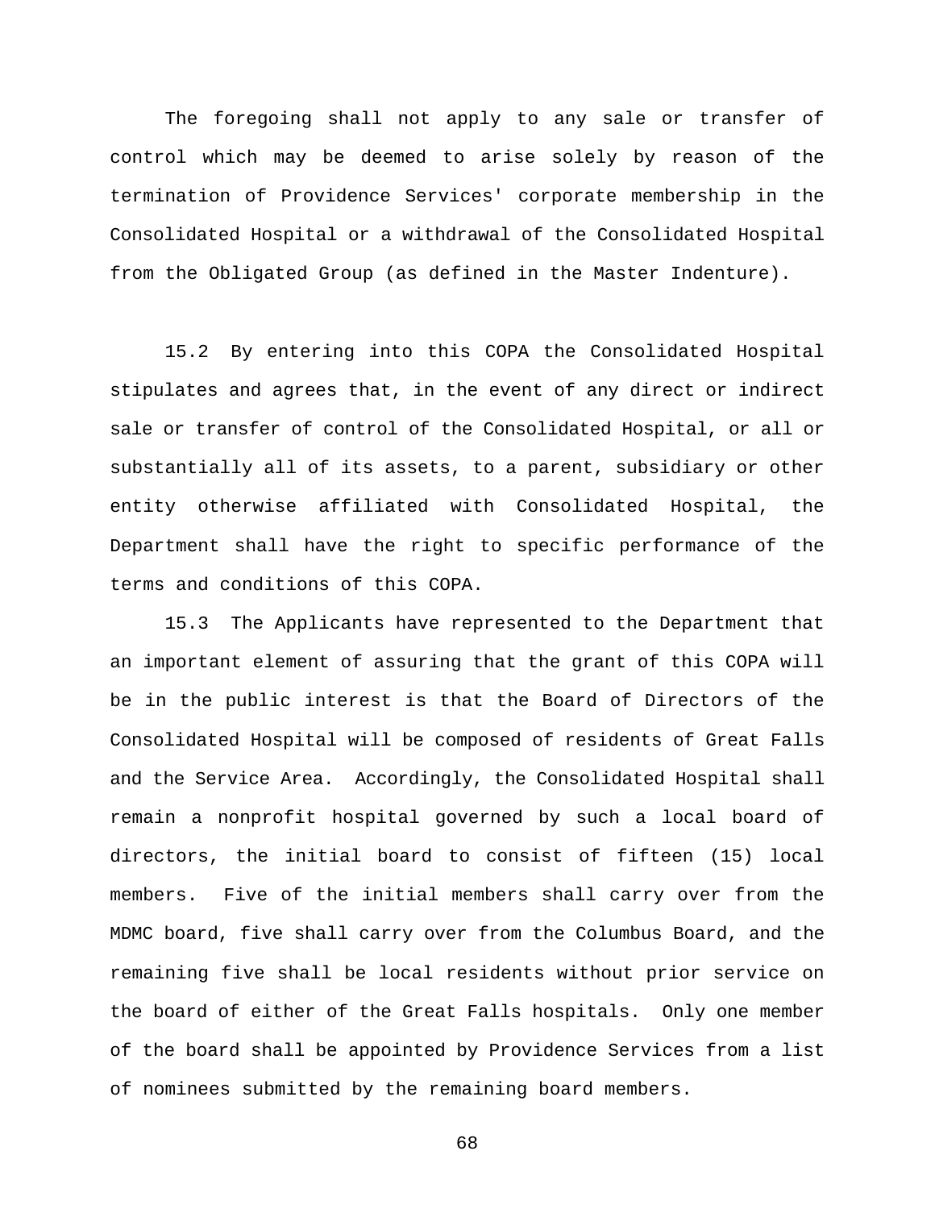The foregoing shall not apply to any sale or transfer of control which may be deemed to arise solely by reason of the termination of Providence Services' corporate membership in the Consolidated Hospital or a withdrawal of the Consolidated Hospital from the Obligated Group (as defined in the Master Indenture).

15.2 By entering into this COPA the Consolidated Hospital stipulates and agrees that, in the event of any direct or indirect sale or transfer of control of the Consolidated Hospital, or all or substantially all of its assets, to a parent, subsidiary or other entity otherwise affiliated with Consolidated Hospital, the Department shall have the right to specific performance of the terms and conditions of this COPA.

15.3 The Applicants have represented to the Department that an important element of assuring that the grant of this COPA will be in the public interest is that the Board of Directors of the Consolidated Hospital will be composed of residents of Great Falls and the Service Area. Accordingly, the Consolidated Hospital shall remain a nonprofit hospital governed by such a local board of directors, the initial board to consist of fifteen (15) local members. Five of the initial members shall carry over from the MDMC board, five shall carry over from the Columbus Board, and the remaining five shall be local residents without prior service on the board of either of the Great Falls hospitals. Only one member of the board shall be appointed by Providence Services from a list of nominees submitted by the remaining board members.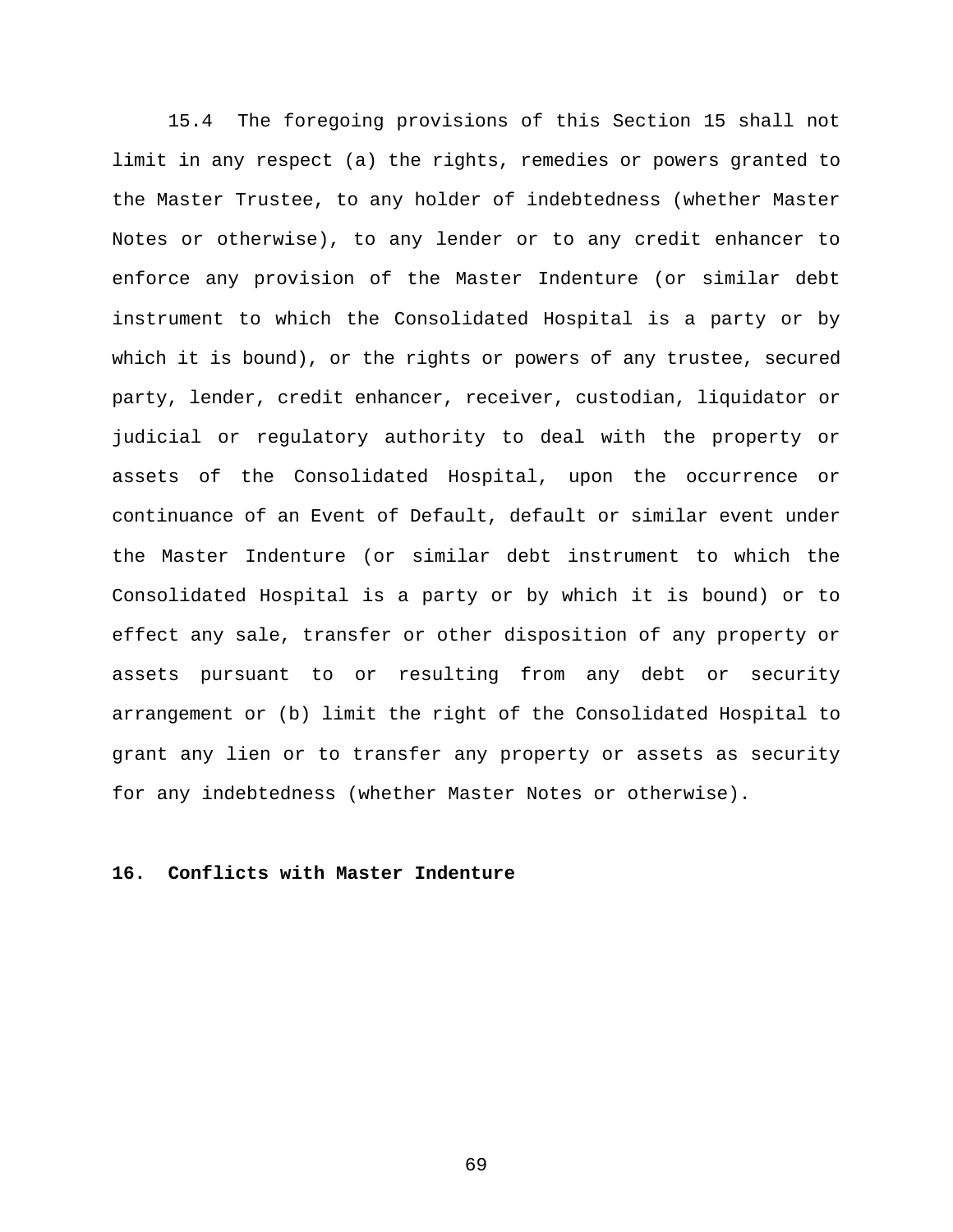15.4 The foregoing provisions of this Section 15 shall not limit in any respect (a) the rights, remedies or powers granted to the Master Trustee, to any holder of indebtedness (whether Master Notes or otherwise), to any lender or to any credit enhancer to enforce any provision of the Master Indenture (or similar debt instrument to which the Consolidated Hospital is a party or by which it is bound), or the rights or powers of any trustee, secured party, lender, credit enhancer, receiver, custodian, liquidator or judicial or regulatory authority to deal with the property or assets of the Consolidated Hospital, upon the occurrence or continuance of an Event of Default, default or similar event under the Master Indenture (or similar debt instrument to which the Consolidated Hospital is a party or by which it is bound) or to effect any sale, transfer or other disposition of any property or assets pursuant to or resulting from any debt or security arrangement or (b) limit the right of the Consolidated Hospital to grant any lien or to transfer any property or assets as security for any indebtedness (whether Master Notes or otherwise).

**16. Conflicts with Master Indenture**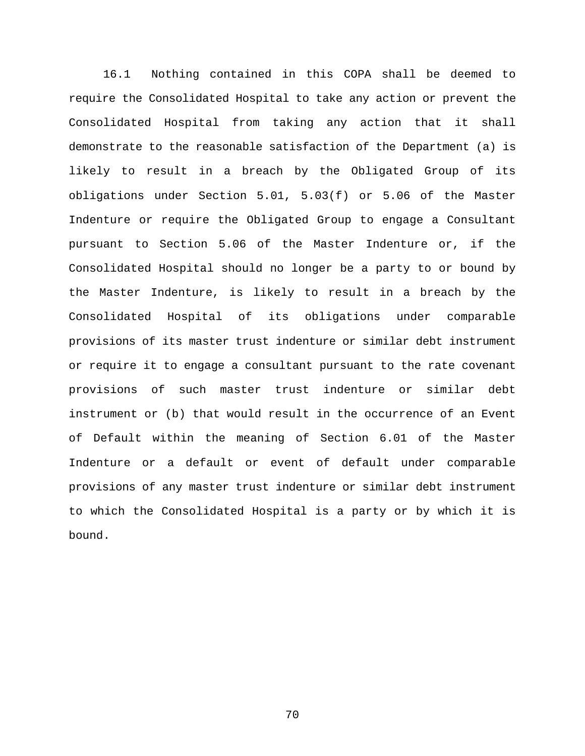16.1 Nothing contained in this COPA shall be deemed to require the Consolidated Hospital to take any action or prevent the Consolidated Hospital from taking any action that it shall demonstrate to the reasonable satisfaction of the Department (a) is likely to result in a breach by the Obligated Group of its obligations under Section 5.01, 5.03(f) or 5.06 of the Master Indenture or require the Obligated Group to engage a Consultant pursuant to Section 5.06 of the Master Indenture or, if the Consolidated Hospital should no longer be a party to or bound by the Master Indenture, is likely to result in a breach by the Consolidated Hospital of its obligations under comparable provisions of its master trust indenture or similar debt instrument or require it to engage a consultant pursuant to the rate covenant provisions of such master trust indenture or similar debt instrument or (b) that would result in the occurrence of an Event of Default within the meaning of Section 6.01 of the Master Indenture or a default or event of default under comparable provisions of any master trust indenture or similar debt instrument to which the Consolidated Hospital is a party or by which it is bound.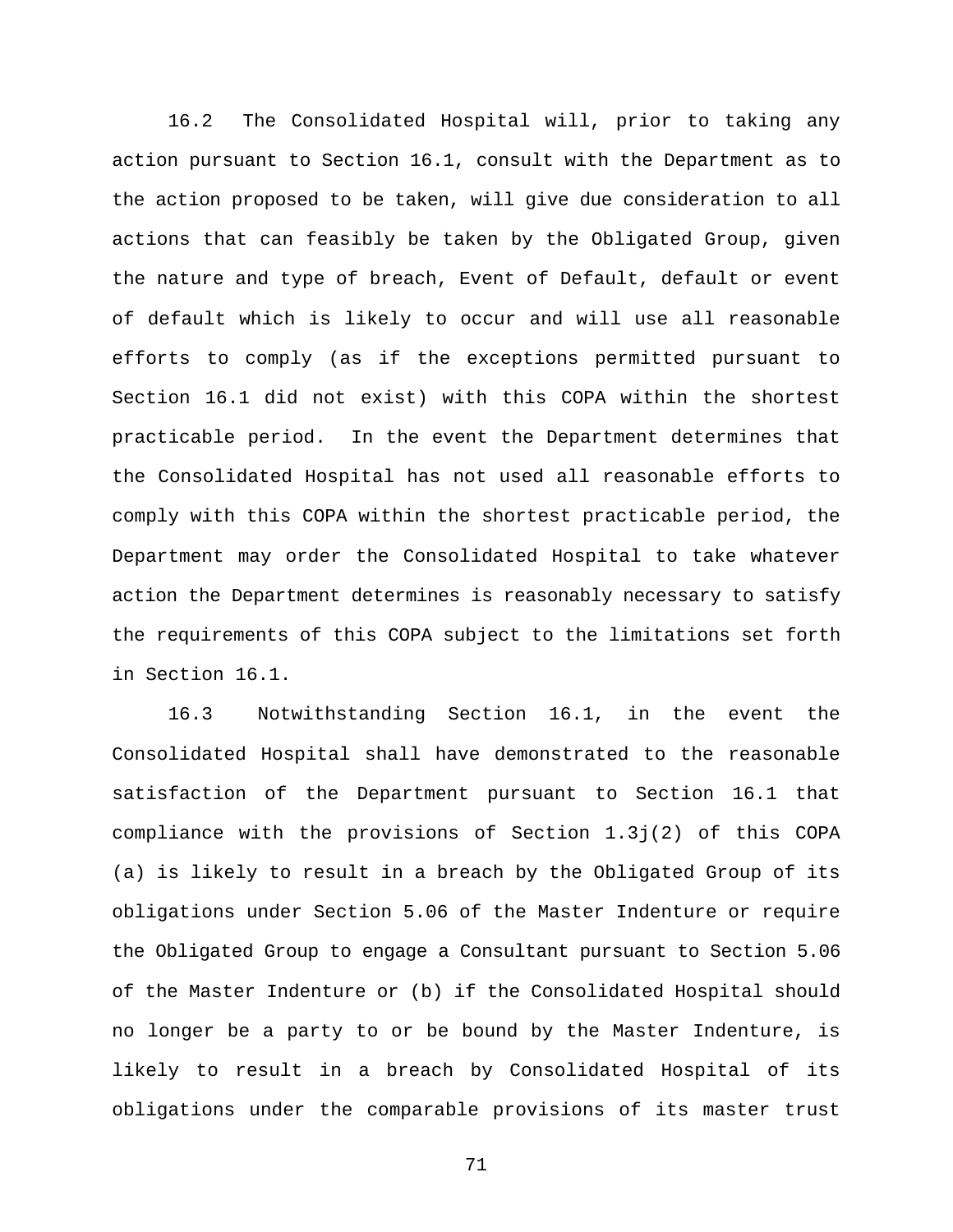16.2 The Consolidated Hospital will, prior to taking any action pursuant to Section 16.1, consult with the Department as to the action proposed to be taken, will give due consideration to all actions that can feasibly be taken by the Obligated Group, given the nature and type of breach, Event of Default, default or event of default which is likely to occur and will use all reasonable efforts to comply (as if the exceptions permitted pursuant to Section 16.1 did not exist) with this COPA within the shortest practicable period. In the event the Department determines that the Consolidated Hospital has not used all reasonable efforts to comply with this COPA within the shortest practicable period, the Department may order the Consolidated Hospital to take whatever action the Department determines is reasonably necessary to satisfy the requirements of this COPA subject to the limitations set forth in Section 16.1.

16.3 Notwithstanding Section 16.1, in the event the Consolidated Hospital shall have demonstrated to the reasonable satisfaction of the Department pursuant to Section 16.1 that compliance with the provisions of Section 1.3j(2) of this COPA (a) is likely to result in a breach by the Obligated Group of its obligations under Section 5.06 of the Master Indenture or require the Obligated Group to engage a Consultant pursuant to Section 5.06 of the Master Indenture or (b) if the Consolidated Hospital should no longer be a party to or be bound by the Master Indenture, is likely to result in a breach by Consolidated Hospital of its obligations under the comparable provisions of its master trust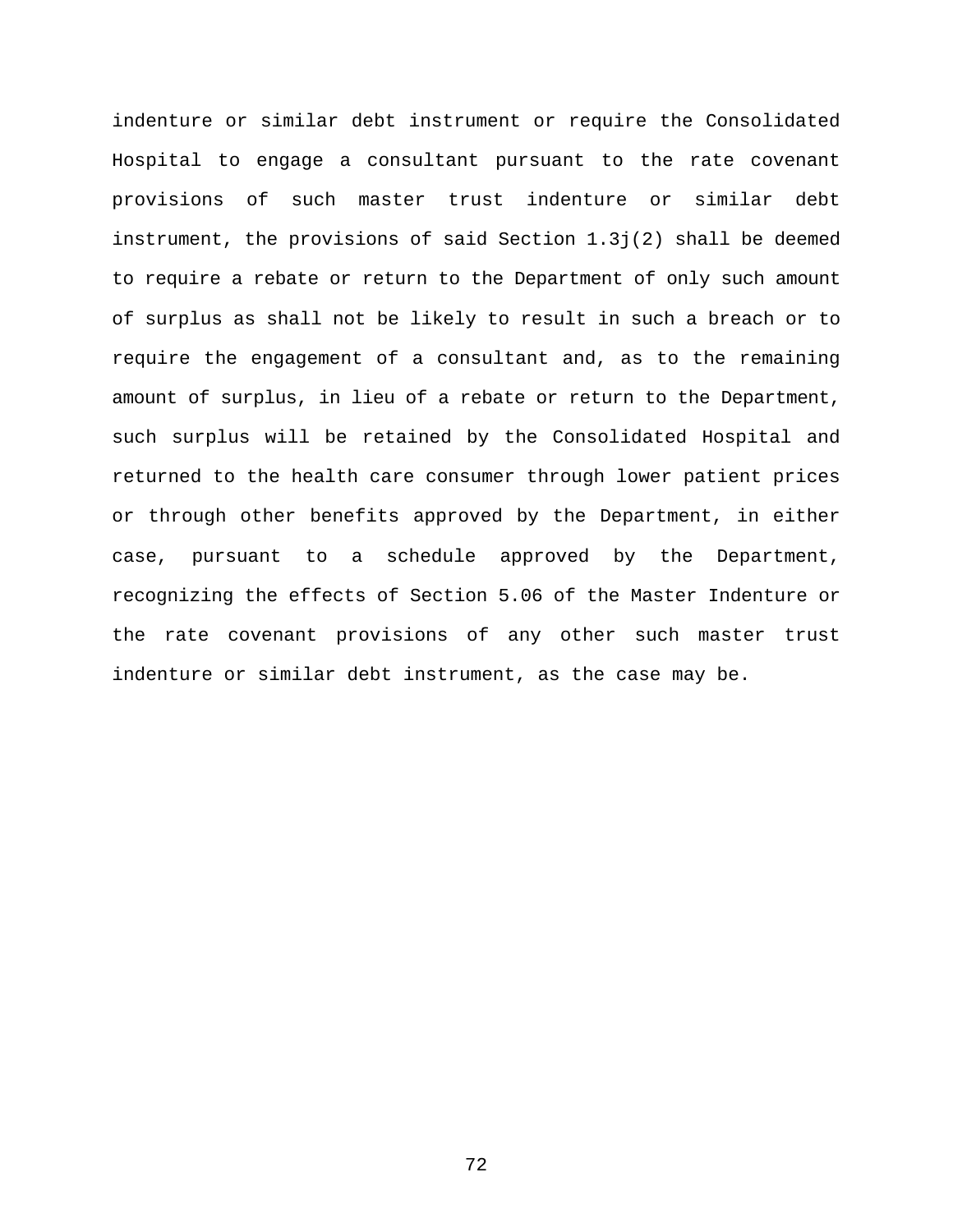indenture or similar debt instrument or require the Consolidated Hospital to engage a consultant pursuant to the rate covenant provisions of such master trust indenture or similar debt instrument, the provisions of said Section 1.3j(2) shall be deemed to require a rebate or return to the Department of only such amount of surplus as shall not be likely to result in such a breach or to require the engagement of a consultant and, as to the remaining amount of surplus, in lieu of a rebate or return to the Department, such surplus will be retained by the Consolidated Hospital and returned to the health care consumer through lower patient prices or through other benefits approved by the Department, in either case, pursuant to a schedule approved by the Department, recognizing the effects of Section 5.06 of the Master Indenture or the rate covenant provisions of any other such master trust indenture or similar debt instrument, as the case may be.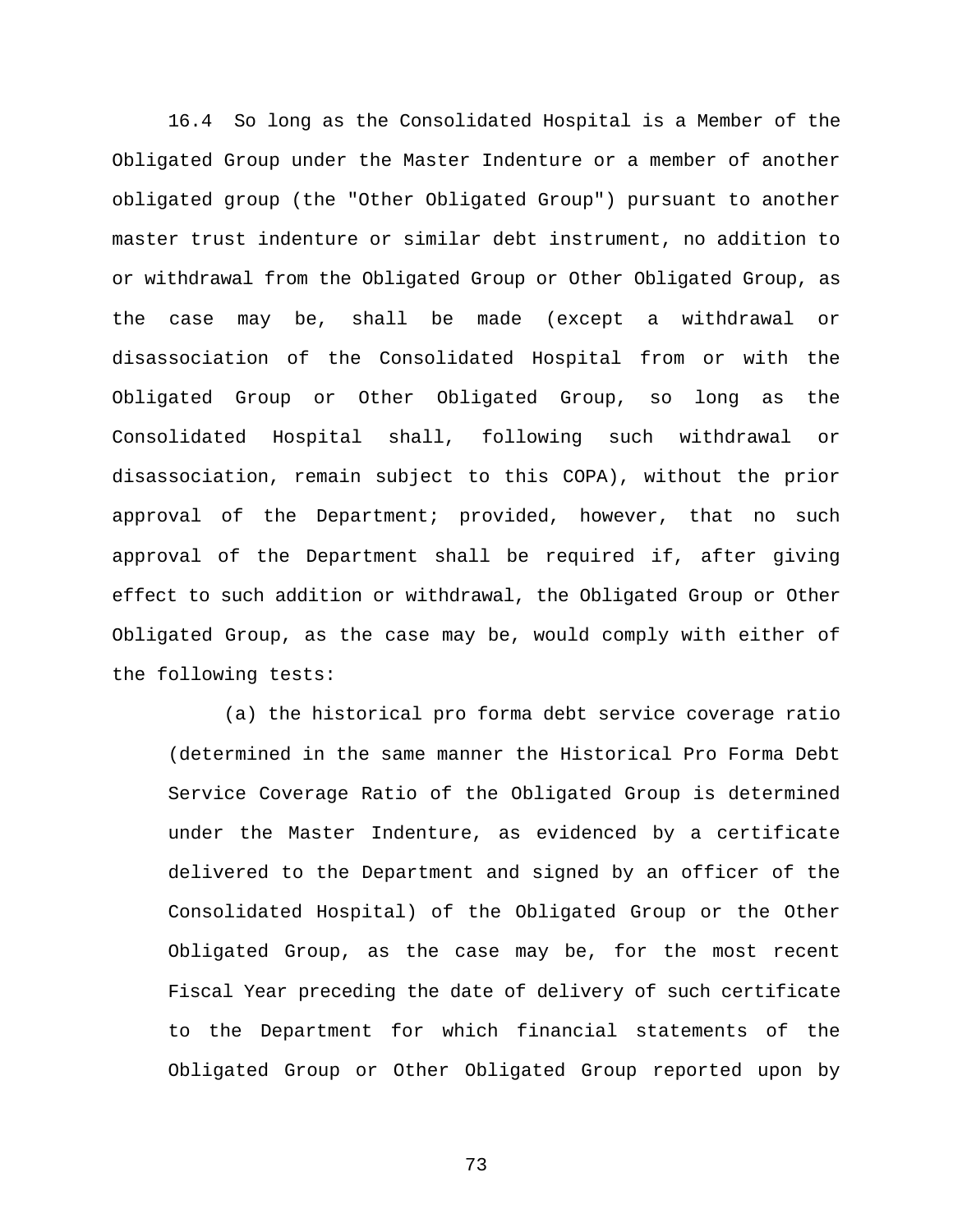16.4 So long as the Consolidated Hospital is a Member of the Obligated Group under the Master Indenture or a member of another obligated group (the "Other Obligated Group") pursuant to another master trust indenture or similar debt instrument, no addition to or withdrawal from the Obligated Group or Other Obligated Group, as the case may be, shall be made (except a withdrawal or disassociation of the Consolidated Hospital from or with the Obligated Group or Other Obligated Group, so long as the Consolidated Hospital shall, following such withdrawal or disassociation, remain subject to this COPA), without the prior approval of the Department; provided, however, that no such approval of the Department shall be required if, after giving effect to such addition or withdrawal, the Obligated Group or Other Obligated Group, as the case may be, would comply with either of the following tests:

(a) the historical pro forma debt service coverage ratio (determined in the same manner the Historical Pro Forma Debt Service Coverage Ratio of the Obligated Group is determined under the Master Indenture, as evidenced by a certificate delivered to the Department and signed by an officer of the Consolidated Hospital) of the Obligated Group or the Other Obligated Group, as the case may be, for the most recent Fiscal Year preceding the date of delivery of such certificate to the Department for which financial statements of the Obligated Group or Other Obligated Group reported upon by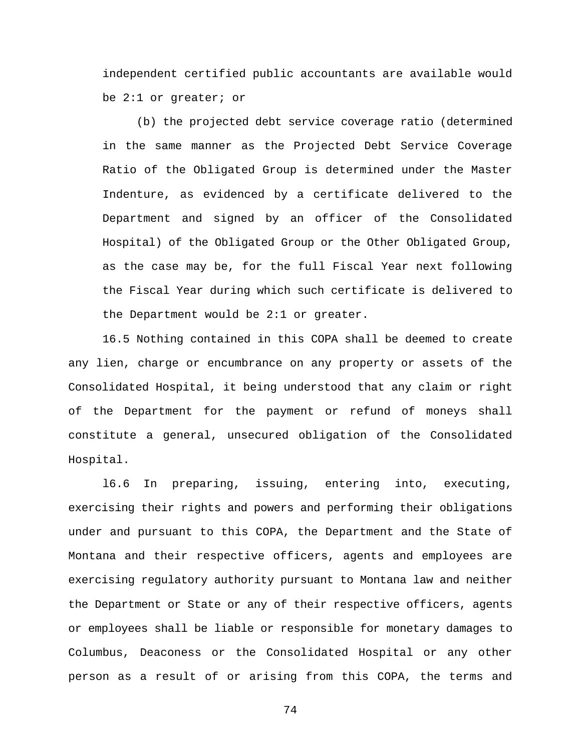independent certified public accountants are available would be 2:1 or greater; or

(b) the projected debt service coverage ratio (determined in the same manner as the Projected Debt Service Coverage Ratio of the Obligated Group is determined under the Master Indenture, as evidenced by a certificate delivered to the Department and signed by an officer of the Consolidated Hospital) of the Obligated Group or the Other Obligated Group, as the case may be, for the full Fiscal Year next following the Fiscal Year during which such certificate is delivered to the Department would be 2:1 or greater.

16.5 Nothing contained in this COPA shall be deemed to create any lien, charge or encumbrance on any property or assets of the Consolidated Hospital, it being understood that any claim or right of the Department for the payment or refund of moneys shall constitute a general, unsecured obligation of the Consolidated Hospital.

l6.6 In preparing, issuing, entering into, executing, exercising their rights and powers and performing their obligations under and pursuant to this COPA, the Department and the State of Montana and their respective officers, agents and employees are exercising regulatory authority pursuant to Montana law and neither the Department or State or any of their respective officers, agents or employees shall be liable or responsible for monetary damages to Columbus, Deaconess or the Consolidated Hospital or any other person as a result of or arising from this COPA, the terms and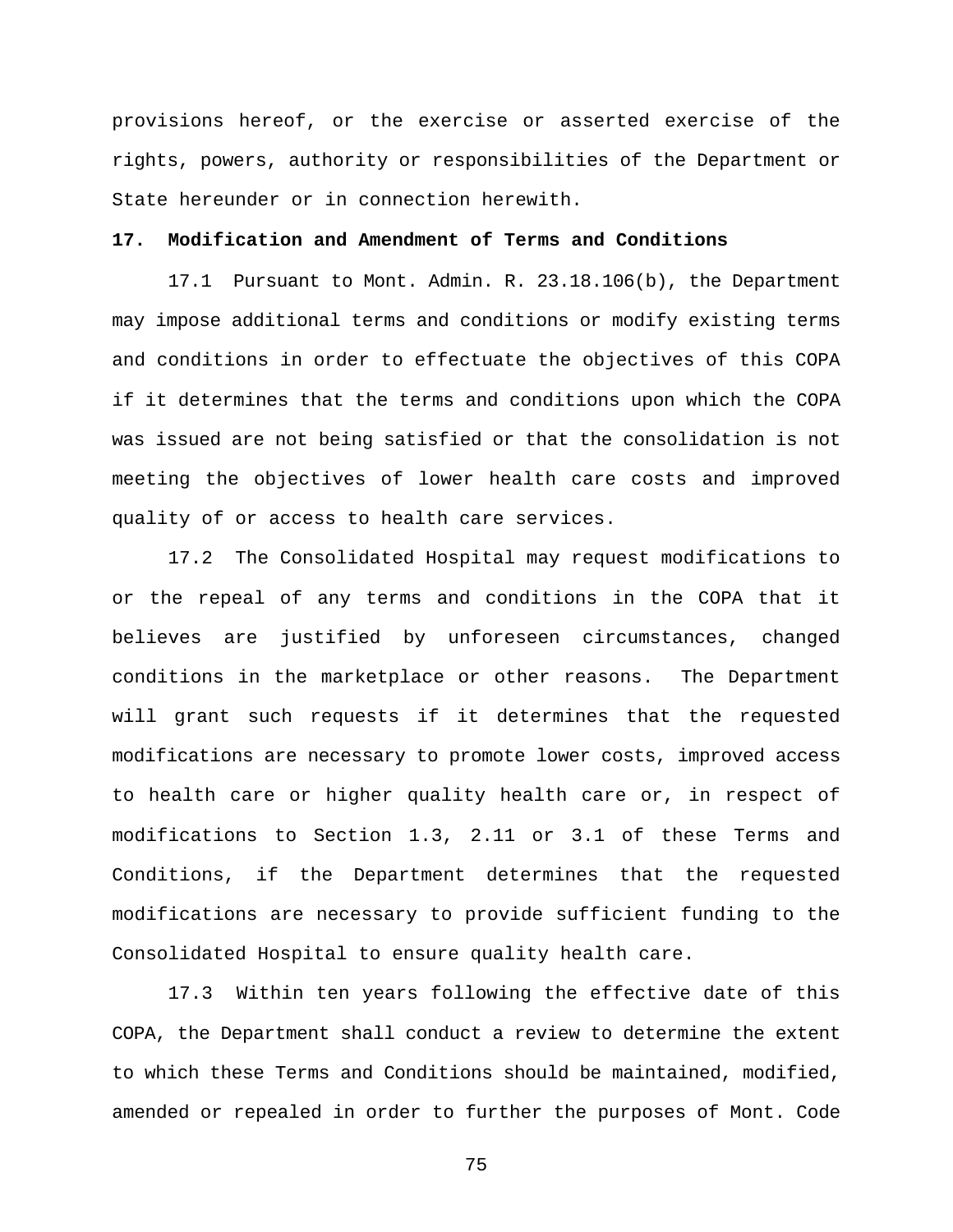provisions hereof, or the exercise or asserted exercise of the rights, powers, authority or responsibilities of the Department or State hereunder or in connection herewith.

**17. Modification and Amendment of Terms and Conditions**

17.1 Pursuant to Mont. Admin. R. 23.18.106(b), the Department may impose additional terms and conditions or modify existing terms and conditions in order to effectuate the objectives of this COPA if it determines that the terms and conditions upon which the COPA was issued are not being satisfied or that the consolidation is not meeting the objectives of lower health care costs and improved quality of or access to health care services.

17.2 The Consolidated Hospital may request modifications to or the repeal of any terms and conditions in the COPA that it believes are justified by unforeseen circumstances, changed conditions in the marketplace or other reasons. The Department will grant such requests if it determines that the requested modifications are necessary to promote lower costs, improved access to health care or higher quality health care or, in respect of modifications to Section 1.3, 2.11 or 3.1 of these Terms and Conditions, if the Department determines that the requested modifications are necessary to provide sufficient funding to the Consolidated Hospital to ensure quality health care.

17.3 Within ten years following the effective date of this COPA, the Department shall conduct a review to determine the extent to which these Terms and Conditions should be maintained, modified, amended or repealed in order to further the purposes of Mont. Code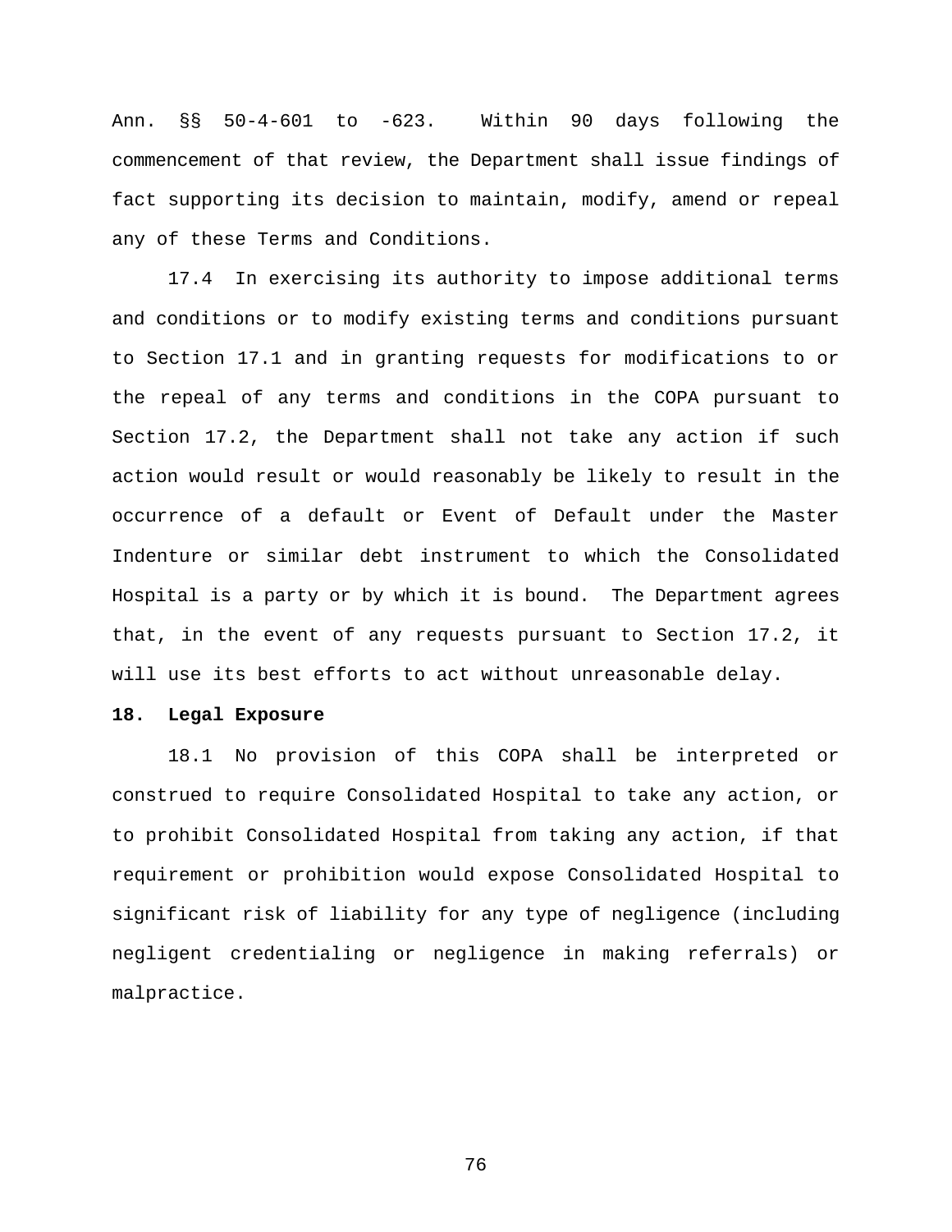Ann. §§ 50-4-601 to -623. Within 90 days following the commencement of that review, the Department shall issue findings of fact supporting its decision to maintain, modify, amend or repeal any of these Terms and Conditions.

17.4 In exercising its authority to impose additional terms and conditions or to modify existing terms and conditions pursuant to Section 17.1 and in granting requests for modifications to or the repeal of any terms and conditions in the COPA pursuant to Section 17.2, the Department shall not take any action if such action would result or would reasonably be likely to result in the occurrence of a default or Event of Default under the Master Indenture or similar debt instrument to which the Consolidated Hospital is a party or by which it is bound. The Department agrees that, in the event of any requests pursuant to Section 17.2, it will use its best efforts to act without unreasonable delay.

**18. Legal Exposure**

18.1 No provision of this COPA shall be interpreted or construed to require Consolidated Hospital to take any action, or to prohibit Consolidated Hospital from taking any action, if that requirement or prohibition would expose Consolidated Hospital to significant risk of liability for any type of negligence (including negligent credentialing or negligence in making referrals) or malpractice.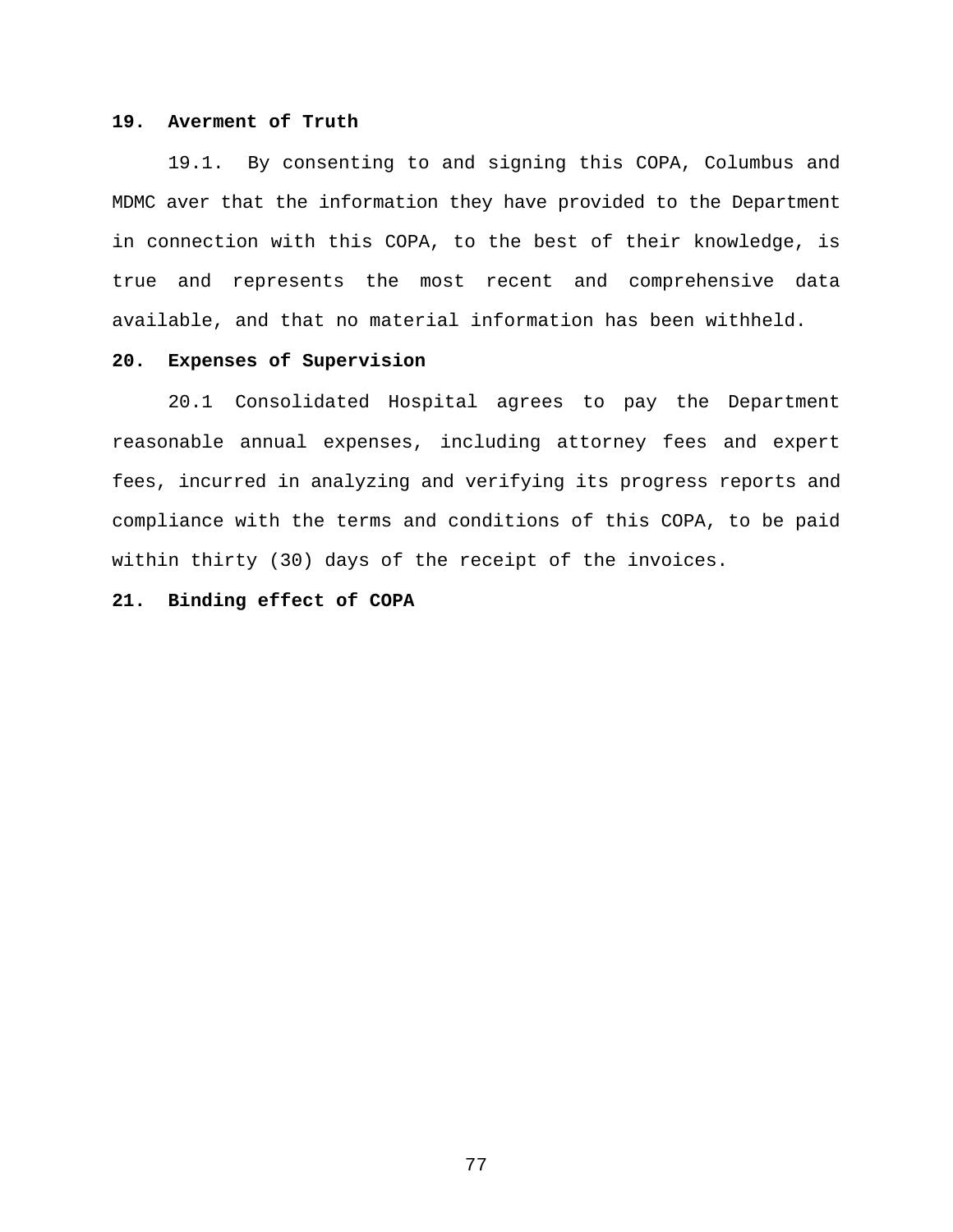**19. Averment of Truth**

19.1. By consenting to and signing this COPA, Columbus and MDMC aver that the information they have provided to the Department in connection with this COPA, to the best of their knowledge, is true and represents the most recent and comprehensive data available, and that no material information has been withheld.

**20. Expenses of Supervision**

20.1 Consolidated Hospital agrees to pay the Department reasonable annual expenses, including attorney fees and expert fees, incurred in analyzing and verifying its progress reports and compliance with the terms and conditions of this COPA, to be paid within thirty (30) days of the receipt of the invoices.

**21. Binding effect of COPA**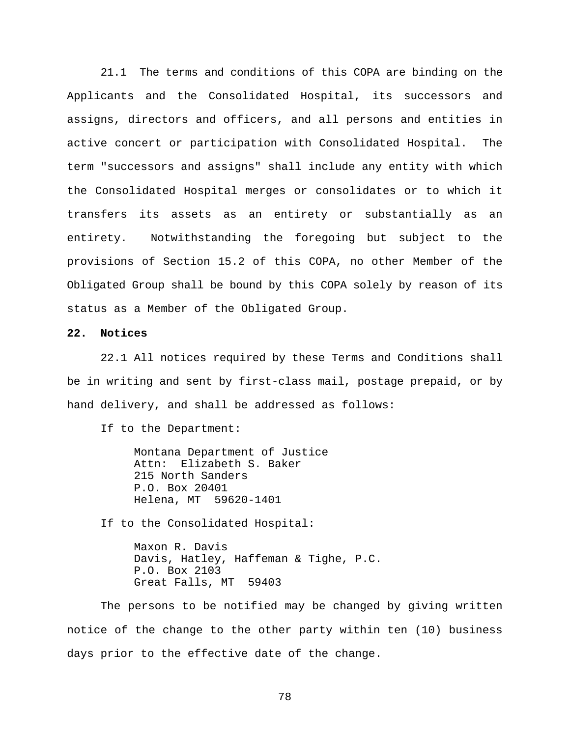21.1 The terms and conditions of this COPA are binding on the Applicants and the Consolidated Hospital, its successors and assigns, directors and officers, and all persons and entities in active concert or participation with Consolidated Hospital. The term "successors and assigns" shall include any entity with which the Consolidated Hospital merges or consolidates or to which it transfers its assets as an entirety or substantially as an entirety. Notwithstanding the foregoing but subject to the provisions of Section 15.2 of this COPA, no other Member of the Obligated Group shall be bound by this COPA solely by reason of its status as a Member of the Obligated Group.

**22. Notices**

22.1 All notices required by these Terms and Conditions shall be in writing and sent by first-class mail, postage prepaid, or by hand delivery, and shall be addressed as follows:

If to the Department:

Montana Department of Justice  
Attn: Elizabeth S. Baker  
215 North Sanders  
P.O. Box 20401  
Helena, MT 59620-1401

If to the Consolidated Hospital:

Maxon R. Davis  
Davis, Hatley, Haffeman & Tighe, P.C.  
P.O. Box 2103  
Great Falls, MT 59403

The persons to be notified may be changed by giving written notice of the change to the other party within ten (10) business days prior to the effective date of the change.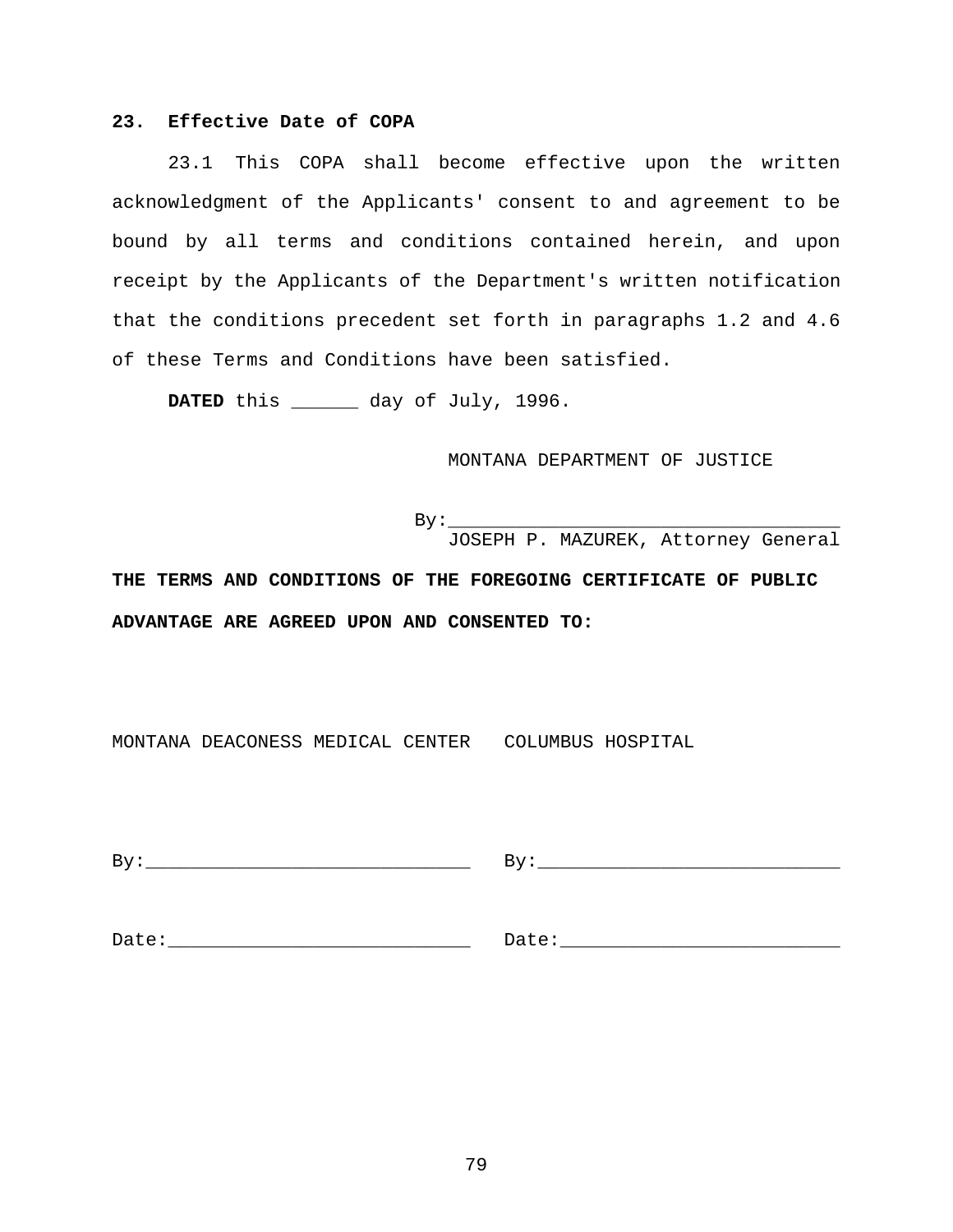### 23. Effective Date of COPA

23.1 This COPA shall become effective upon the written acknowledgment of the Applicants' consent to and agreement to be bound by all terms and conditions contained herein, and upon receipt by the Applicants of the Department's written notification that the conditions precedent set forth in paragraphs 1.2 and 4.6 of these Terms and Conditions have been satisfied.

**DATED** this ______ day of July, 1996.

MONTANA DEPARTMENT OF JUSTICE

By:___________________________________
JOSEPH P. MAZUREK, Attorney General

**THE TERMS AND CONDITIONS OF THE FOREGOING CERTIFICATE OF PUBLIC ADVANTAGE ARE AGREED UPON AND CONSENTED TO:**

MONTANA DEACONESS MEDICAL CENTER

By:_____________________________

Date:___________________________

COLUMBUS HOSPITAL

By:___________________________

Date:_________________________